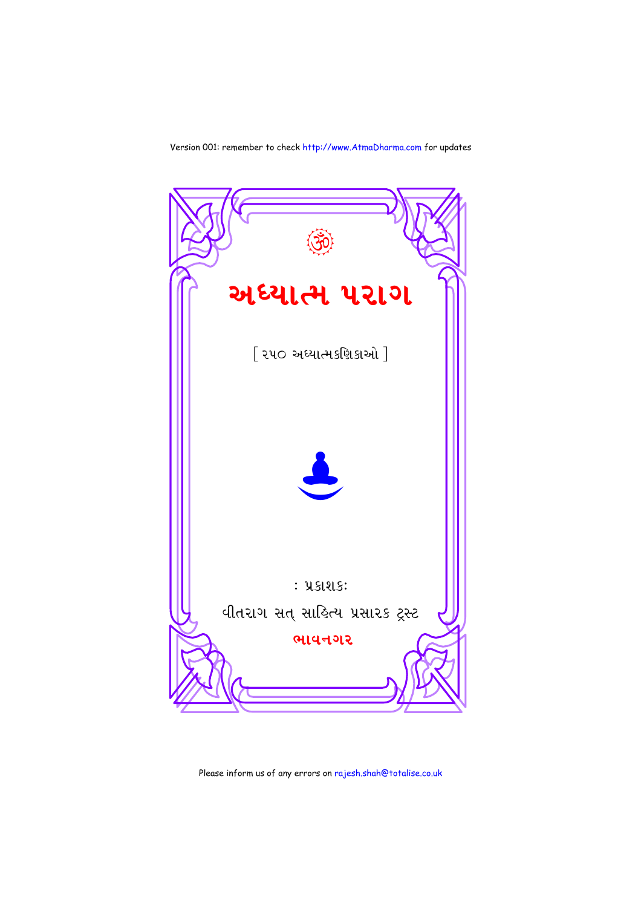Version 001: remember to check http://www.AtmaDharma.com for updates

ॐ

# અધ્યાત્મ પરાગ

[ ૨૫૦ અધ્યાત્મકણિકાઓ ]

: પ્રકાશક:

વીતરાગ સત્ સાહિત્ય પ્રસારક ટ્રસ્ટ

ભાવનગર

Please inform us of any errors on rajesh.shah@totalise.co.uk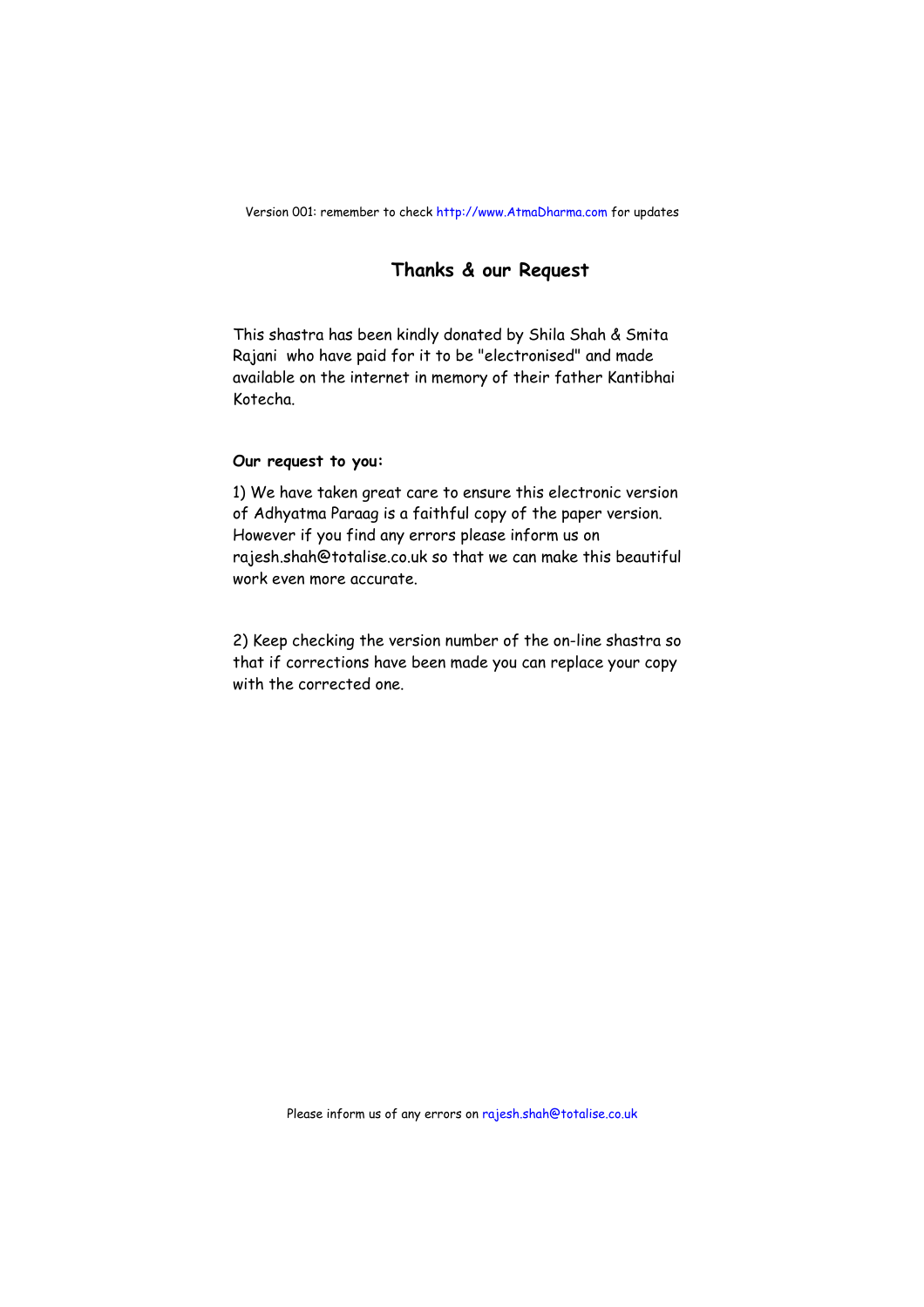Version 001: remember to check http://www.AtmaDharma.com for updates

## Thanks & our Request

This shastra has been kindly donated by Shila Shah & Smita Rajani who have paid for it to be "electronised" and made available on the internet in memory of their father Kantibhai Kotecha.

**Our request to you:**

1) We have taken great care to ensure this electronic version of Adhyatma Paraag is a faithful copy of the paper version. However if you find any errors please inform us on rajesh.shah@totalise.co.uk so that we can make this beautiful work even more accurate.

2) Keep checking the version number of the on-line shastra so that if corrections have been made you can replace your copy with the corrected one.

Please inform us of any errors on rajesh.shah@totalise.co.uk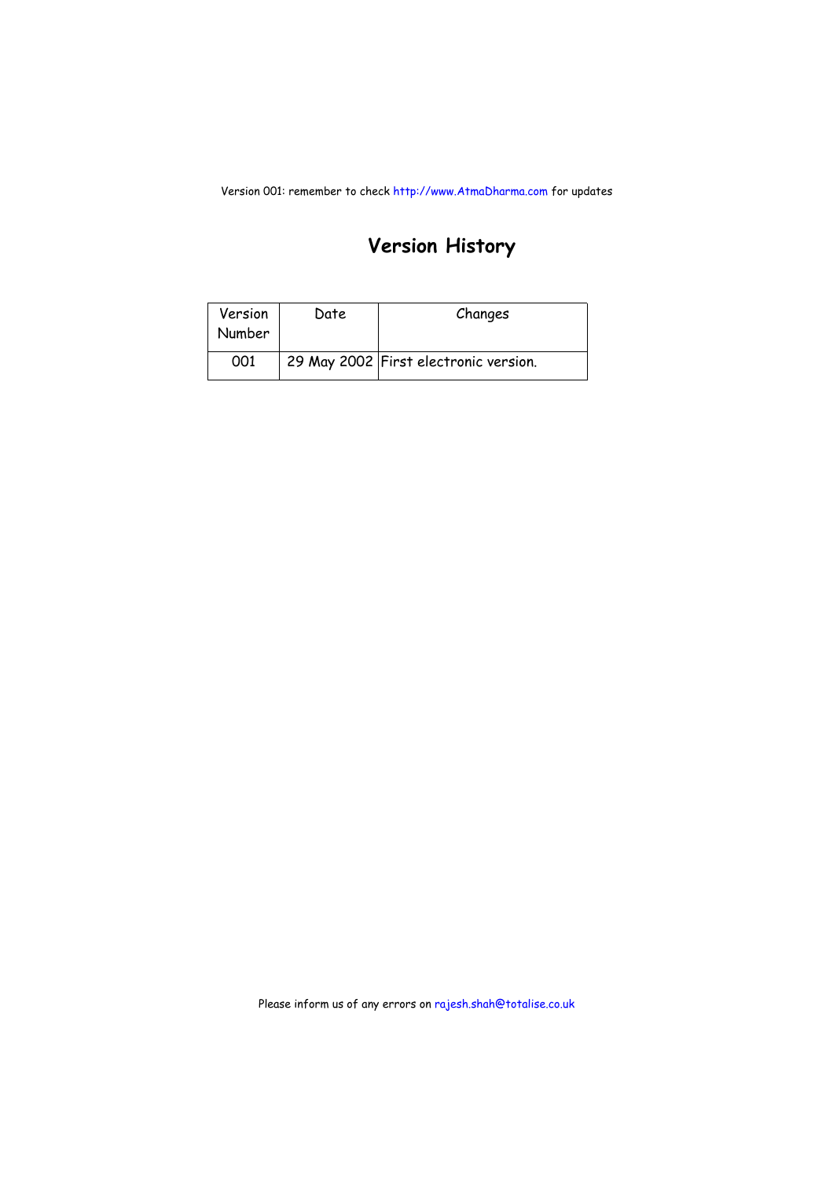Version 001: remember to check http://www.AtmaDharma.com for updates

# Version History

| Version Number | Date | Changes |
|---|---|---|
| 001 | 29 May 2002 | First electronic version. |

Please inform us of any errors on rajesh.shah@totalise.co.uk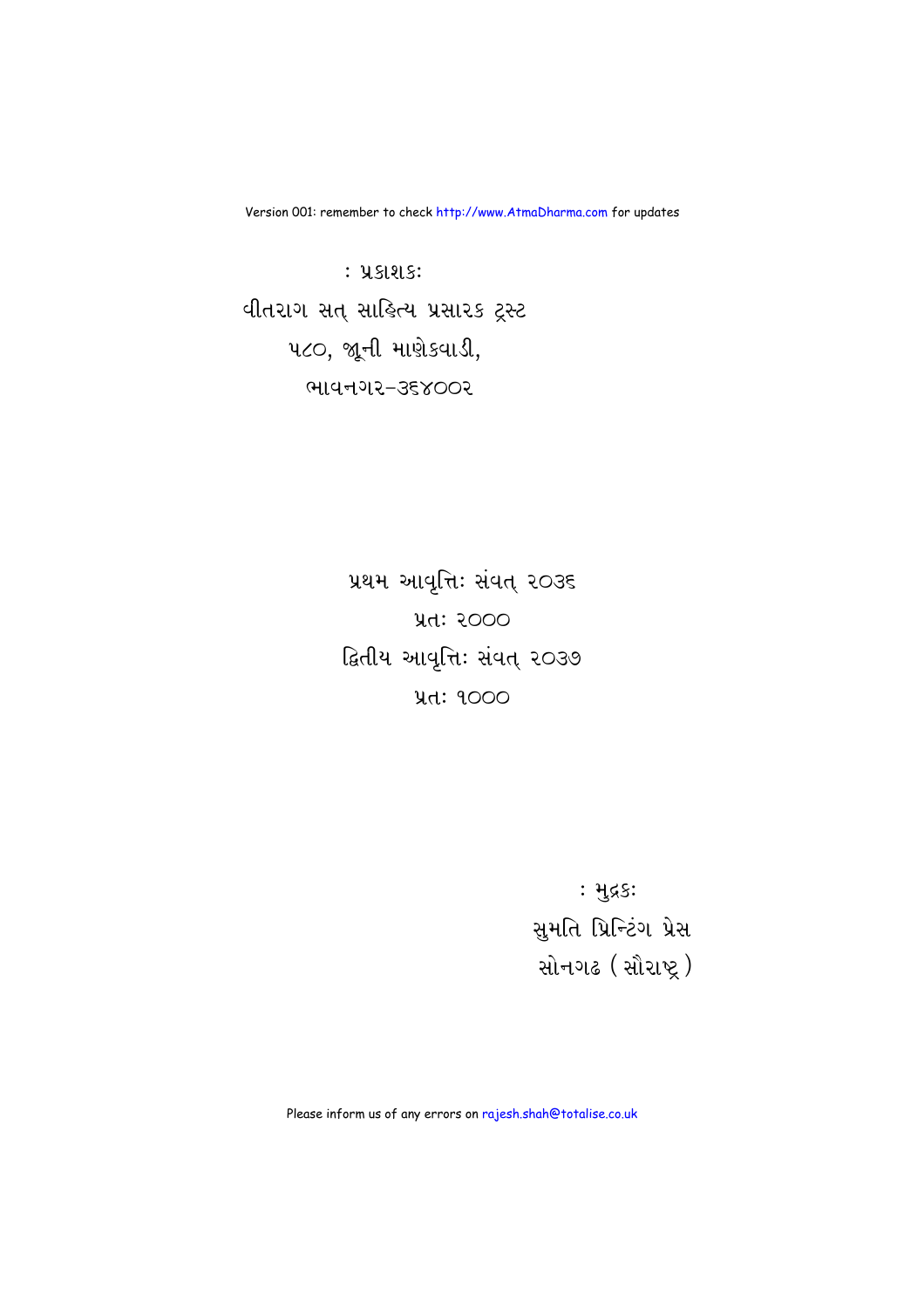Version 001: remember to check http://www.AtmaDharma.com for updates

: પ્રકાશક:

વીતરાગ સત્ સાહિત્ય પ્રસારક ટ્રસ્ટ

૫૮૦, જૂની માણેકવાડી,

ભાવનગર–૩૬૪૦૦૨

પ્રથમ આવૃત્તિ: સંવત્ ૨૦૩૬

પ્રત: ૨૦૦૦

દ્વિતીય આવૃત્તિ: સંવત્ ૨૦૩૭

પ્રત: ૧૦૦૦

: મુદ્રક:

સુમતિ પ્રિન્ટિંગ પ્રેસ

સોનગઢ (સૌરાષ્ટ્ર)

Please inform us of any errors on rajesh.shah@totalise.co.uk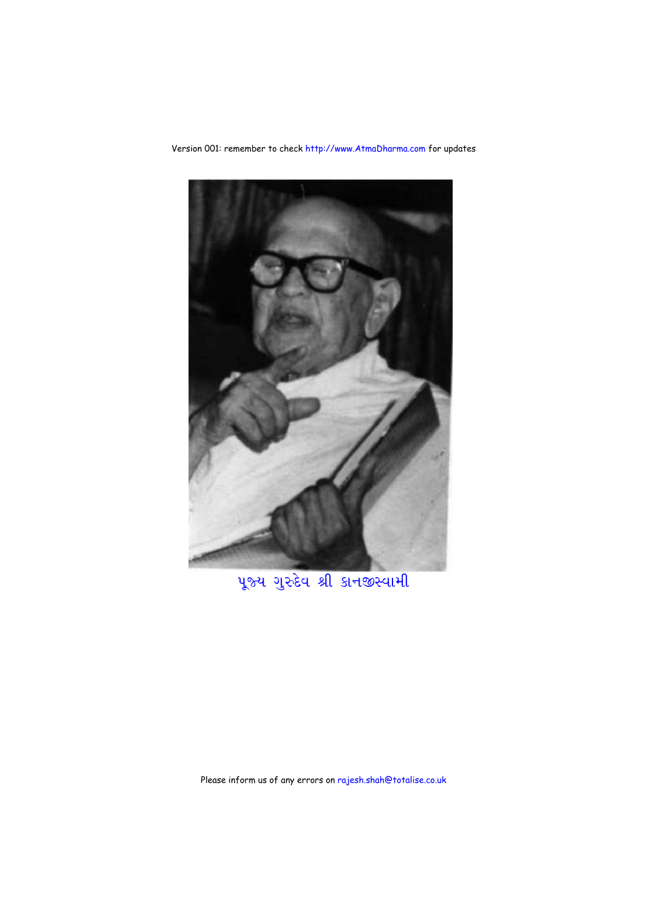Version 001: remember to check http://www.AtmaDharma.com for updates

પૂજ્ય ગુરુદેવ શ્રી કાનજીસ્વામી

Please inform us of any errors on rajesh.shah@totalise.co.uk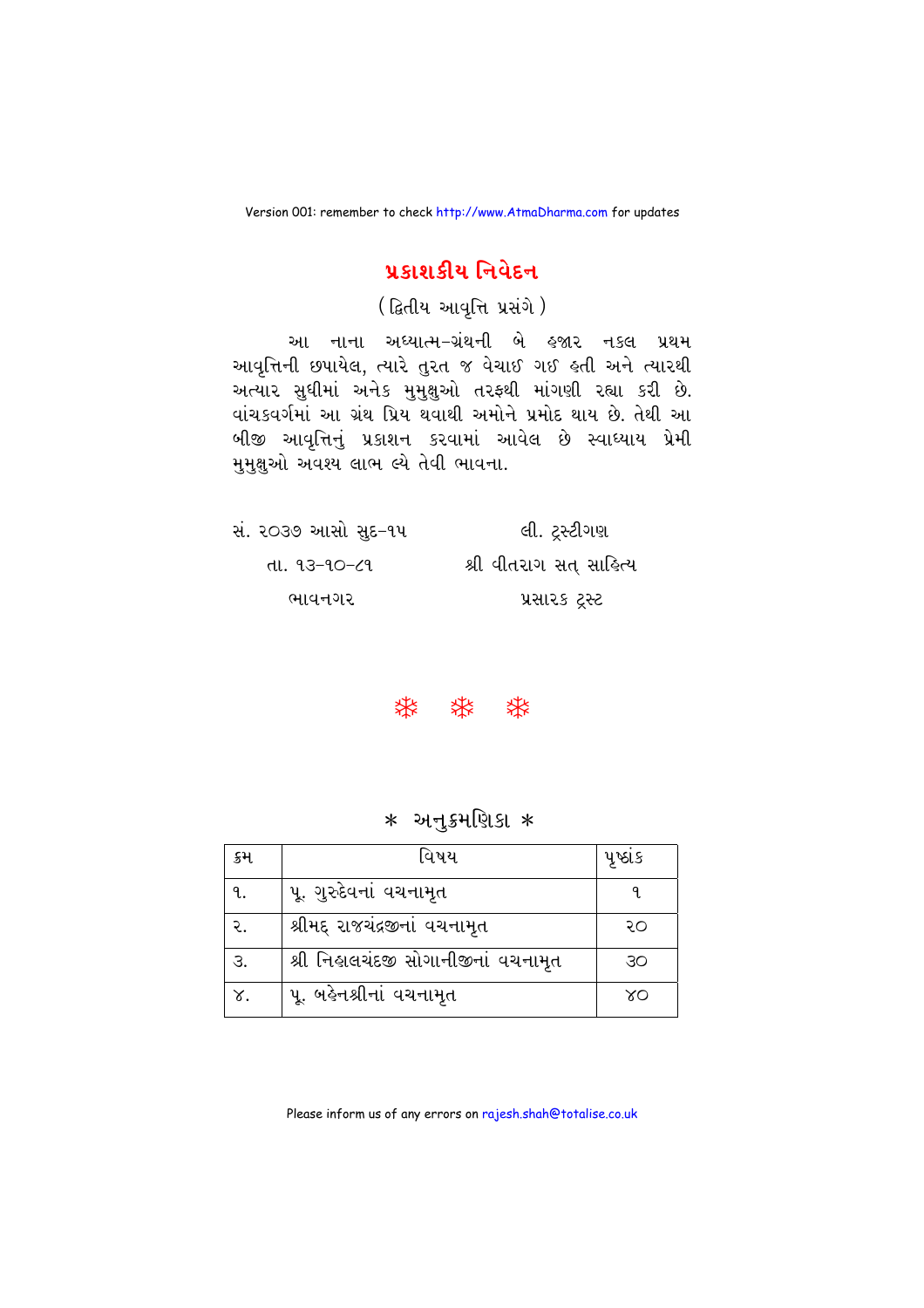## પ્રકાશકીય નિવેદન

(દ્વિતીય આવૃત્તિ પ્રસંગે)

આ નાના અધ્યાત્મ-ગ્રંથની બે હજાર નકલ પ્રથમ આવૃત્તિની છપાયેલ, ત્યારે તુરત જ વેચાઈ ગઈ હતી અને ત્યારથી અત્યાર સુધીમાં અનેક મુમુક્ષુઓ તરફથી માંગણી રહ્યા કરી છે. વાંચકવર્ગમાં આ ગ્રંથ પ્રિય થવાથી અમોને પ્રમોદ થાય છે. તેથી આ બીજી આવૃત્તિનું પ્રકાશન કરવામાં આવેલ છે સ્વાધ્યાય પ્રેમી મુમુક્ષુઓ અવશ્ય લાભ લ્યે તેવી ભાવના.

સં. ૨૦૩૭ આસો સુદ-૧૫ — લી. ટ્રસ્ટીગણ

તા. ૧૩-૧૦-૮૧ — શ્રી વીતરાગ સત્ સાહિત્ય

ભાવનગર — પ્રસારક ટ્રસ્ટ

❄ ❄ ❄

## * અનુક્રમણિકા *

| ક્રમ | વિષય | પૃષ્ઠાંક |
|---|---|---|
| ૧. | પૂ. ગુરુદેવનાં વચનામૃત | ૧ |
| ૨. | શ્રીમદ્ રાજચંદ્રજીનાં વચનામૃત | ૨૦ |
| ૩. | શ્રી નિહાલચંદજી સોગાનીજીનાં વચનામૃત | ૩૦ |
| ૪. | પૂ. બહેનશ્રીનાં વચનામૃત | ૪૦ |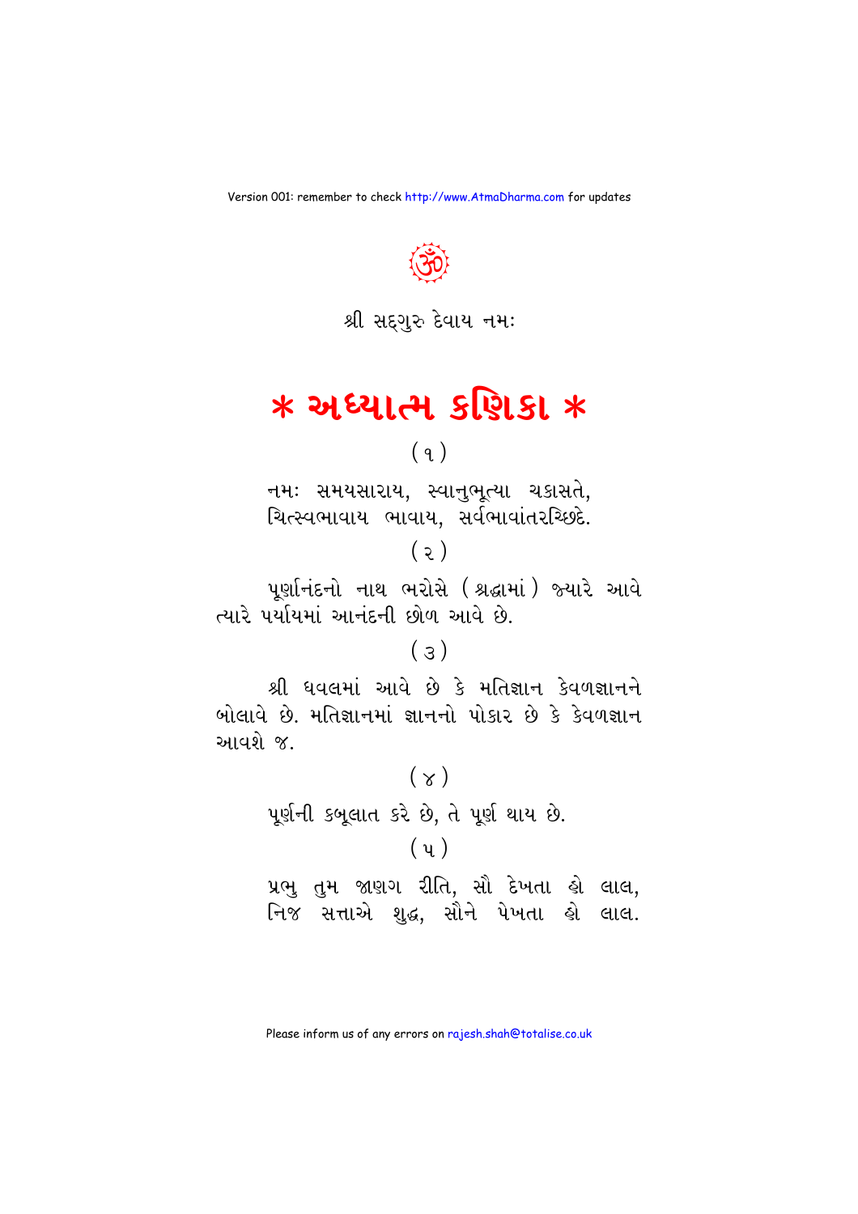શ્રી સદ્‌ગુરુ દેવાય નમઃ

# * અધ્યાત્મ કણિકા *

(૧)

નમઃ સમયસારાય, સ્વાનુભૂત્યા ચકાસતે,
ચિત્સ્વભાવાય ભાવાય, સર્વભાવાંતરચ્છિદે.

(૨)

પૂર્ણાનંદનો નાથ ભરોસે (શ્રદ્ધામાં) જ્યારે આવે ત્યારે પર્યાયમાં આનંદની છોળ આવે છે.

(૩)

શ્રી ધવલમાં આવે છે કે મતિજ્ઞાન કેવળજ્ઞાનને બોલાવે છે. મતિજ્ઞાનમાં જ્ઞાનનો પોકાર છે કે કેવળજ્ઞાન આવશે જ.

(૪)

પૂર્ણની કબૂલાત કરે છે, તે પૂર્ણ થાય છે.

(૫)

પ્રભુ તુમ જાણગ રીતિ, સૌ દેખતા હો લાલ,
નિજ સત્તાએ શુદ્ધ, સૌને પેખતા હો લાલ.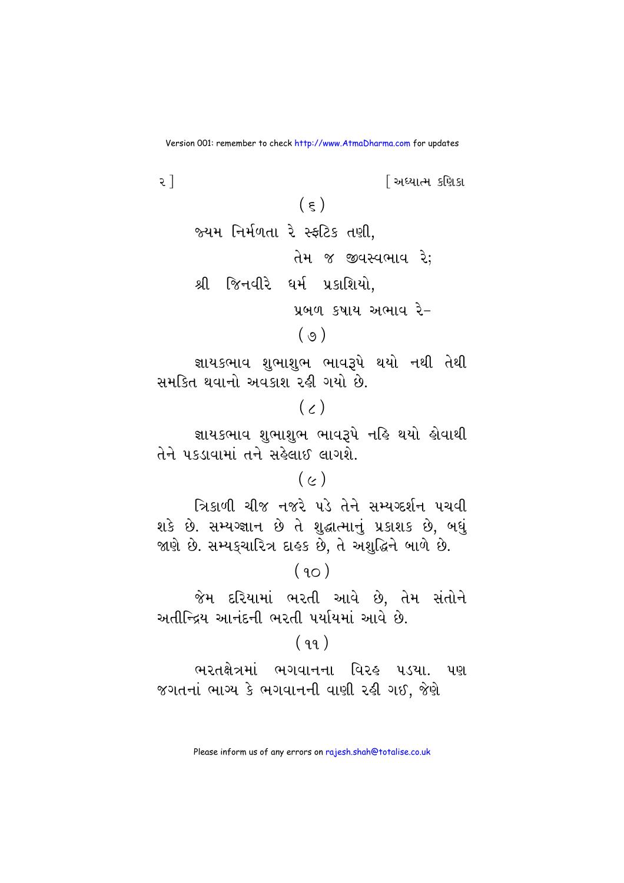(૬)

જ્યમ નિર્મળતા રે સ્ફટિક તણી,
તેમ જ જીવસ્વભાવ રે;
શ્રી જિનવીરે ધર્મ પ્રકાશિયો,
પ્રબળ કષાય અભાવ રે–

(૭)

જ્ઞાયકભાવ શુભાશુભ ભાવરૂપે થયો નથી તેથી સમકિત થવાનો અવકાશ રહી ગયો છે.

(૮)

જ્ઞાયકભાવ શુભાશુભ ભાવરૂપે નહિ થયો હોવાથી તેને પકડાવામાં તને સહેલાઈ લાગશે.

(૯)

ત્રિકાળી ચીજ નજરે પડે તેને સમ્યગ્દર્શન પચવી શકે છે. સમ્યગ્જ્ઞાન છે તે શુદ્ધાત્માનું પ્રકાશક છે, બધું જાણે છે. સમ્યક્ચારિત્ર દાહક છે, તે અશુદ્ધિને બાળે છે.

(૧૦)

જેમ દરિયામાં ભરતી આવે છે, તેમ સંતોને અતીન્દ્રિય આનંદની ભરતી પર્યાયમાં આવે છે.

(૧૧)

ભરતક્ષેત્રમાં ભગવાનના વિરહ પડયા. પણ જગતનાં ભાગ્ય કે ભગવાનની વાણી રહી ગઈ, જેણે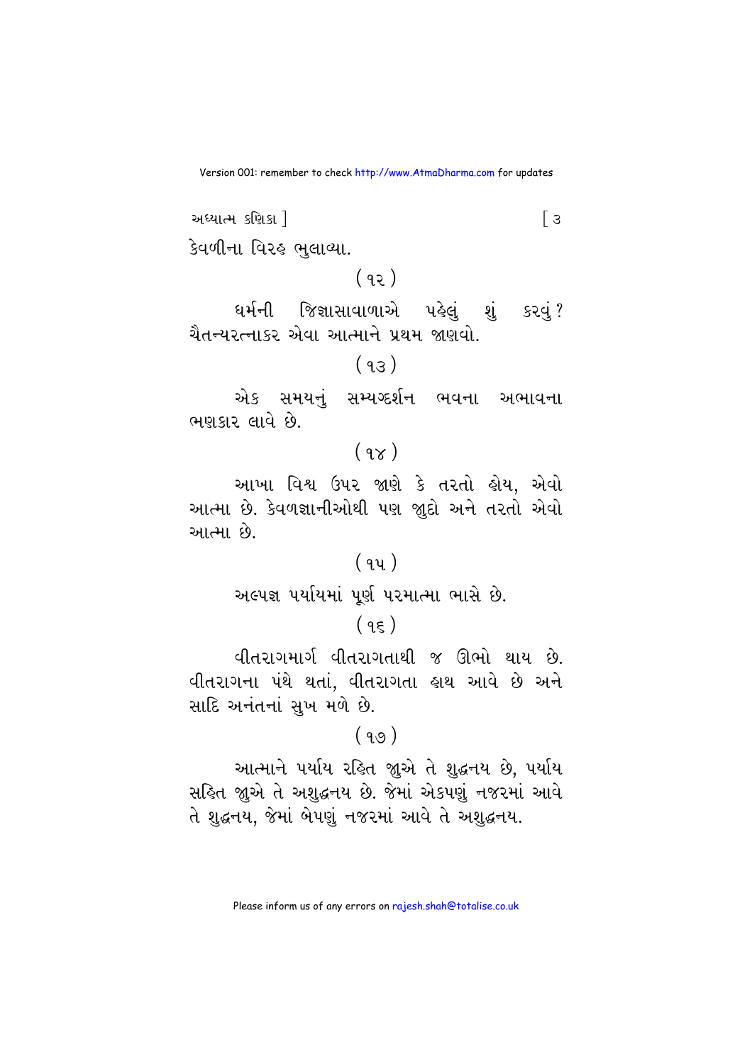કેવળીના વિરહ ભુલાવ્યા.

( ૧૨ )

ધર્મની જિજ્ઞાસાવાળાએ પહેલું શું કરવું? ચૈતન્યરત્નાકર એવા આત્માને પ્રથમ જાણવો.

( ૧૩ )

એક સમયનું સમ્યગ્દર્શન ભવના અભાવના ભણકાર લાવે છે.

( ૧૪ )

આખા વિશ્વ ઉપર જાણે કે તરતો હોય, એવો આત્મા છે. કેવળજ્ઞાનીઓથી પણ જુદો અને તરતો એવો આત્મા છે.

( ૧૫ )

અલ્પજ્ઞ પર્યાયમાં પૂર્ણ પરમાત્મા ભાસે છે.

( ૧૬ )

વીતરાગમાર્ગ વીતરાગતાથી જ ઊભો થાય છે. વીતરાગના પંથે થતાં, વીતરાગતા હાથ આવે છે અને સાદિ અનંતનાં સુખ મળે છે.

( ૧૭ )

આત્માને પર્યાય રહિત જુએ તે શુદ્ધનય છે, પર્યાય સહિત જુએ તે અશુદ્ધનય છે. જેમાં એકપણું નજરમાં આવે તે શુદ્ધનય, જેમાં બેપણું નજરમાં આવે તે અશુદ્ધનય.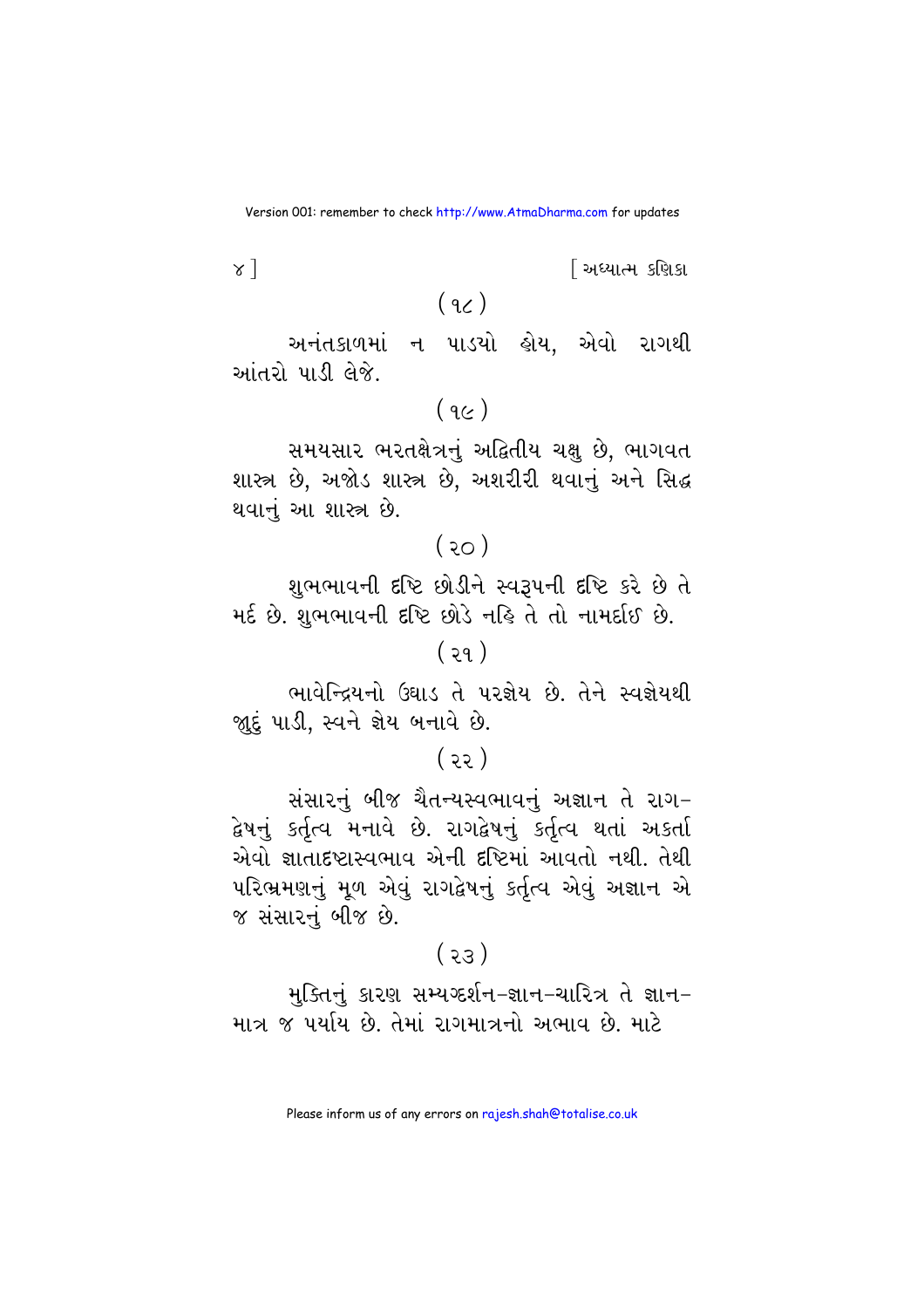(૧૮)

અનંતકાળમાં ન પાડયો હોય, એવો રાગથી આંતરો પાડી લેજે.

(૧૯)

સમયસાર ભરતક્ષેત્રનું અદ્વિતીય ચક્ષુ છે, ભાગવત શાસ્ત્ર છે, અજોડ શાસ્ત્ર છે, અશરીરી થવાનું અને સિદ્ધ થવાનું આ શાસ્ત્ર છે.

(૨૦)

શુભભાવની દૃષ્ટિ છોડીને સ્વરૂપની દૃષ્ટિ કરે છે તે મર્દ છે. શુભભાવની દૃષ્ટિ છોડે નહિ તે તો નામર્દાઈ છે.

(૨૧)

ભાવેન્દ્રિયનો ઉઘાડ તે પરજ્ઞેય છે. તેને સ્વજ્ઞેયથી જાુદું પાડી, સ્વને જ્ઞેય બનાવે છે.

(૨૨)

સંસારનું બીજ ચૈતન્યસ્વભાવનું અજ્ઞાન તે રાગ-દ્વેષનું કર્તૃત્વ મનાવે છે. રાગદ્વેષનું કર્તૃત્વ થતાં અકર્તા એવો જ્ઞાતાદૃષ્ટાસ્વભાવ એની દૃષ્ટિમાં આવતો નથી. તેથી પરિભ્રમણનું મૂળ એવું રાગદ્વેષનું કર્તૃત્વ એવું અજ્ઞાન એ જ સંસારનું બીજ છે.

(૨૩)

મુક્તિનું કારણ સમ્યગ્દર્શન-જ્ઞાન-ચારિત્ર તે જ્ઞાન-માત્ર જ પર્યાય છે. તેમાં રાગમાત્રનો અભાવ છે. માટે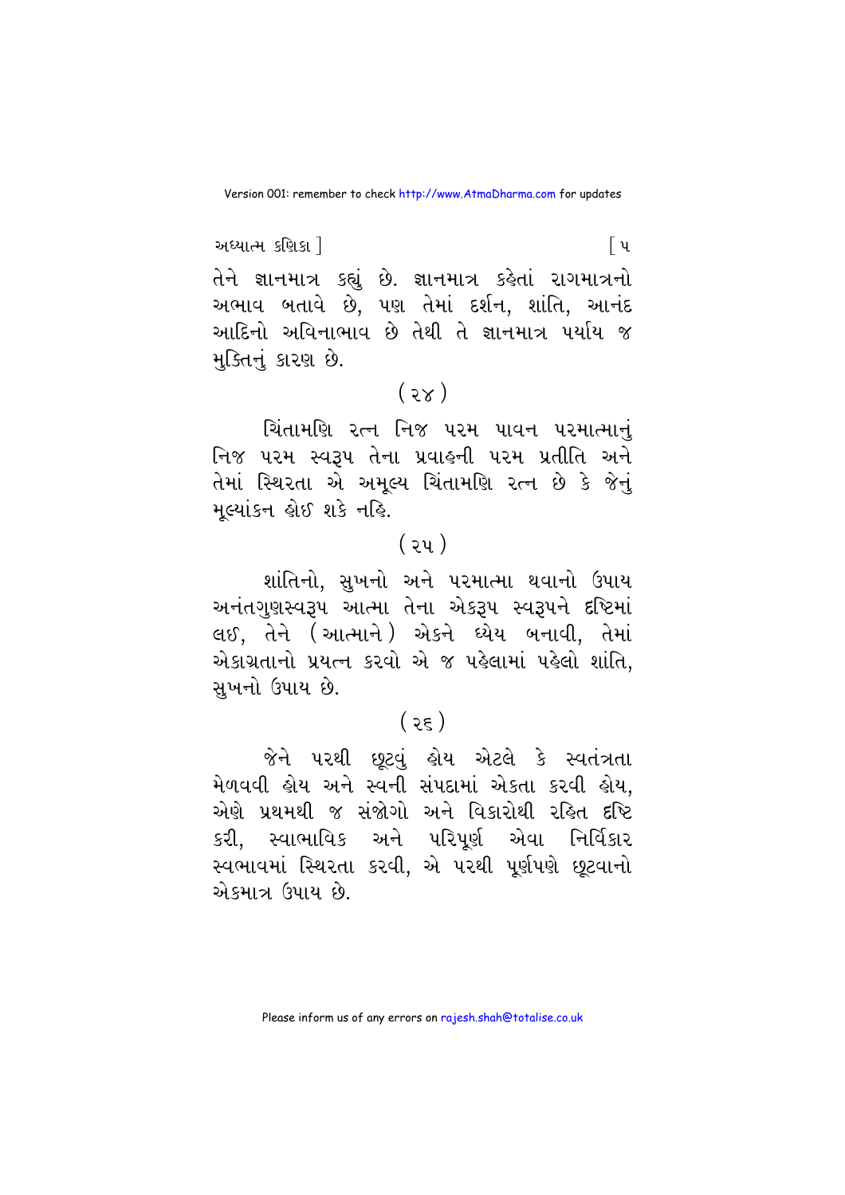તેને જ્ઞાનમાત્ર કહ્યું છે. જ્ઞાનમાત્ર કહેતાં રાગમાત્રનો અભાવ બતાવે છે, પણ તેમાં દર્શન, શાંતિ, આનંદ આદિનો અવિનાભાવ છે તેથી તે જ્ઞાનમાત્ર પર્યાય જ મુક્તિનું કારણ છે.

( ૨૪ )

ચિંતામણિ રત્ન નિજ પરમ પાવન પરમાત્માનું નિજ પરમ સ્વરૂપ તેના પ્રવાહની પરમ પ્રતીતિ અને તેમાં સ્થિરતા એ અમૂલ્ય ચિંતામણિ રત્ન છે કે જેનું મૂલ્યાંકન હોઈ શકે નહિ.

( ૨૫ )

શાંતિનો, સુખનો અને પરમાત્મા થવાનો ઉપાય અનંતગુણસ્વરૂપ આત્મા તેના એકરૂપ સ્વરૂપને દૃષ્ટિમાં લઈ, તેને (આત્માને) એકને ધ્યેય બનાવી, તેમાં એકાગ્રતાનો પ્રયત્ન કરવો એ જ પહેલામાં પહેલો શાંતિ, સુખનો ઉપાય છે.

( ૨૬ )

જેને પરથી છૂટવું હોય એટલે કે સ્વતંત્રતા મેળવવી હોય અને સ્વની સંપદામાં એકતા કરવી હોય, એણે પ્રથમથી જ સંજોગો અને વિકારોથી રહિત દૃષ્ટિ કરી, સ્વાભાવિક અને પરિપૂર્ણ એવા નિર્વિકાર સ્વભાવમાં સ્થિરતા કરવી, એ પરથી પૂર્ણપણે છૂટવાનો એકમાત્ર ઉપાય છે.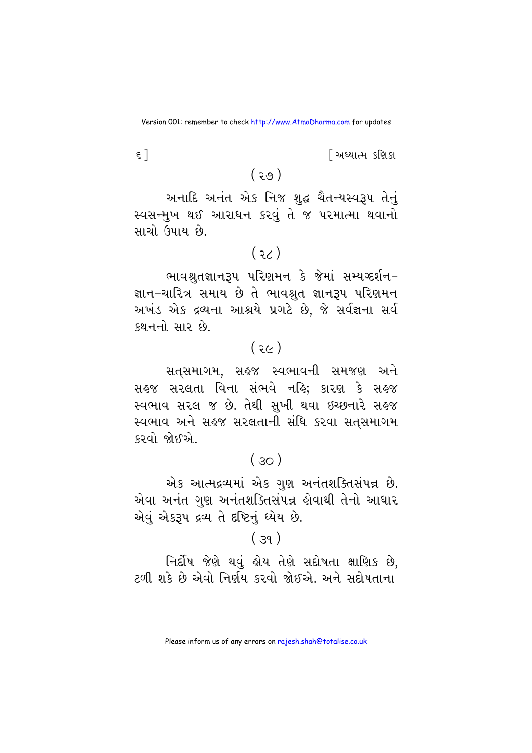( ૨૭ )

અનાદિ અનંત એક નિજ શુદ્ધ ચૈતન્યસ્વરૂપ તેનું સ્વસન્મુખ થઈ આરાધન કરવું તે જ પરમાત્મા થવાનો સાચો ઉપાય છે.

( ૨૮ )

ભાવશ્રુતજ્ઞાનરૂપ પરિણમન કે જેમાં સમ્યગ્દર્શન-જ્ઞાન-ચારિત્ર સમાય છે તે ભાવશ્રુત જ્ઞાનરૂપ પરિણમન અખંડ એક દ્રવ્યના આશ્રયે પ્રગટે છે, જે સર્વજ્ઞના સર્વ કથનનો સાર છે.

( ૨૯ )

સત્સમાગમ, સહજ સ્વભાવની સમજણ અને સહજ સરલતા વિના સંભવે નહિ; કારણ કે સહજ સ્વભાવ સરલ જ છે. તેથી સુખી થવા ઇચ્છનારે સહજ સ્વભાવ અને સહજ સરલતાની સંધિ કરવા સત્સમાગમ કરવો જોઈએ.

( ૩૦ )

એક આત્મદ્રવ્યમાં એક ગુણ અનંતશક્તિસંપન્ન છે. એવા અનંત ગુણ અનંતશક્તિસંપન્ન હોવાથી તેનો આધાર એવું એકરૂપ દ્રવ્ય તે દૃષ્ટિનું ધ્યેય છે.

( ૩૧ )

નિર્દોષ જેણે થવું હોય તેણે સદોષતા ક્ષણિક છે, ટળી શકે છે એવો નિર્ણય કરવો જોઈએ. અને સદોષતાના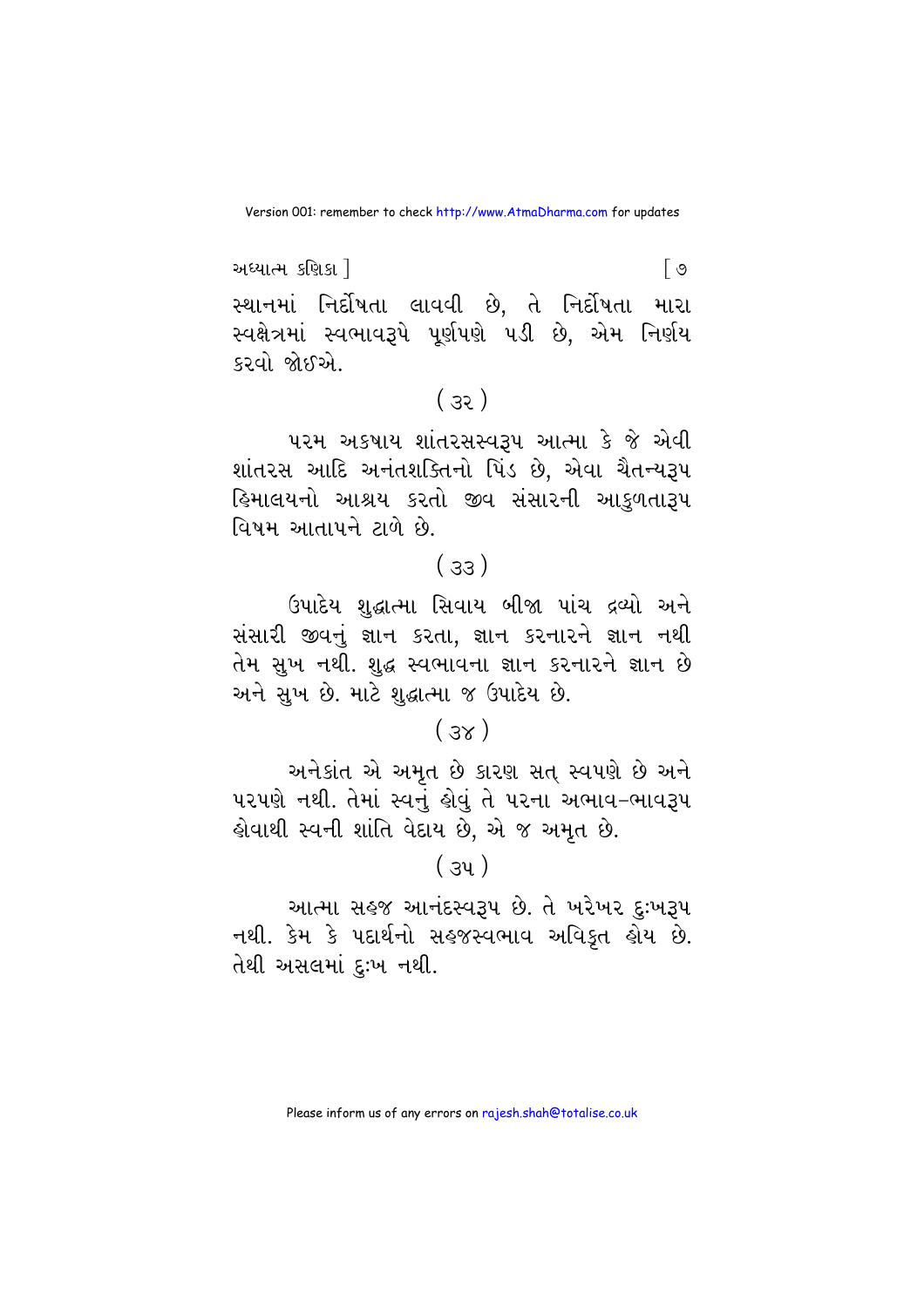સ્થાનમાં નિર્દોષતા લાવવી છે, તે નિર્દોષતા મારા સ્વક્ષેત્રમાં સ્વભાવરૂપે પૂર્ણપણે પડી છે, એમ નિર્ણય કરવો જોઈએ.

( ૩૨ )

પરમ અકષાય શાંતરસસ્વરૂપ આત્મા કે જે એવી શાંતરસ આદિ અનંતશક્તિનો પિંડ છે, એવા ચૈતન્યરૂપ હિમાલયનો આશ્રય કરતો જીવ સંસારની આકુળતારૂપ વિષમ આતાપને ટાળે છે.

( ૩૩ )

ઉપાદેય શુદ્ધાત્મા સિવાય બીજા પાંચ દ્રવ્યો અને સંસારી જીવનું જ્ઞાન કરતા, જ્ઞાન કરનારને જ્ઞાન નથી તેમ સુખ નથી. શુદ્ધ સ્વભાવના જ્ઞાન કરનારને જ્ઞાન છે અને સુખ છે. માટે શુદ્ધાત્મા જ ઉપાદેય છે.

( ૩૪ )

અનેકાંત એ અમૃત છે કારણ સત્ સ્વપણે છે અને પરપણે નથી. તેમાં સ્વનું હોવું તે પરના અભાવ-ભાવરૂપ હોવાથી સ્વની શાંતિ વેદાય છે, એ જ અમૃત છે.

( ૩૫ )

આત્મા સહજ આનંદસ્વરૂપ છે. તે ખરેખર દુઃખરૂપ નથી. કેમ કે પદાર્થનો સહજસ્વભાવ અવિકૃત હોય છે. તેથી અસલમાં દુઃખ નથી.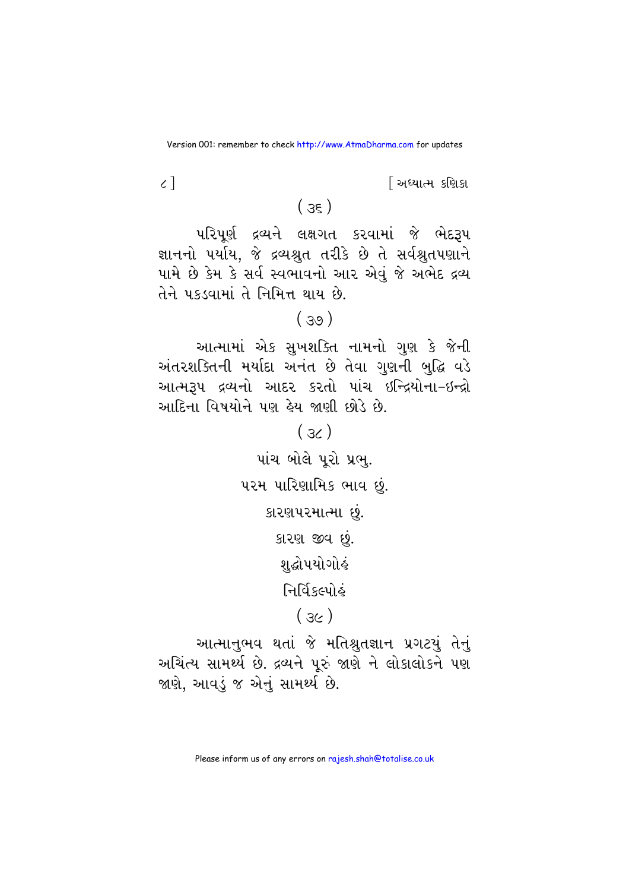( ૩૬ )

પરિપૂર્ણ દ્રવ્યને લક્ષગત કરવામાં જે ભેદરૂપ જ્ઞાનનો પર્યાય, જે દ્રવ્યશ્રુત તરીકે છે તે સર્વશ્રુતપણાને પામે છે કેમ કે સર્વ સ્વભાવનો આર એવું જે અભેદ દ્રવ્ય તેને પકડવામાં તે નિમિત્ત થાય છે.

( ૩૭ )

આત્મામાં એક સુખશક્તિ નામનો ગુણ કે જેની અંતરશક્તિની મર્યાદા અનંત છે તેવા ગુણની બુદ્ધિ વડે આત્મરૂપ દ્રવ્યનો આદર કરતો પાંચ ઇન્દ્રિયોના–ઇન્દ્રો આદિના વિષયોને પણ હેય જાણી છોડે છે.

( ૩૮ )

પાંચ બોલે પૂરો પ્રભુ.

પરમ પારિણામિક ભાવ છું.

કારણપરમાત્મા છું.

કારણ જીવ છું.

શુદ્ધોપયોગોહં

નિર્વિકલ્પોહં

( ૩૯ )

આત્માનુભવ થતાં જે મતિશ્રુતજ્ઞાન પ્રગટ્યું તેનું અચિંત્ય સામર્થ્ય છે. દ્રવ્યને પૂરું જાણે ને લોકાલોકને પણ જાણે, આવડું જ એનું સામર્થ્ય છે.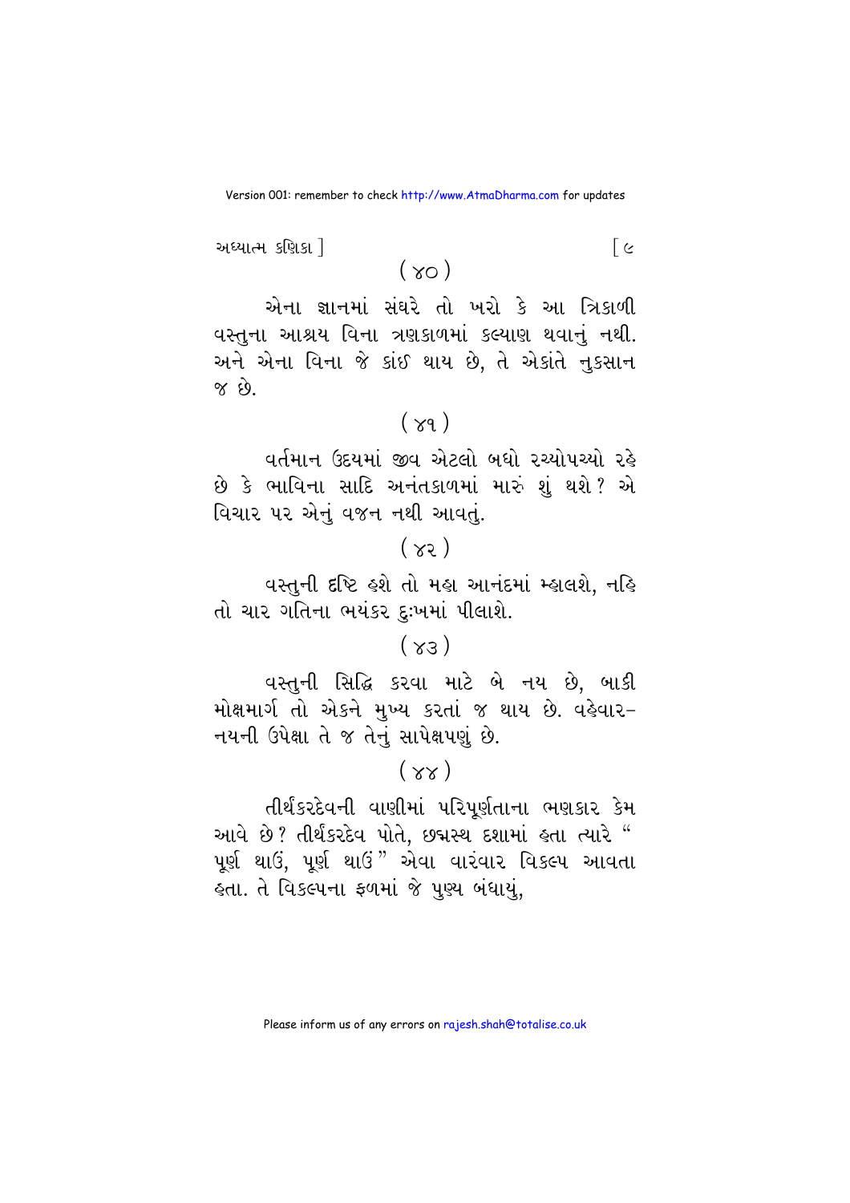( ૪૦ )

એના જ્ઞાનમાં સંઘરે તો ખરો કે આ ત્રિકાળી વસ્તુના આશ્રય વિના ત્રણકાળમાં કલ્યાણ થવાનું નથી. અને એના વિના જે કાંઈ થાય છે, તે એકાંતે નુકસાન જ છે.

( ૪૧ )

વર્તમાન ઉદયમાં જીવ એટલો બધો રચ્યોપચ્યો રહે છે કે ભાવિના સાદિ અનંતકાળમાં મારું શું થશે? એ વિચાર પર એનું વજન નથી આવતું.

( ૪૨ )

વસ્તુની દૃષ્ટિ હશે તો મહા આનંદમાં મ્હાલશે, નહિ તો ચાર ગતિના ભયંકર દુઃખમાં પીલાશે.

( ૪૩ )

વસ્તુની સિદ્ધિ કરવા માટે બે નય છે, બાકી મોક્ષમાર્ગ તો એકને મુખ્ય કરતાં જ થાય છે. વહેવાર-નયની ઉપેક્ષા તે જ તેનું સાપેક્ષપણું છે.

( ૪૪ )

તીર્થંકરદેવની વાણીમાં પરિપૂર્ણતાના ભણકાર કેમ આવે છે? તીર્થંકરદેવ પોતે, છદ્મસ્થ દશામાં હતા ત્યારે "પૂર્ણ થાઉં, પૂર્ણ થાઉં" એવા વારંવાર વિકલ્પ આવતા હતા. તે વિકલ્પના ફળમાં જે પુણ્ય બંધાયું,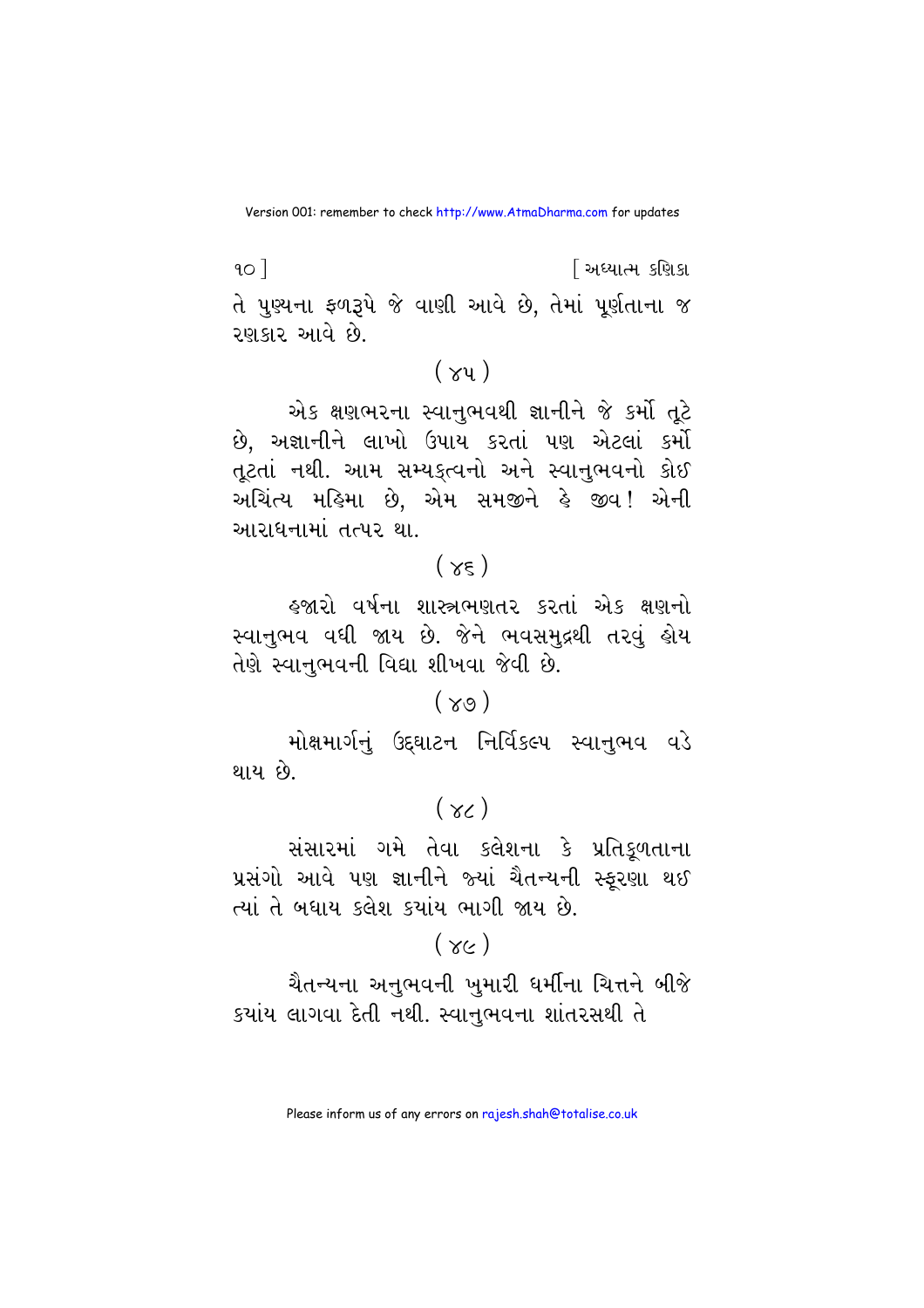તે પુણ્યના ફળરૂપે જે વાણી આવે છે, તેમાં પૂર્ણતાના જ રણકાર આવે છે.

( ૪૫ )

એક ક્ષણભરના સ્વાનુભવથી જ્ઞાનીને જે કર્મો તૂટે છે, અજ્ઞાનીને લાખો ઉપાય કરતાં પણ એટલાં કર્મો તૂટતાં નથી. આમ સમ્યક્ત્વનો અને સ્વાનુભવનો કોઈ અચિંત્ય મહિમા છે, એમ સમજીને હે જીવ! એની આરાધનામાં તત્પર થા.

( ૪૬ )

હજારો વર્ષના શાસ્ત્રભણતર કરતાં એક ક્ષણનો સ્વાનુભવ વધી જાય છે. જેને ભવસમુદ્રથી તરવું હોય તેણે સ્વાનુભવની વિદ્યા શીખવા જેવી છે.

( ૪૭ )

મોક્ષમાર્ગનું ઉદ્ઘાટન નિર્વિકલ્પ સ્વાનુભવ વડે થાય છે.

( ૪૮ )

સંસારમાં ગમે તેવા કલેશના કે પ્રતિકૂળતાના પ્રસંગો આવે પણ જ્ઞાનીને જ્યાં ચૈતન્યની સ્ફૂરણા થઈ ત્યાં તે બધાય કલેશ ક્યાંય ભાગી જાય છે.

( ૪૯ )

ચૈતન્યના અનુભવની ખુમારી ધર્મીના ચિત્તને બીજે ક્યાંય લાગવા દેતી નથી. સ્વાનુભવના શાંતરસથી તે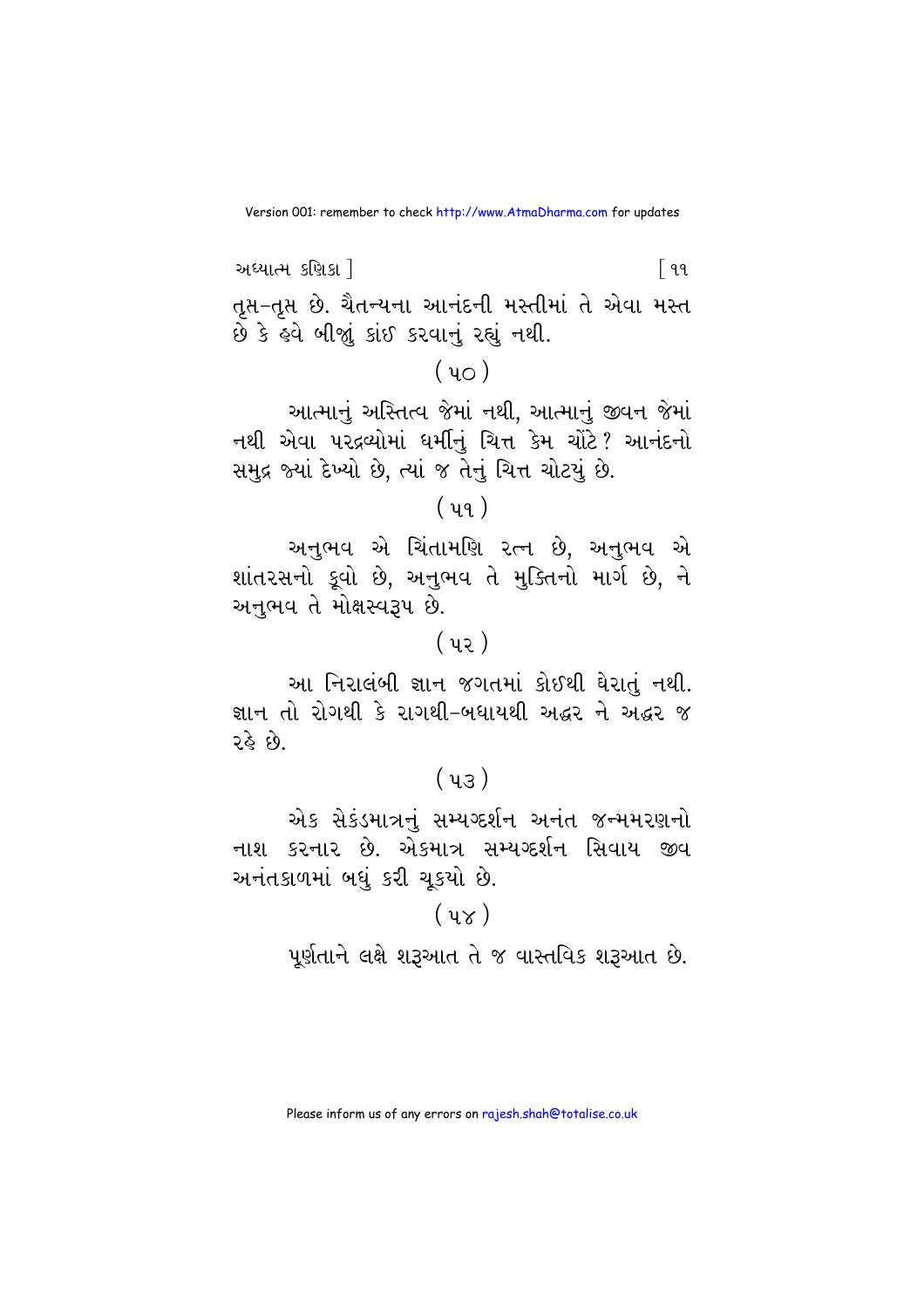તૃપ્ત-તૃપ્ત છે. ચૈતન્યના આનંદની મસ્તીમાં તે એવા મસ્ત છે કે હવે બીજું કાંઈ કરવાનું રહ્યું નથી.

( ૫૦ )

આત્માનું અસ્તિત્વ જેમાં નથી, આત્માનું જીવન જેમાં નથી એવા પરદ્રવ્યોમાં ધર્મીનું ચિત્ત કેમ ચોંટે? આનંદનો સમુદ્ર જ્યાં દેખ્યો છે, ત્યાં જ તેનું ચિત્ત ચોટયું છે.

( ૫૧ )

અનુભવ એ ચિંતામણિ રત્ન છે, અનુભવ એ શાંતરસનો કૂવો છે, અનુભવ તે મુક્તિનો માર્ગ છે, ને અનુભવ તે મોક્ષસ્વરૂપ છે.

( ૫૨ )

આ નિરાલંબી જ્ઞાન જગતમાં કોઈથી ઘેરાતું નથી. જ્ઞાન તો રોગથી કે રાગથી-બધાયથી અદ્ધર ને અદ્ધર જ રહે છે.

( ૫૩ )

એક સેકંડમાત્રનું સમ્યગ્દર્શન અનંત જન્મમરણનો નાશ કરનાર છે. એકમાત્ર સમ્યગ્દર્શન સિવાય જીવ અનંતકાળમાં બધું કરી ચૂકયો છે.

( ૫૪ )

પૂર્ણતાને લક્ષે શરૂઆત તે જ વાસ્તવિક શરૂઆત છે.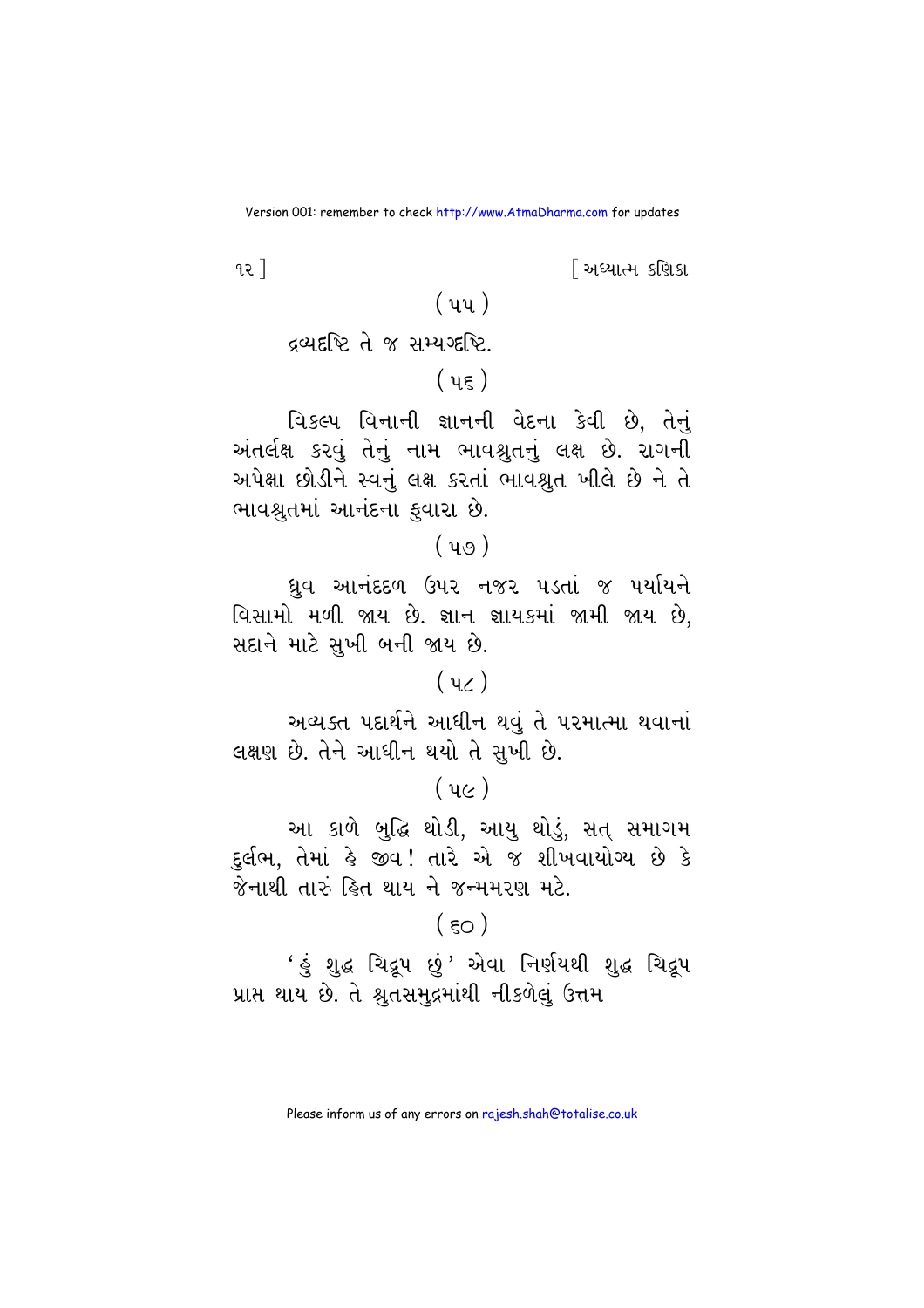( ૫૫ )

દ્રવ્યદૃષ્ટિ તે જ સમ્યગ્દૃષ્ટિ.

( ૫૬ )

વિકલ્પ વિનાની જ્ઞાનની વેદના કેવી છે, તેનું અંતર્લક્ષ કરવું તેનું નામ ભાવશ્રુતનું લક્ષ છે. રાગની અપેક્ષા છોડીને સ્વનું લક્ષ કરતાં ભાવશ્રુત ખીલે છે ને તે ભાવશ્રુતમાં આનંદના ફુવારા છે.

( ૫૭ )

ધ્રુવ આનંદદળ ઉપર નજર પડતાં જ પર્યાયને વિસામો મળી જાય છે. જ્ઞાન જ્ઞાયકમાં જામી જાય છે, સદાને માટે સુખી બની જાય છે.

( ૫૮ )

અવ્યક્ત પદાર્થને આધીન થવું તે પરમાત્મા થવાનાં લક્ષણ છે. તેને આધીન થયો તે સુખી છે.

( ૫૯ )

આ કાળે બુદ્ધિ થોડી, આયુ થોડું, સત્ સમાગમ દુર્લભ, તેમાં હે જીવ! તારે એ જ શીખવાયોગ્ય છે કે જેનાથી તારું હિત થાય ને જન્મમરણ મટે.

( ૬૦ )

'હું શુદ્ધ ચિદ્રૂપ છું' એવા નિર્ણયથી શુદ્ધ ચિદ્રૂપ પ્રાપ્ત થાય છે. તે શ્રુતસમુદ્રમાંથી નીકળેલું ઉત્તમ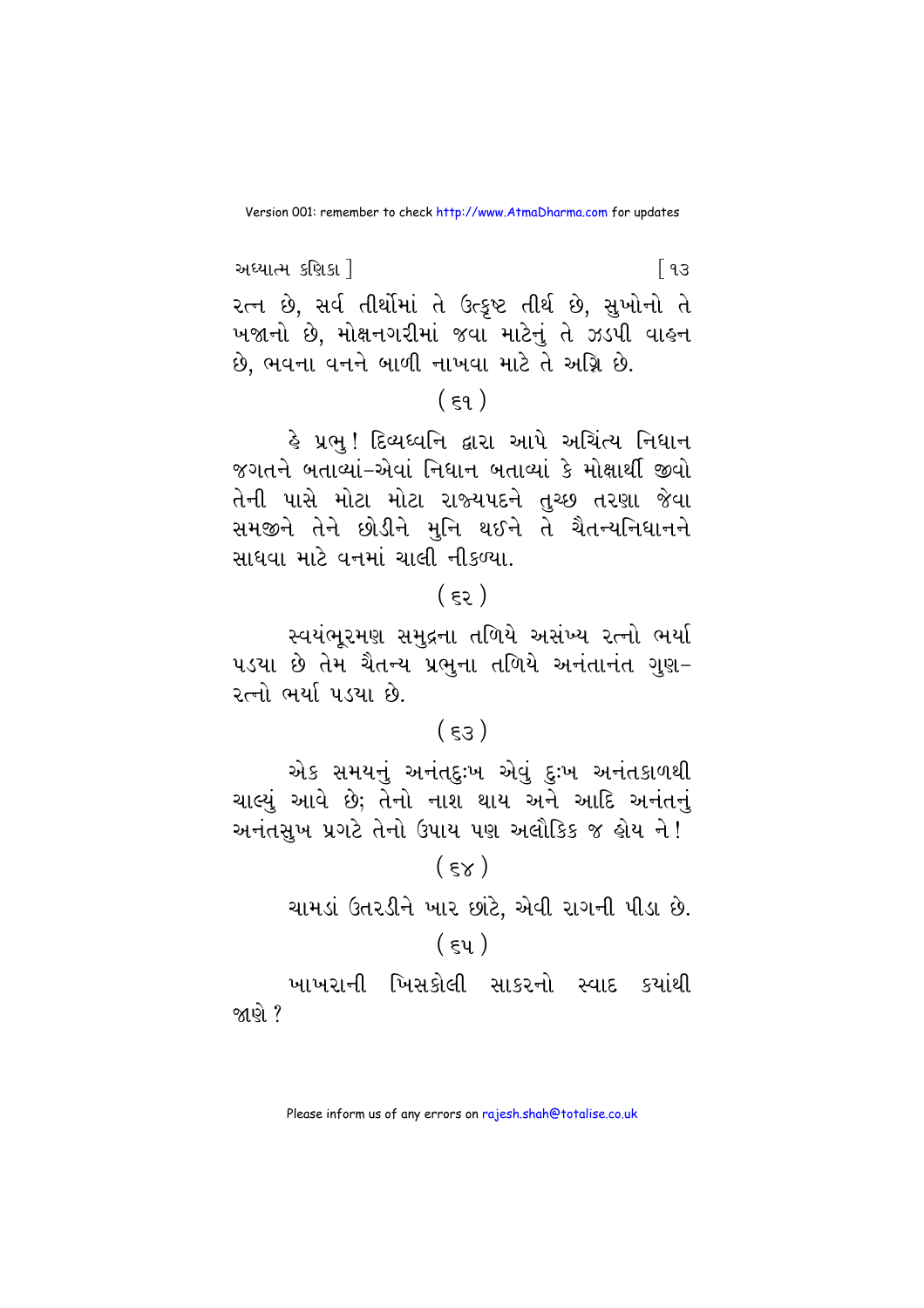રત્ન છે, સર્વ તીર્થોમાં તે ઉત્કૃષ્ટ તીર્થ છે, સુખોનો તે ખજાનો છે, મોક્ષનગરીમાં જવા માટેનું તે ઝડપી વાહન છે, ભવના વનને બાળી નાખવા માટે તે અગ્નિ છે.

( ૬૧ )

હે પ્રભુ! દિવ્યધ્વનિ દ્વારા આપે અચિંત્ય નિધાન જગતને બતાવ્યાં-એવાં નિધાન બતાવ્યાં કે મોક્ષાર્થી જીવો તેની પાસે મોટા મોટા રાજ્યપદને તુચ્છ તરણા જેવા સમજીને તેને છોડીને મુનિ થઈને તે ચૈતન્યનિધાનને સાધવા માટે વનમાં ચાલી નીકળ્યા.

( ૬૨ )

સ્વયંભૂરમણ સમુદ્રના તળિયે અસંખ્ય રત્નો ભર્યા પડયા છે તેમ ચૈતન્ય પ્રભુના તળિયે અનંતાનંત ગુણ-રત્નો ભર્યા પડયા છે.

( ૬૩ )

એક સમયનું અનંતદુઃખ એવું દુઃખ અનંતકાળથી ચાલ્યું આવે છે; તેનો નાશ થાય અને આદિ અનંતનું અનંતસુખ પ્રગટે તેનો ઉપાય પણ અલૌકિક જ હોય ને!

( ૬૪ )

ચામડાં ઉતરડીને ખાર છાંટે, એવી રાગની પીડા છે.

( ૬૫ )

ખાખરાની ખિસકોલી સાકરનો સ્વાદ કયાંથી જાણે?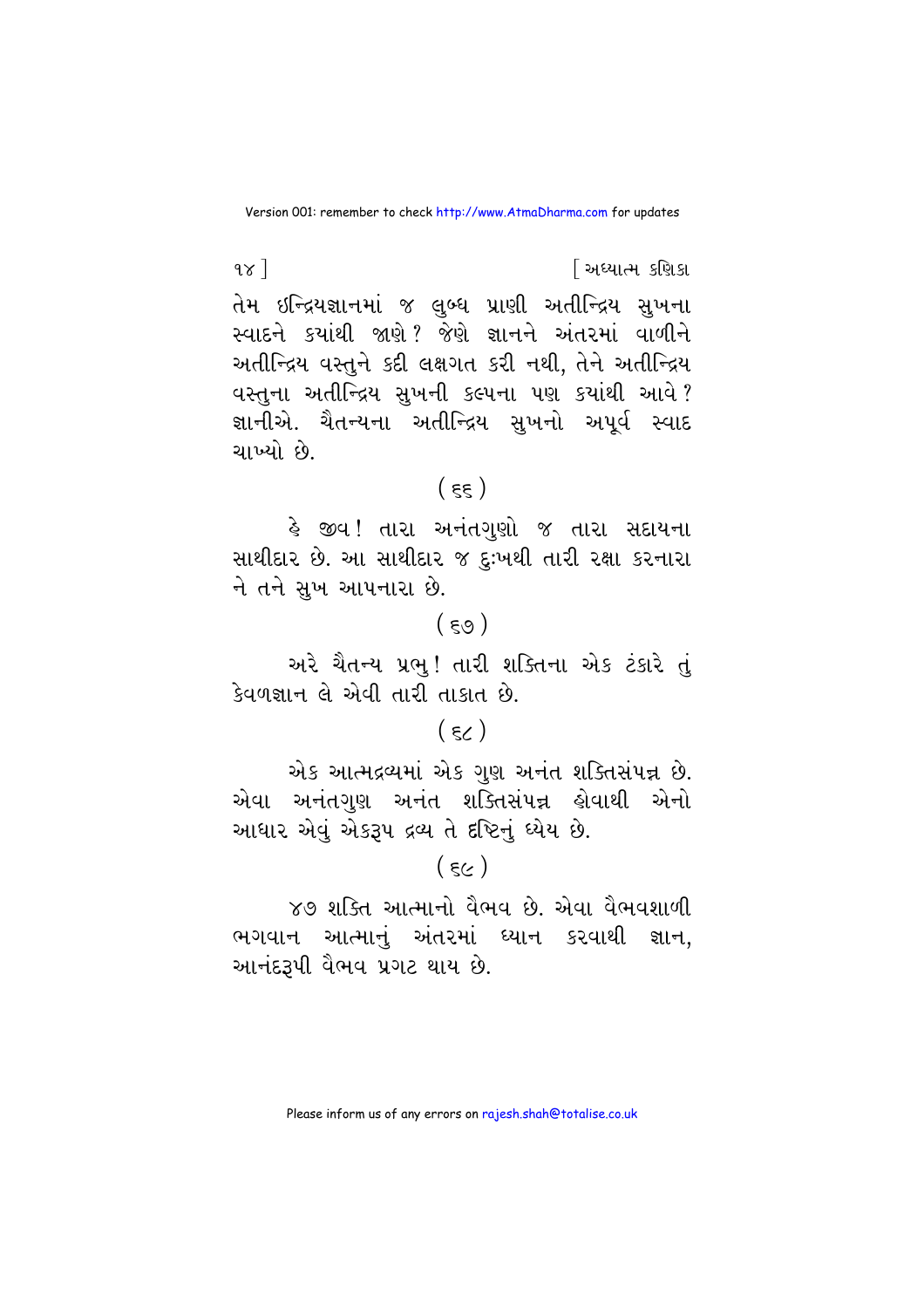તેમ ઇન્દ્રિયજ્ઞાનમાં જ લુબ્ધ પ્રાણી અતીન્દ્રિય સુખના સ્વાદને ક્યાંથી જાણે? જેણે જ્ઞાનને અંતરમાં વાળીને અતીન્દ્રિય વસ્તુને કદી લક્ષગત કરી નથી, તેને અતીન્દ્રિય વસ્તુના અતીન્દ્રિય સુખની કલ્પના પણ ક્યાંથી આવે? જ્ઞાનીએ. ચૈતન્યના અતીન્દ્રિય સુખનો અપૂર્વ સ્વાદ ચાખ્યો છે.

( ૬૬ )

હે જીવ! તારા અનંતગુણો જ તારા સદાયના સાથીદાર છે. આ સાથીદાર જ દુઃખથી તારી રક્ષા કરનારા ને તને સુખ આપનારા છે.

( ૬૭ )

અરે ચૈતન્ય પ્રભુ! તારી શક્તિના એક ટંકારે તું કેવળજ્ઞાન લે એવી તારી તાકાત છે.

( ૬૮ )

એક આત્મદ્રવ્યમાં એક ગુણ અનંત શક્તિસંપન્ન છે. એવા અનંતગુણ અનંત શક્તિસંપન્ન હોવાથી એનો આધાર એવું એકરૂપ દ્રવ્ય તે દૃષ્ટિનું ધ્યેય છે.

( ૬૯ )

૪૭ શક્તિ આત્માનો વૈભવ છે. એવા વૈભવશાળી ભગવાન આત્માનું અંતરમાં ધ્યાન કરવાથી જ્ઞાન, આનંદરૂપી વૈભવ પ્રગટ થાય છે.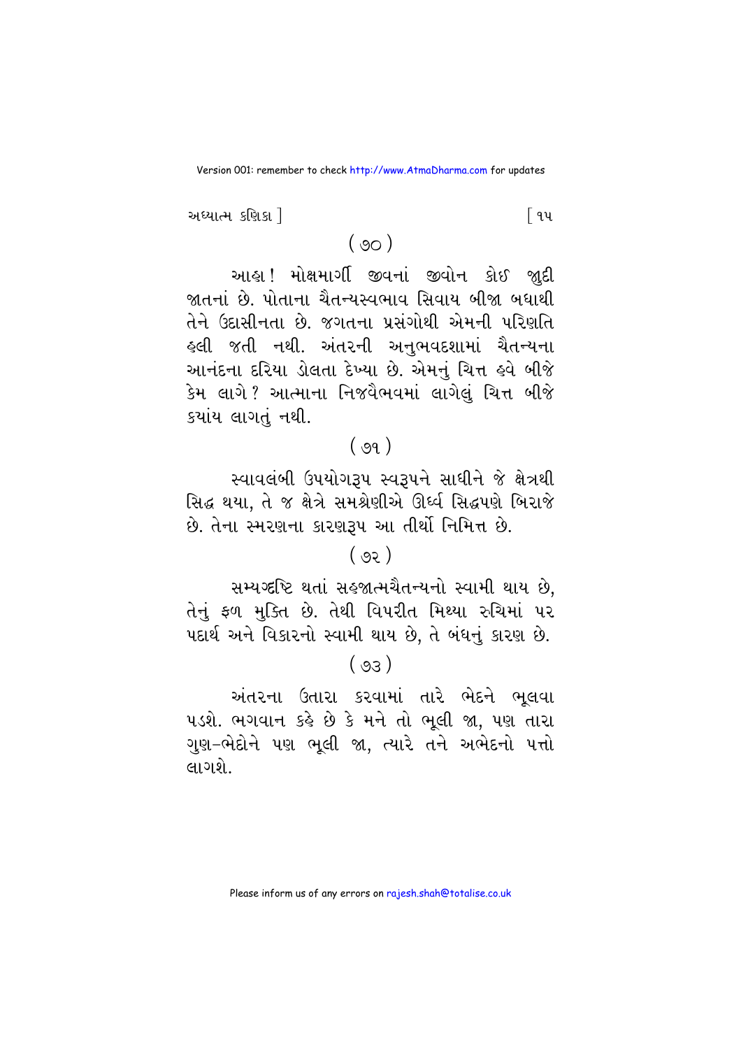( ૭૦ )

આહા! મોક્ષમાર્ગી જીવનાં જીવોન કોઈ જુદી જાતનાં છે. પોતાના ચૈતન્યસ્વભાવ સિવાય બીજા બધાથી તેને ઉદાસીનતા છે. જગતના પ્રસંગોથી એમની પરિણતિ હલી જતી નથી. અંતરની અનુભવદશામાં ચૈતન્યના આનંદના દરિયા ડોલતા દેખ્યા છે. એમનું ચિત્ત હવે બીજે કેમ લાગે? આત્માના નિજવૈભવમાં લાગેલું ચિત્ત બીજે કયાંય લાગતું નથી.

( ૭૧ )

સ્વાવલંબી ઉપયોગરૂપ સ્વરૂપને સાધીને જે ક્ષેત્રથી સિદ્ધ થયા, તે જ ક્ષેત્રે સમશ્રેણીએ ઊર્ધ્વ સિદ્ધપણે બિરાજે છે. તેના સ્મરણના કારણરૂપ આ તીર્થો નિમિત્ત છે.

( ૭૨ )

સમ્યગ્દષ્ટિ થતાં સહજાત્મચૈતન્યનો સ્વામી થાય છે, તેનું ફળ મુક્તિ છે. તેથી વિપરીત મિથ્યા રુચિમાં પર પદાર્થ અને વિકારનો સ્વામી થાય છે, તે બંધનું કારણ છે.

( ૭૩ )

અંતરના ઉતારા કરવામાં તારે ભેદને ભૂલવા પડશે. ભગવાન કહે છે કે મને તો ભૂલી જા, પણ તારા ગુણ-ભેદોને પણ ભૂલી જા, ત્યારે તને અભેદનો પત્તો લાગશે.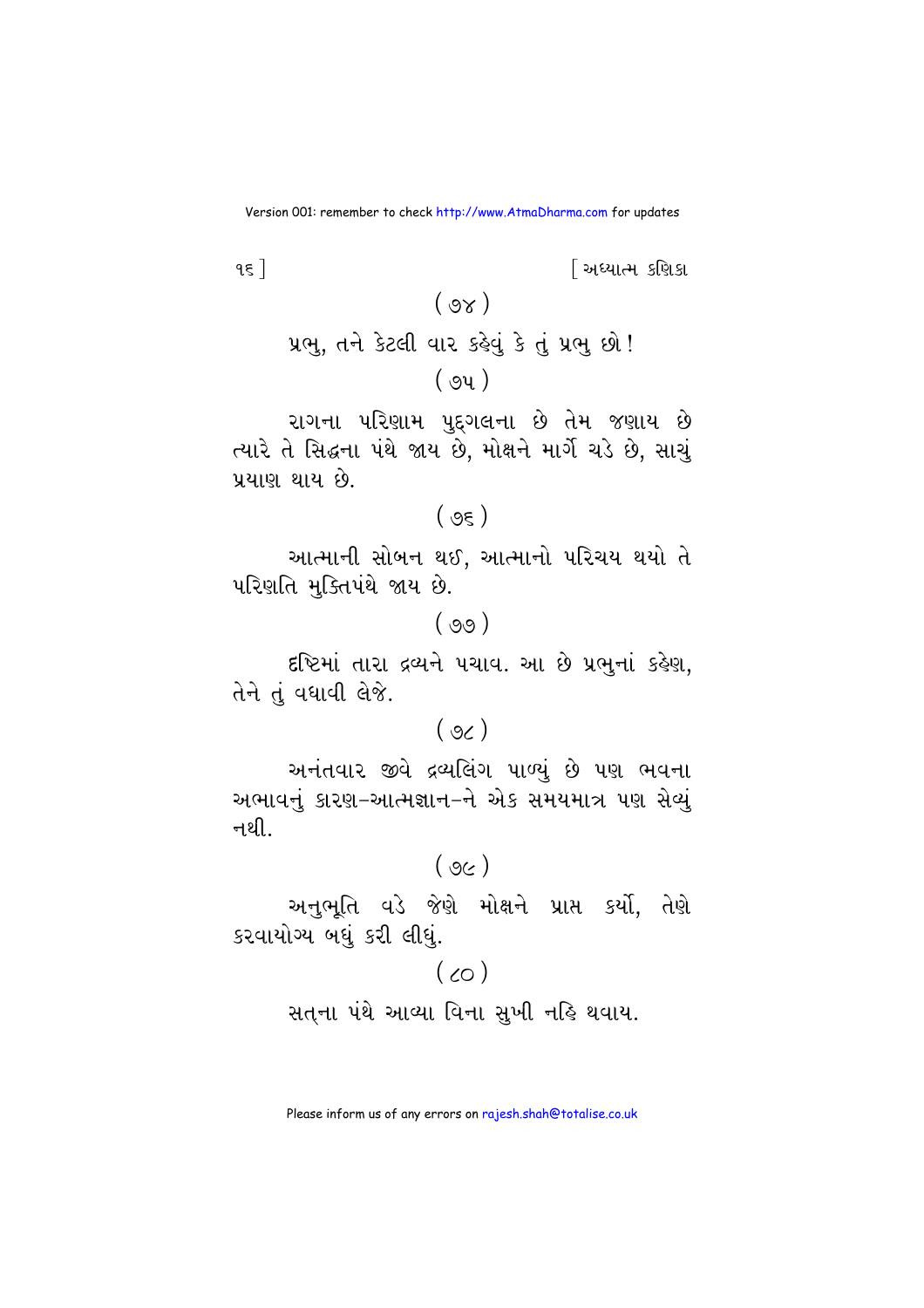( ૭૪ )

પ્રભુ, તને કેટલી વાર કહેવું કે તું પ્રભુ છો!

( ૭૫ )

રાગના પરિણામ પુદ્ગલના છે તેમ જણાય છે ત્યારે તે સિદ્ધના પંથે જાય છે, મોક્ષને માર્ગે ચડે છે, સાચું પ્રયાણ થાય છે.

( ૭૬ )

આત્માની સોબત થઈ, આત્માનો પરિચય થયો તે પરિણતિ મુક્તિપંથે જાય છે.

( ૭૭ )

દૃષ્ટિમાં તારા દ્રવ્યને પચાવ. આ છે પ્રભુનાં કહેણ, તેને તું વધાવી લેજે.

( ૭૮ )

અનંતવાર જીવે દ્રવ્યલિંગ પાળ્યું છે પણ ભવના અભાવનું કારણ-આત્મજ્ઞાન-ને એક સમયમાત્ર પણ સેવ્યું નથી.

( ૭૯ )

અનુભૂતિ વડે જેણે મોક્ષને પ્રાપ્ત કર્યો, તેણે કરવાયોગ્ય બધું કરી લીધું.

( ૮૦ )

સત્‌ના પંથે આવ્યા વિના સુખી નહિ થવાય.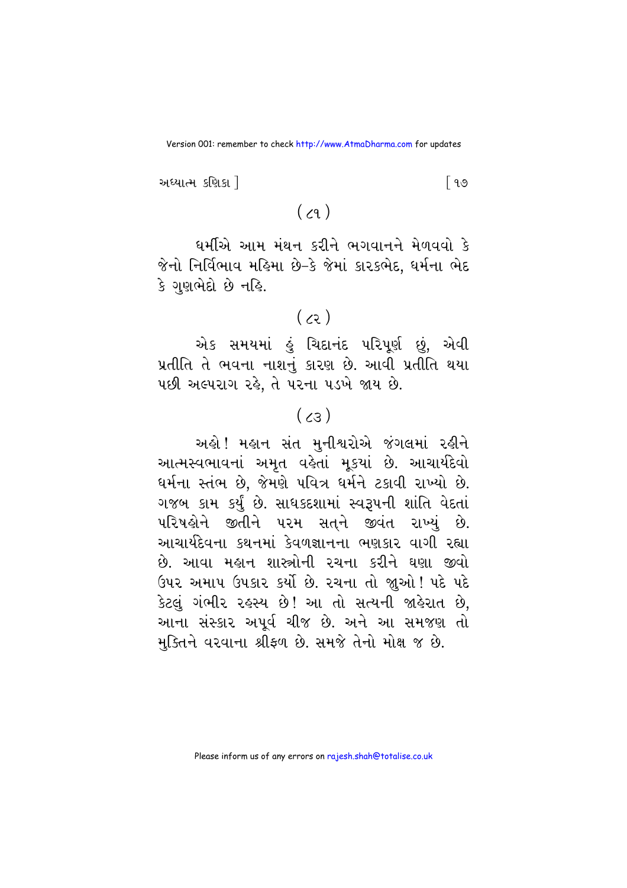( ૮૧ )

ધર્મીએ આમ મંથન કરીને ભગવાનને મેળવવો કે જેનો નિર્વિભાવ મહિમા છે-કે જેમાં કારકભેદ, ધર્મના ભેદ કે ગુણભેદો છે નહિ.

( ૮૨ )

એક સમયમાં હું ચિદાનંદ પરિપૂર્ણ છું, એવી પ્રતીતિ તે ભવના નાશનું કારણ છે. આવી પ્રતીતિ થયા પછી અલ્પરાગ રહે, તે પરના પડખે જાય છે.

( ૮૩ )

અહો! મહાન સંત મુનીશ્વરોએ જંગલમાં રહીને આત્મસ્વભાવનાં અમૃત વહેતાં મૂકયાં છે. આચાર્યદેવો ધર્મના સ્તંભ છે, જેમણે પવિત્ર ધર્મને ટકાવી રાખ્યો છે. ગજબ કામ કર્યું છે. સાધકદશામાં સ્વરૂપની શાંતિ વેદતાં પરિષહોને જીતીને પરમ સત્‌ને જીવંત રાખ્યું છે. આચાર્યદેવના કથનમાં કેવળજ્ઞાનના ભણકાર વાગી રહ્યા છે. આવા મહાન શાસ્ત્રોની રચના કરીને ઘણા જીવો ઉપર અમાપ ઉપકાર કર્યો છે. રચના તો જુઓ! પદે પદે કેટલું ગંભીર રહસ્ય છે! આ તો સત્યની જાહેરાત છે, આના સંસ્કાર અપૂર્વ ચીજ છે. અને આ સમજણ તો મુક્તિને વરવાના શ્રીફળ છે. સમજે તેનો મોક્ષ જ છે.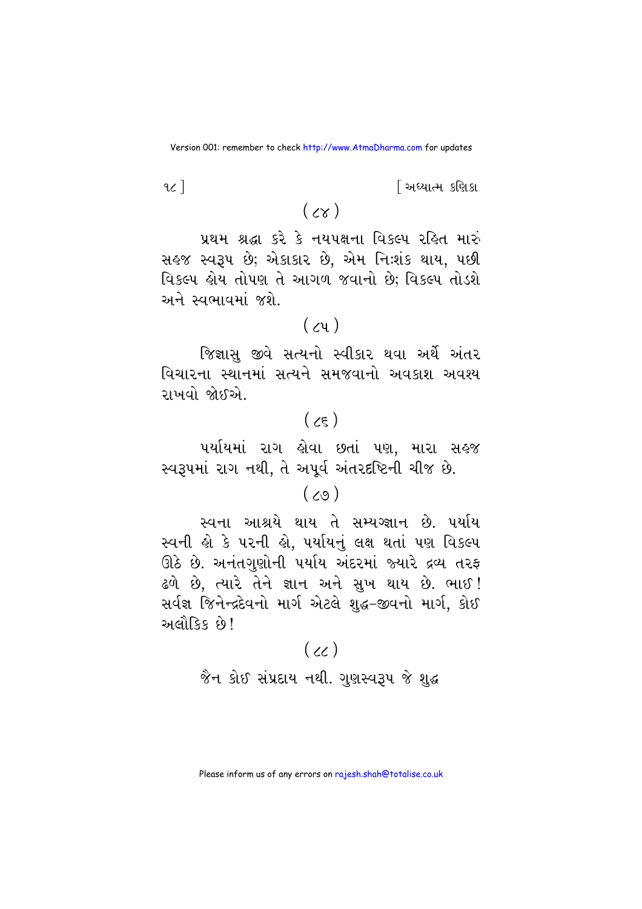( ૮૪ )

પ્રથમ શ્રદ્ધા કરે કે નયપક્ષના વિકલ્પ રહિત મારું સહજ સ્વરૂપ છે; એકાકાર છે, એમ નિઃશંક થાય, પછી વિકલ્પ હોય તોપણ તે આગળ જવાનો છે; વિકલ્પ તોડશે અને સ્વભાવમાં જશે.

( ૮૫ )

જિજ્ઞાસુ જીવે સત્યનો સ્વીકાર થવા અર્થે અંતર વિચારના સ્થાનમાં સત્યને સમજવાનો અવકાશ અવશ્ય રાખવો જોઈએ.

( ૮૬ )

પર્યાયમાં રાગ હોવા છતાં પણ, મારા સહજ સ્વરૂપમાં રાગ નથી, તે અપૂર્વ અંતરદૃષ્ટિની ચીજ છે.

( ૮૭ )

સ્વના આશ્રયે થાય તે સમ્યગ્જ્ઞાન છે. પર્યાય સ્વની હો કે પરની હો, પર્યાયનું લક્ષ થતાં પણ વિકલ્પ ઊઠે છે. અનંતગુણોની પર્યાય અંદરમાં જ્યારે દ્રવ્ય તરફ ઢળે છે, ત્યારે તેને જ્ઞાન અને સુખ થાય છે. ભાઈ! સર્વજ્ઞ જિનેન્દ્રદેવનો માર્ગ એટલે શુદ્ધ-જીવનો માર્ગ, કોઈ અલૌકિક છે!

( ૮૮ )

જૈન કોઈ સંપ્રદાય નથી. ગુણસ્વરૂપ જે શુદ્ધ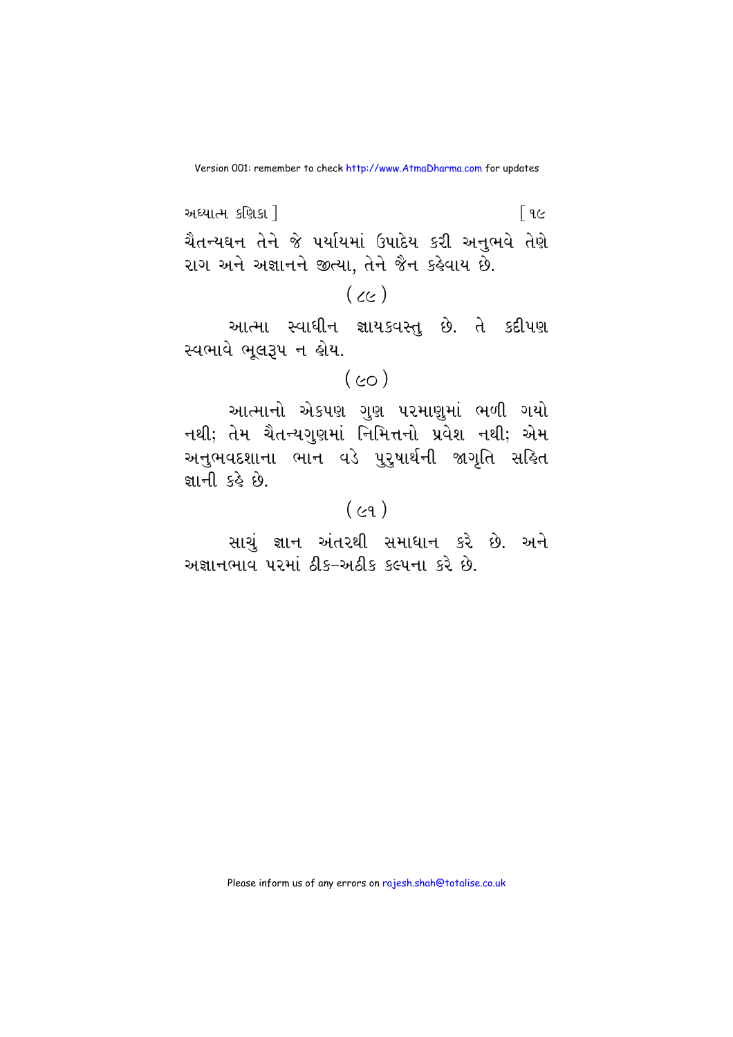ચૈતન્યઘન તેને જે પર્યાયમાં ઉપાદેય કરી અનુભવે તેણે રાગ અને અજ્ઞાનને જીત્યા, તેને જૈન કહેવાય છે.

( ૮૯ )

આત્મા સ્વાધીન જ્ઞાયકવસ્તુ છે. તે કદીપણ સ્વભાવે ભૂલરૂપ ન હોય.

( ૯૦ )

આત્માનો એકપણ ગુણ પરમાણુમાં ભળી ગયો નથી; તેમ ચૈતન્યગુણમાં નિમિત્તનો પ્રવેશ નથી; એમ અનુભવદશાના ભાન વડે પુરુષાર્થની જાગૃતિ સહિત જ્ઞાની કહે છે.

( ૯૧ )

સાચું જ્ઞાન અંતરથી સમાધાન કરે છે. અને અજ્ઞાનભાવ પરમાં ઠીક-અઠીક કલ્પના કરે છે.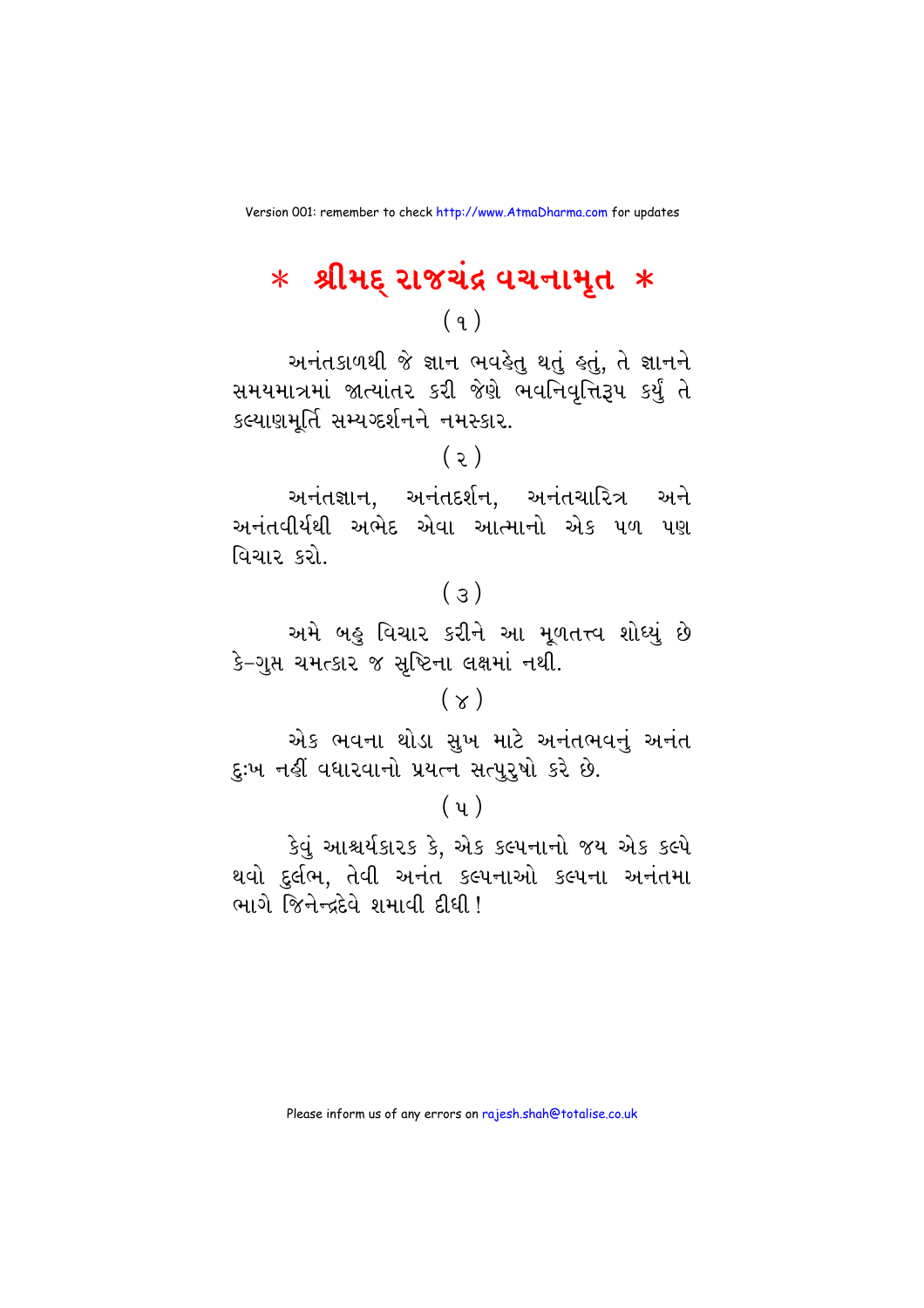# * શ્રીમદ્ રાજચંદ્ર વચનામૃત *

( ૧ )

અનંતકાળથી જે જ્ઞાન ભવહેતુ થતું હતું, તે જ્ઞાનને સમયમાત્રમાં જાત્યાંતર કરી જેણે ભવનિવૃત્તિરૂપ કર્યું તે કલ્યાણમૂર્તિ સમ્યગ્દર્શનને નમસ્કાર.

( ૨ )

અનંતજ્ઞાન, અનંતદર્શન, અનંતચારિત્ર અને અનંતવીર્યથી અભેદ એવા આત્માનો એક પળ પણ વિચાર કરો.

( ૩ )

અમે બહુ વિચાર કરીને આ મૂળતત્ત્વ શોધ્યું છે કે-ગુપ્ત ચમત્કાર જ સૃષ્ટિના લક્ષમાં નથી.

( ૪ )

એક ભવના થોડા સુખ માટે અનંતભવનું અનંત દુઃખ નહીં વધારવાનો પ્રયત્ન સત્પુરુષો કરે છે.

( ૫ )

કેવું આશ્ચર્યકારક કે, એક કલ્પનાનો જય એક કલ્પે થવો દુર્લભ, તેવી અનંત કલ્પનાઓ કલ્પના અનંતમા ભાગે જિનેન્દ્રદેવે શમાવી દીધી !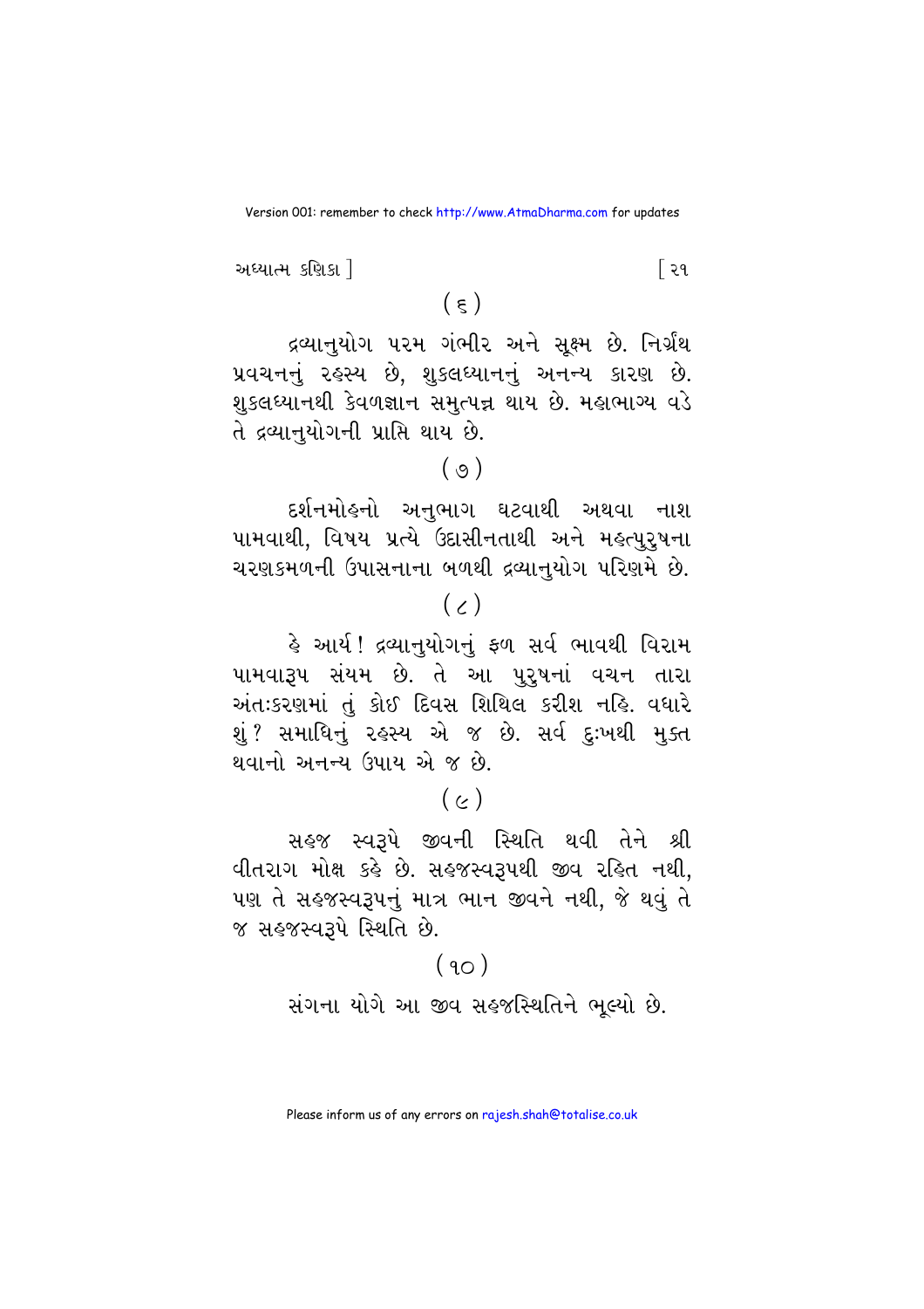( ૬ )

દ્રવ્યાનુયોગ પરમ ગંભીર અને સૂક્ષ્મ છે. નિર્ગ્રંથ પ્રવચનનું રહસ્ય છે, શુકલધ્યાનનું અનન્ય કારણ છે. શુકલધ્યાનથી કેવળજ્ઞાન સમુત્પન્ન થાય છે. મહાભાગ્ય વડે તે દ્રવ્યાનુયોગની પ્રાપ્તિ થાય છે.

( ૭ )

દર્શનમોહનો અનુભાગ ઘટવાથી અથવા નાશ પામવાથી, વિષય પ્રત્યે ઉદાસીનતાથી અને મહત્પુરુષના ચરણકમળની ઉપાસનાના બળથી દ્રવ્યાનુયોગ પરિણમે છે.

( ૮ )

હે આર્ય! દ્રવ્યાનુયોગનું ફળ સર્વ ભાવથી વિરામ પામવારૂપ સંયમ છે. તે આ પુરુષનાં વચન તારા અંતઃકરણમાં તું કોઈ દિવસ શિથિલ કરીશ નહિ. વધારે શું? સમાધિનું રહસ્ય એ જ છે. સર્વ દુઃખથી મુક્ત થવાનો અનન્ય ઉપાય એ જ છે.

( ૯ )

સહજ સ્વરૂપે જીવની સ્થિતિ થવી તેને શ્રી વીતરાગ મોક્ષ કહે છે. સહજસ્વરૂપથી જીવ રહિત નથી, પણ તે સહજસ્વરૂપનું માત્ર ભાન જીવને નથી, જે થવું તે જ સહજસ્વરૂપે સ્થિતિ છે.

( ૧૦ )

સંગના યોગે આ જીવ સહજસ્થિતિને ભૂલ્યો છે.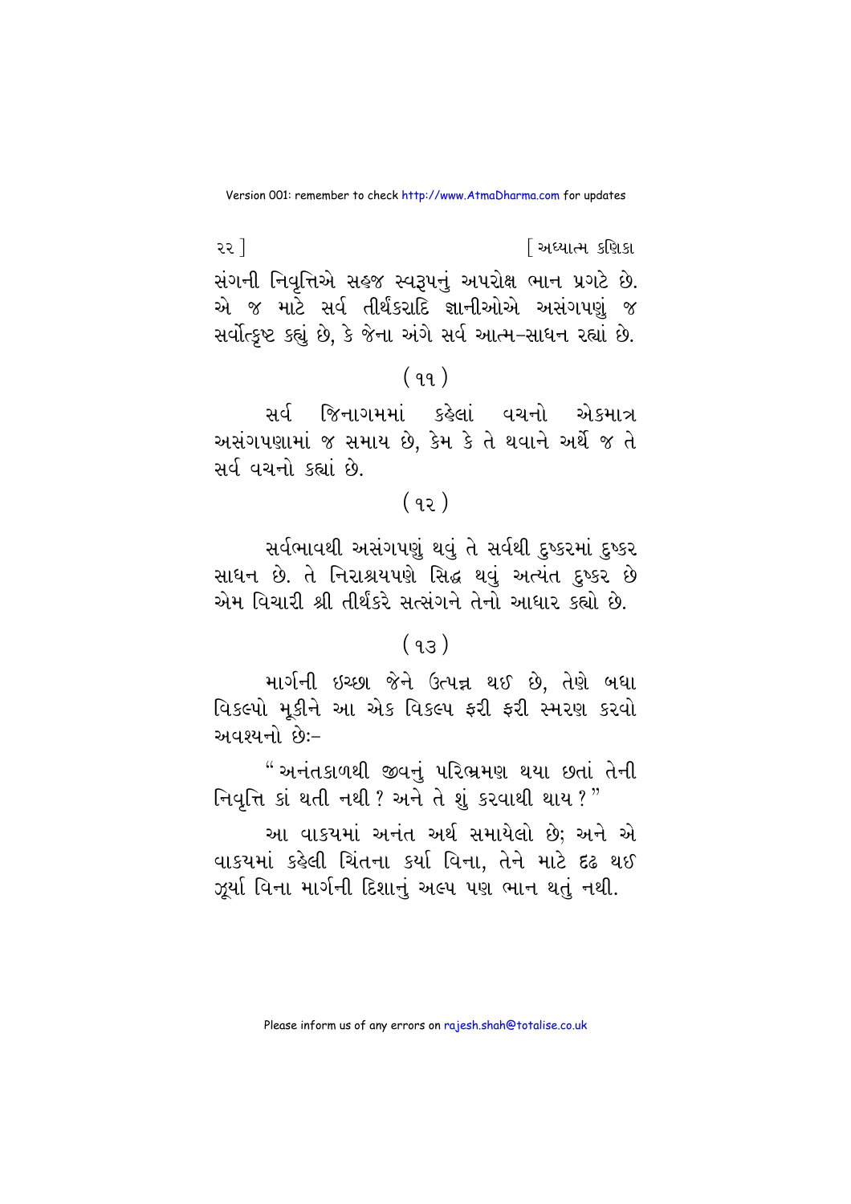સંગની નિવૃત્તિએ સહજ સ્વરૂપનું અપરોક્ષ ભાન પ્રગટે છે. એ જ માટે સર્વ તીર્થંકરાદિ જ્ઞાનીઓએ અસંગપણું જ સર્વોત્કૃષ્ટ કહ્યું છે, કે જેના અંગે સર્વ આત્મ-સાધન રહ્યાં છે.

( ૧૧ )

સર્વ જિનાગમમાં કહેલાં વચનો એકમાત્ર અસંગપણામાં જ સમાય છે, કેમ કે તે થવાને અર્થે જ તે સર્વ વચનો કહ્યાં છે.

( ૧૨ )

સર્વભાવથી અસંગપણું થવું તે સર્વથી દુષ્કરમાં દુષ્કર સાધન છે. તે નિરાશ્રયપણે સિદ્ધ થવું અત્યંત દુષ્કર છે એમ વિચારી શ્રી તીર્થંકરે સત્સંગને તેનો આધાર કહ્યો છે.

( ૧૩ )

માર્ગની ઇચ્છા જેને ઉત્પન્ન થઈ છે, તેણે બધા વિકલ્પો મૂકીને આ એક વિકલ્પ ફરી ફરી સ્મરણ કરવો અવશ્યનો છેઃ-

"અનંતકાળથી જીવનું પરિભ્રમણ થયા છતાં તેની નિવૃત્તિ કાં થતી નથી? અને તે શું કરવાથી થાય?"

આ વાકયમાં અનંત અર્થ સમાયેલો છે; અને એ વાકયમાં કહેલી ચિંતના કર્યા વિના, તેને માટે દૃઢ થઈ ઝૂર્યા વિના માર્ગની દિશાનું અલ્પ પણ ભાન થતું નથી.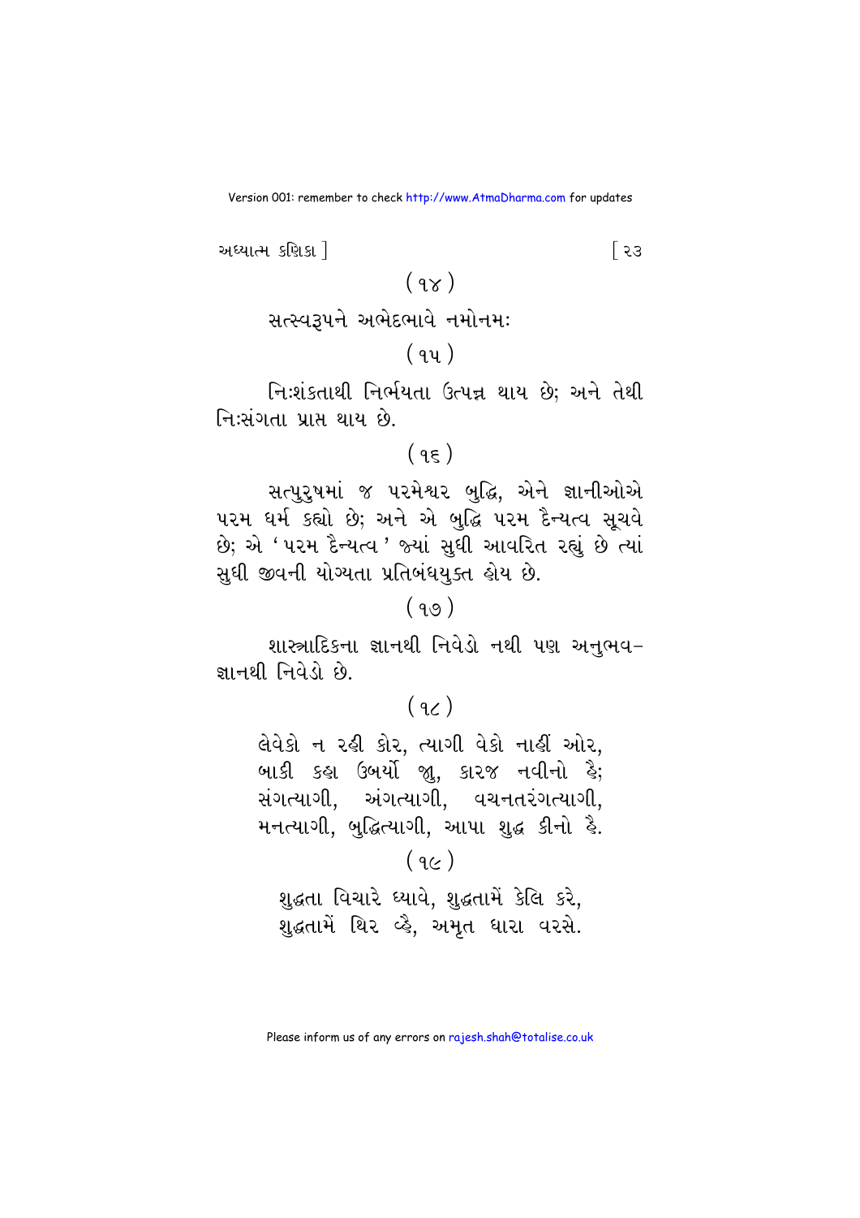( ૧૪ )

સત્સ્વરૂપને અભેદભાવે નમોનમઃ

( ૧૫ )

નિઃશંકતાથી નિર્ભયતા ઉત્પન્ન થાય છે; અને તેથી નિઃસંગતા પ્રાપ્ત થાય છે.

( ૧૬ )

સત્પુરુષમાં જ પરમેશ્વર બુદ્ધિ, એને જ્ઞાનીઓએ પરમ ધર્મ કહ્યો છે; અને એ બુદ્ધિ પરમ દૈન્યત્વ સૂચવે છે; એ 'પરમ દૈન્યત્વ' જ્યાં સુધી આવરિત રહ્યું છે ત્યાં સુધી જીવની યોગ્યતા પ્રતિબંધયુક્ત હોય છે.

( ૧૭ )

શાસ્ત્રાદિકના જ્ઞાનથી નિવેડો નથી પણ અનુભવ-જ્ઞાનથી નિવેડો છે.

( ૧૮ )

લેવેકો ન રહી કોર, ત્યાગી વેકો નાહીં ઓર,
બાકી કહા ઉબર્યો જુ, કારજ નવીનો હૈ;
સંગત્યાગી, અંગત્યાગી, વચનતરંગત્યાગી,
મનત્યાગી, બુદ્ધિત્યાગી, આપા શુદ્ધ કીનો હૈ.

( ૧૯ )

શુદ્ધતા વિચારે ધ્યાવે, શુદ્ધતામેં કેલિ કરે,
શુદ્ધતામેં થિર વ્હૈ, અમૃત ધારા વરસે.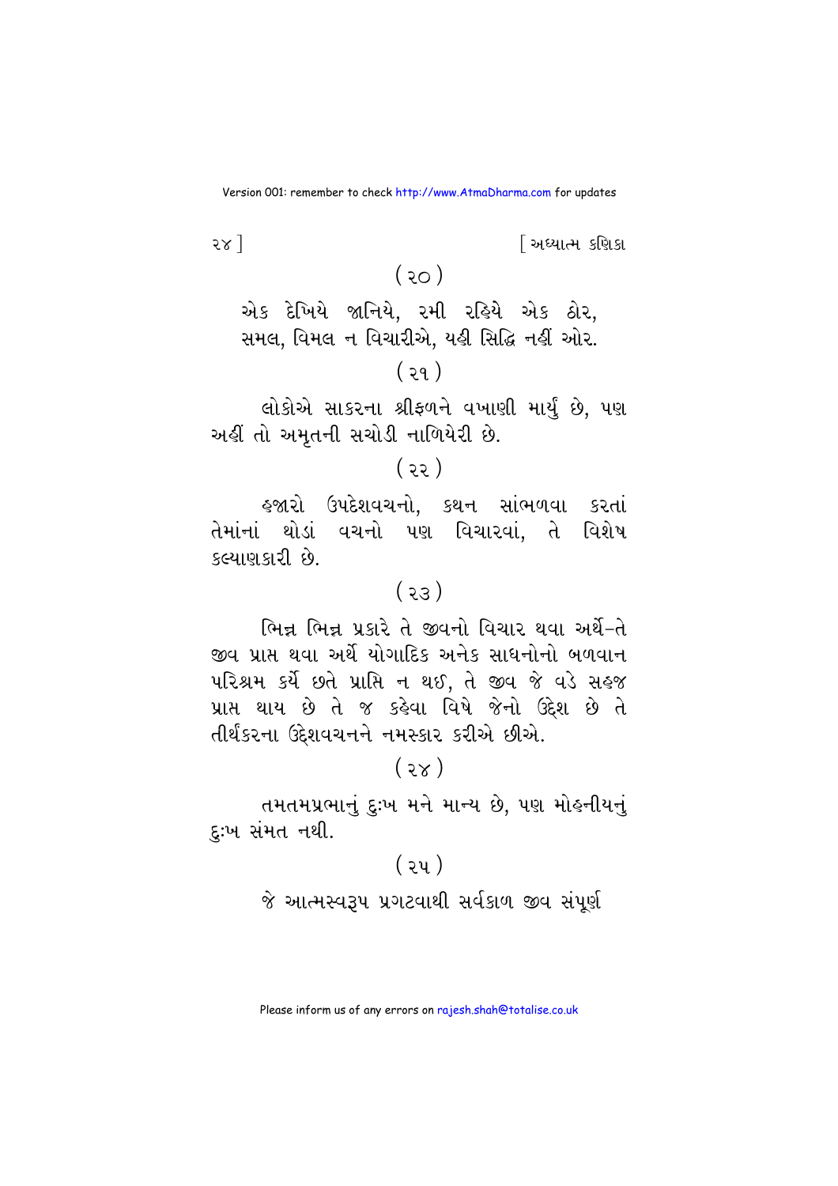( ૨૦ )

એક દેખિયે જાનિયે, રમી રહિયે એક ઠોર,
સમલ, વિમલ ન વિચારીએ, યહી સિદ્ધિ નહીં ઓર.

( ૨૧ )

લોકોએ સાકરના શ્રીફળને વખાણી માર્યું છે, પણ અહીં તો અમૃતની સચોડી નાળિયેરી છે.

( ૨૨ )

હજારો ઉપદેશવચનો, કથન સાંભળવા કરતાં તેમાંનાં થોડાં વચનો પણ વિચારવાં, તે વિશેષ કલ્યાણકારી છે.

( ૨૩ )

ભિન્ન ભિન્ન પ્રકારે તે જીવનો વિચાર થવા અર્થે–તે જીવ પ્રાપ્ત થવા અર્થે યોગાદિક અનેક સાધનોનો બળવાન પરિશ્રમ કર્યે છતે પ્રાપ્તિ ન થઈ, તે જીવ જે વડે સહજ પ્રાપ્ત થાય છે તે જ કહેવા વિષે જેનો ઉદ્દેશ છે તે તીર્થંકરના ઉદ્દેશવચનને નમસ્કાર કરીએ છીએ.

( ૨૪ )

તમતમપ્રભાનું દુઃખ મને માન્ય છે, પણ મોહનીયનું દુઃખ સંમત નથી.

( ૨૫ )

જે આત્મસ્વરૂપ પ્રગટવાથી સર્વકાળ જીવ સંપૂર્ણ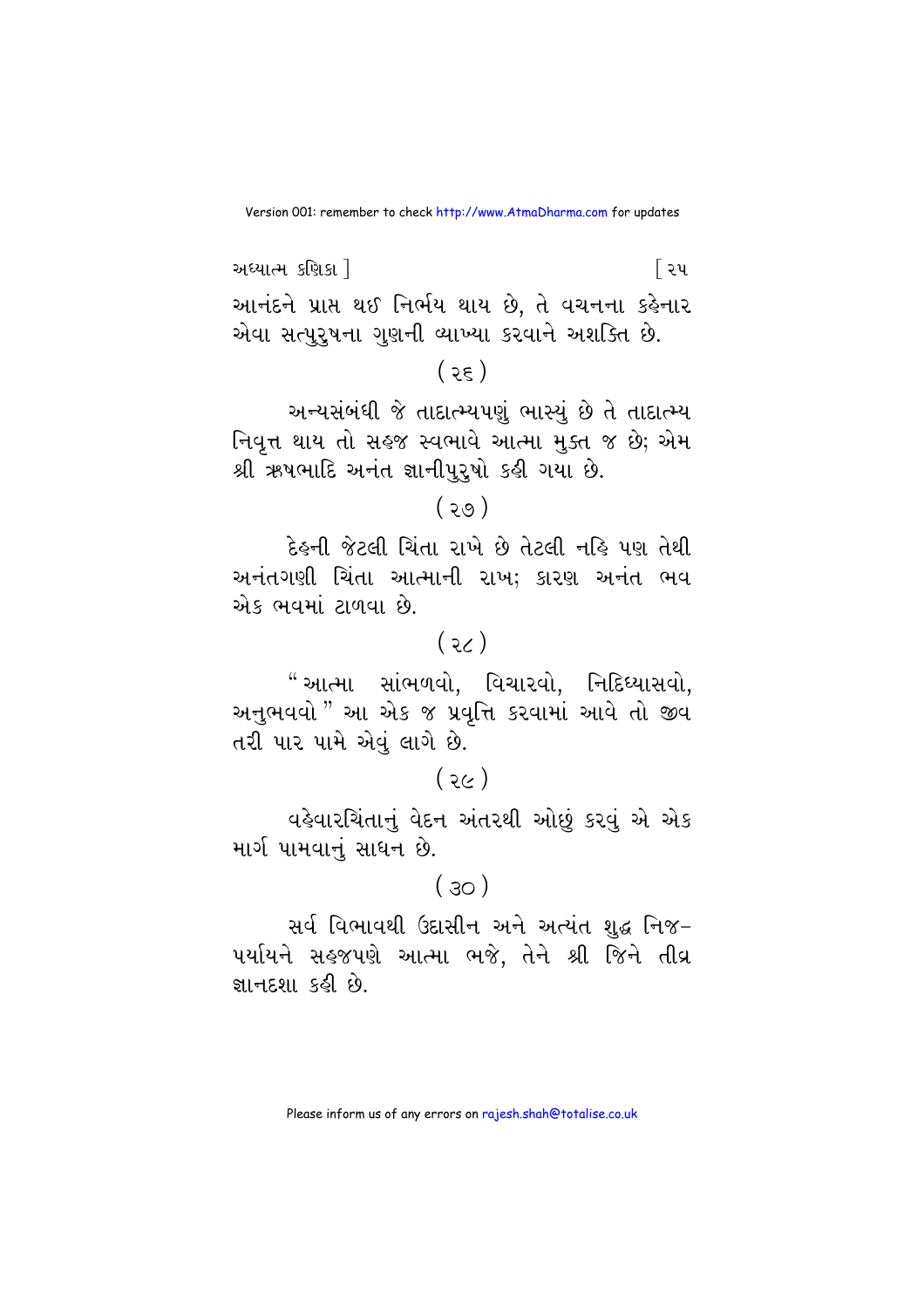આનંદને પ્રાપ્ત થઈ નિર્ભય થાય છે, તે વચનના કહેનાર એવા સત્પુરુષના ગુણની વ્યાખ્યા કરવાને અશક્તિ છે.

( ૨૬ )

અન્યસંબંધી જે તાદાત્મ્યપણું ભાસ્યું છે તે તાદાત્મ્ય નિવૃત્ત થાય તો સહજ સ્વભાવે આત્મા મુક્ત જ છે; એમ શ્રી ઋષભાદિ અનંત જ્ઞાનીપુરુષો કહી ગયા છે.

( ૨૭ )

દેહની જેટલી ચિંતા રાખે છે તેટલી નહિ પણ તેથી અનંતગણી ચિંતા આત્માની રાખ; કારણ અનંત ભવ એક ભવમાં ટાળવા છે.

( ૨૮ )

"આત્મા સાંભળવો, વિચારવો, નિદિધ્યાસવો, અનુભવવો" આ એક જ પ્રવૃત્તિ કરવામાં આવે તો જીવ તરી પાર પામે એવું લાગે છે.

( ૨૯ )

વહેવારચિંતાનું વેદન અંતરથી ઓછું કરવું એ એક માર્ગ પામવાનું સાધન છે.

( ૩૦ )

સર્વ વિભાવથી ઉદાસીન અને અત્યંત શુદ્ધ નિજ–પર્યાયને સહજપણે આત્મા ભજે, તેને શ્રી જિને તીવ્ર જ્ઞાનદશા કહી છે.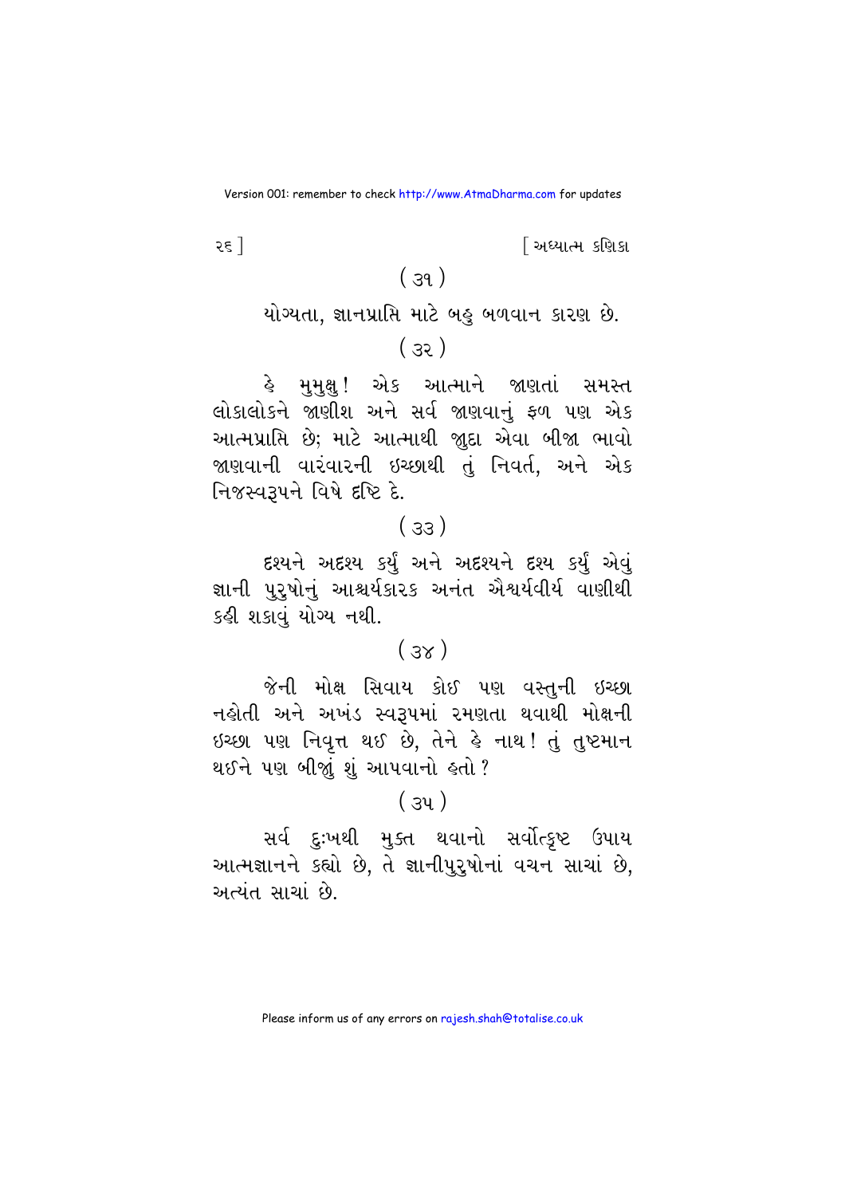( ૩૧ )

યોગ્યતા, જ્ઞાનપ્રાપ્તિ માટે બહુ બળવાન કારણ છે.

( ૩૨ )

હે મુમુક્ષુ! એક આત્માને જાણતાં સમસ્ત લોકાલોકને જાણીશ અને સર્વ જાણવાનું ફળ પણ એક આત્મપ્રાપ્તિ છે; માટે આત્માથી જુદા એવા બીજા ભાવો જાણવાની વારંવારની ઇચ્છાથી તું નિવર્ત, અને એક નિજસ્વરૂપને વિષે દૃષ્ટિ દે.

( ૩૩ )

દૃશ્યને અદૃશ્ય કર્યું અને અદૃશ્યને દૃશ્ય કર્યું એવું જ્ઞાની પુરુષોનું આશ્ચર્યકારક અનંત ઐશ્વર્યવીર્ય વાણીથી કહી શકાવું યોગ્ય નથી.

( ૩૪ )

જેની મોક્ષ સિવાય કોઈ પણ વસ્તુની ઇચ્છા નહોતી અને અખંડ સ્વરૂપમાં રમણતા થવાથી મોક્ષની ઇચ્છા પણ નિવૃત્ત થઈ છે, તેને હે નાથ! તું તુષ્ટમાન થઈને પણ બીજું શું આપવાનો હતો?

( ૩૫ )

સર્વ દુઃખથી મુક્ત થવાનો સર્વોત્કૃષ્ટ ઉપાય આત્મજ્ઞાનને કહ્યો છે, તે જ્ઞાનીપુરુષોનાં વચન સાચાં છે, અત્યંત સાચાં છે.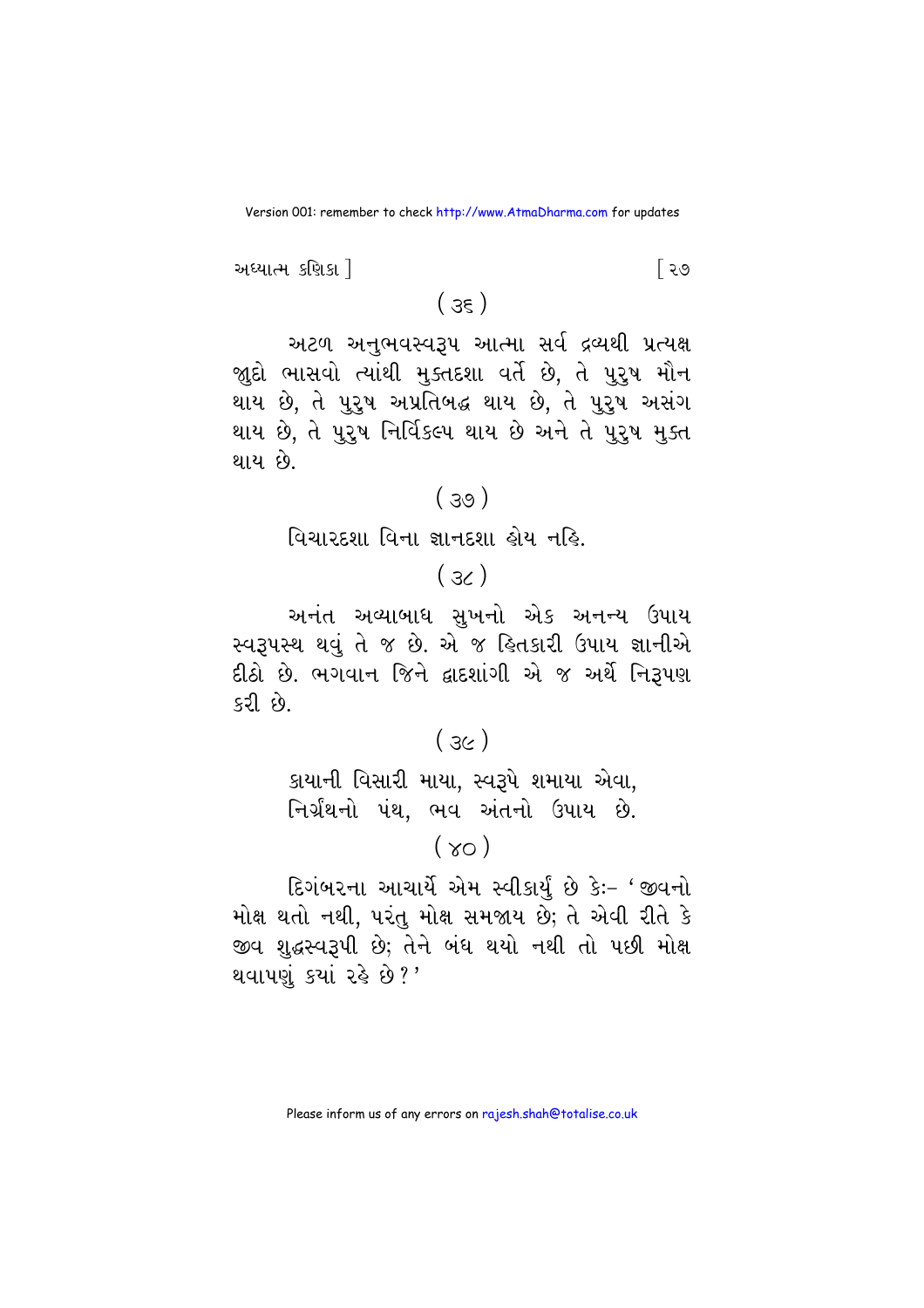( ૩૬ )

અટળ અનુભવસ્વરૂપ આત્મા સર્વ દ્રવ્યથી પ્રત્યક્ષ જાુદો ભાસવો ત્યાંથી મુક્તદશા વર્તે છે, તે પુરુષ મૌન થાય છે, તે પુરુષ અપ્રતિબદ્ધ થાય છે, તે પુરુષ અસંગ થાય છે, તે પુરુષ નિર્વિકલ્પ થાય છે અને તે પુરુષ મુક્ત થાય છે.

( ૩૭ )

વિચારદશા વિના જ્ઞાનદશા હોય નહિ.

( ૩૮ )

અનંત અવ્યાબાધ સુખનો એક અનન્ય ઉપાય સ્વરૂપસ્થ થવું તે જ છે. એ જ હિતકારી ઉપાય જ્ઞાનીએ દીઠો છે. ભગવાન જિને દ્વાદશાંગી એ જ અર્થે નિરૂપણ કરી છે.

( ૩૯ )

કાયાની વિસારી માયા, સ્વરૂપે શમાયા એવા,
નિર્ગ્રંથનો પંથ, ભવ અંતનો ઉપાય છે.

( ૪૦ )

દિગંબરના આચાર્યે એમ સ્વીકાર્યું છે કેઃ– 'જીવનો મોક્ષ થતો નથી, પરંતુ મોક્ષ સમજાય છે; તે એવી રીતે કે જીવ શુદ્ધસ્વરૂપી છે; તેને બંધ થયો નથી તો પછી મોક્ષ થવાપણું કયાં રહે છે?'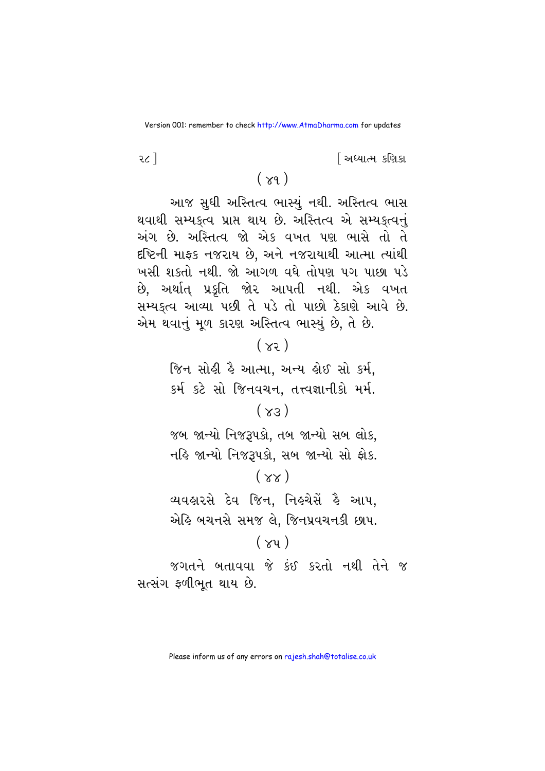( ૪૧ )

આજ સુધી અસ્તિત્વ ભાસ્યું નથી. અસ્તિત્વ ભાસ થવાથી સમ્યક્ત્વ પ્રાપ્ત થાય છે. અસ્તિત્વ એ સમ્યક્ત્વનું અંગ છે. અસ્તિત્વ જો એક વખત પણ ભાસે તો તે દૃષ્ટિની માફક નજરાય છે, અને નજરાયાથી આત્મા ત્યાંથી ખસી શકતો નથી. જો આગળ વધે તોપણ પગ પાછા પડે છે, અર્થાત્ પ્રકૃતિ જોર આપતી નથી. એક વખત સમ્યક્ત્વ આવ્યા પછી તે પડે તો પાછો ઠેકાણે આવે છે. એમ થવાનું મૂળ કારણ અસ્તિત્વ ભાસ્યું છે, તે છે.

( ૪૨ )

જિન સોહી હૈ આત્મા, અન્ય હોઈ સો કર્મ,
કર્મ કટે સો જિનવચન, તત્ત્વજ્ઞાનીકો મર્મ.

( ૪૩ )

જબ જાન્યો નિજરૂપકો, તબ જાન્યો સબ લોક,
નહિ જાન્યો નિજરૂપકો, સબ જાન્યો સો ફોક.

( ૪૪ )

વ્યવહારસે દેવ જિન, નિહચેસેં હૈ આપ,
એહિ બચનસે સમજ લે, જિનપ્રવચનકી છાપ.

( ૪૫ )

જગતને બતાવવા જે કંઈ કરતો નથી તેને જ સત્સંગ ફળીભૂત થાય છે.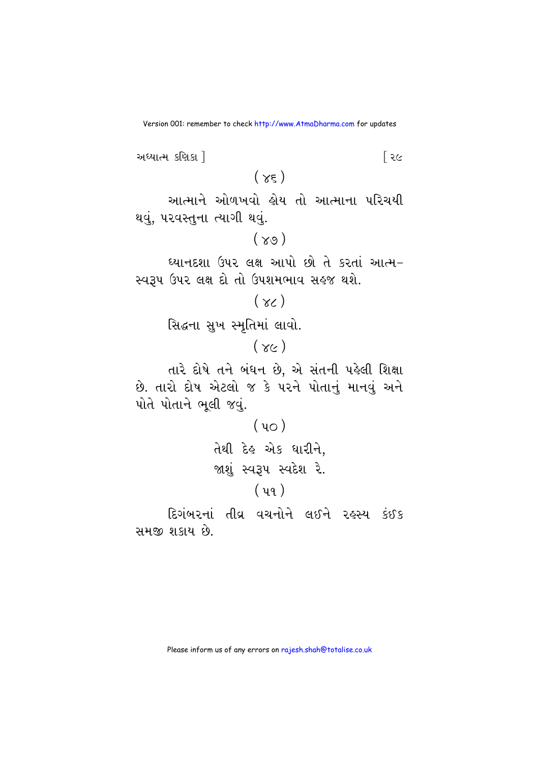( ૪૬ )

આત્માને ઓળખવો હોય તો આત્માના પરિચયી થવું, પરવસ્તુના ત્યાગી થવું.

( ૪૭ )

ધ્યાનદશા ઉપર લક્ષ આપો છો તે કરતાં આત્મ-સ્વરૂપ ઉપર લક્ષ દો તો ઉપશમભાવ સહજ થશે.

( ૪૮ )

સિદ્ધના સુખ સ્મૃતિમાં લાવો.

( ૪૯ )

તારે દોષે તને બંધન છે, એ સંતની પહેલી શિક્ષા છે. તારો દોષ એટલો જ કે પરને પોતાનું માનવું અને પોતે પોતાને ભૂલી જવું.

( ૫૦ )

તેથી દેહ એક ધારીને,
જાશું સ્વરૂપ સ્વદેશ રે.

( ૫૧ )

દિગંબરનાં તીવ્ર વચનોને લઈને રહસ્ય કંઈક સમજી શકાય છે.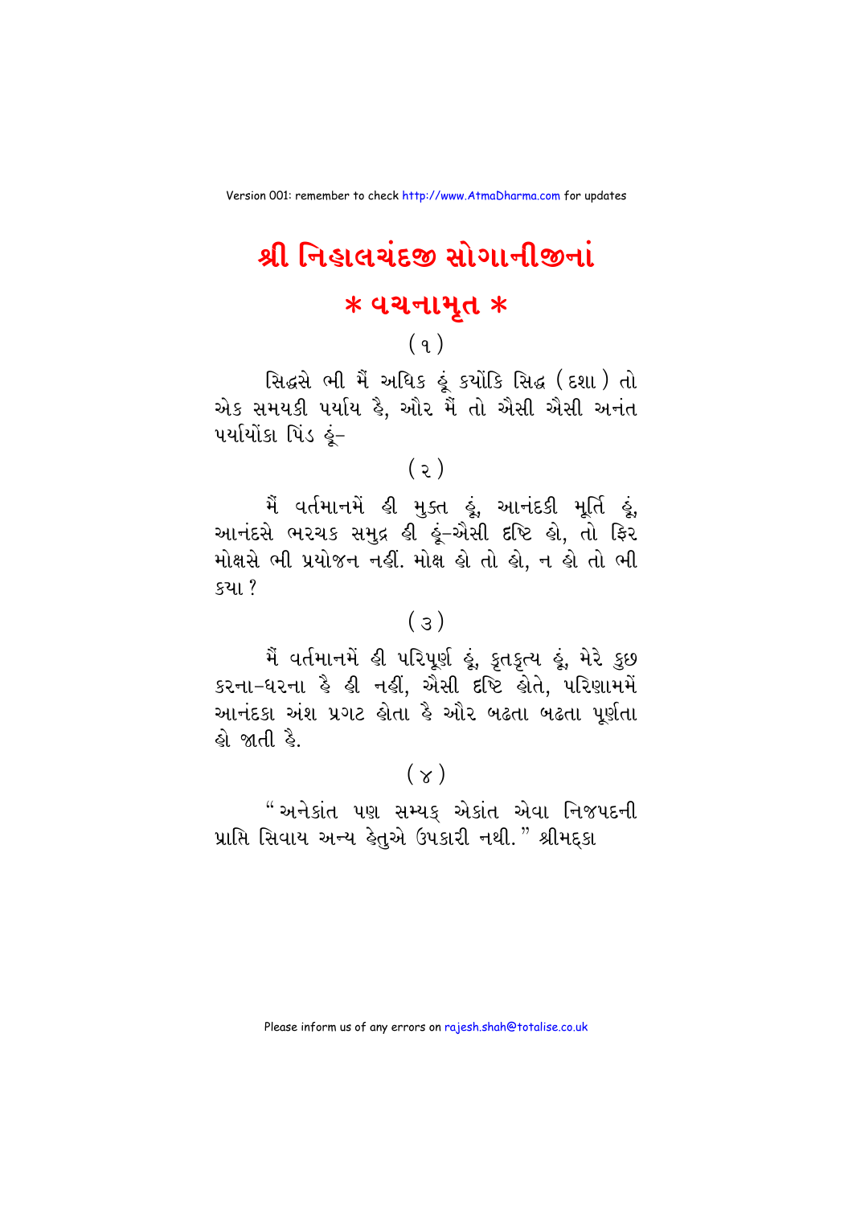# શ્રી નિહાલચંદજી સોગાનીજીનાં

## * વચનામૃત *

( ૧ )

સિદ્ધસે ભી મૈં અધિક હૂં ક્યોંકિ સિદ્ધ ( દશા ) તો એક સમયકી પર્યાય હૈ, ઔર મૈં તો ઐસી ઐસી અનંત પર્યાયોંકા પિંડ હૂં–

( ૨ )

મૈં વર્તમાનમેં હી મુક્ત હૂં, આનંદકી મૂર્તિ હૂં, આનંદસે ભરચક સમુદ્ર હી હૂં–ઐસી દૃષ્ટિ હો, તો ફિર મોક્ષસે ભી પ્રયોજન નહીં. મોક્ષ હો તો હો, ન હો તો ભી ક્યા ?

( ૩ )

મૈં વર્તમાનમેં હી પરિપૂર્ણ હૂં, કૃતકૃત્ય હૂં, મેરે કુછ કરના–ધરના હૈ હી નહીં, ઐસી દૃષ્ટિ હોતે, પરિણામમેં આનંદકા અંશ પ્રગટ હોતા હૈ ઔર બઢતા બઢતા પૂર્ણતા હો જાતી હૈ.

( ૪ )

" અનેકાંત પણ સમ્યક્ એકાંત એવા નિજપદની પ્રાપ્તિ સિવાય અન્ય હેતુએ ઉપકારી નથી. " શ્રીમદ્કા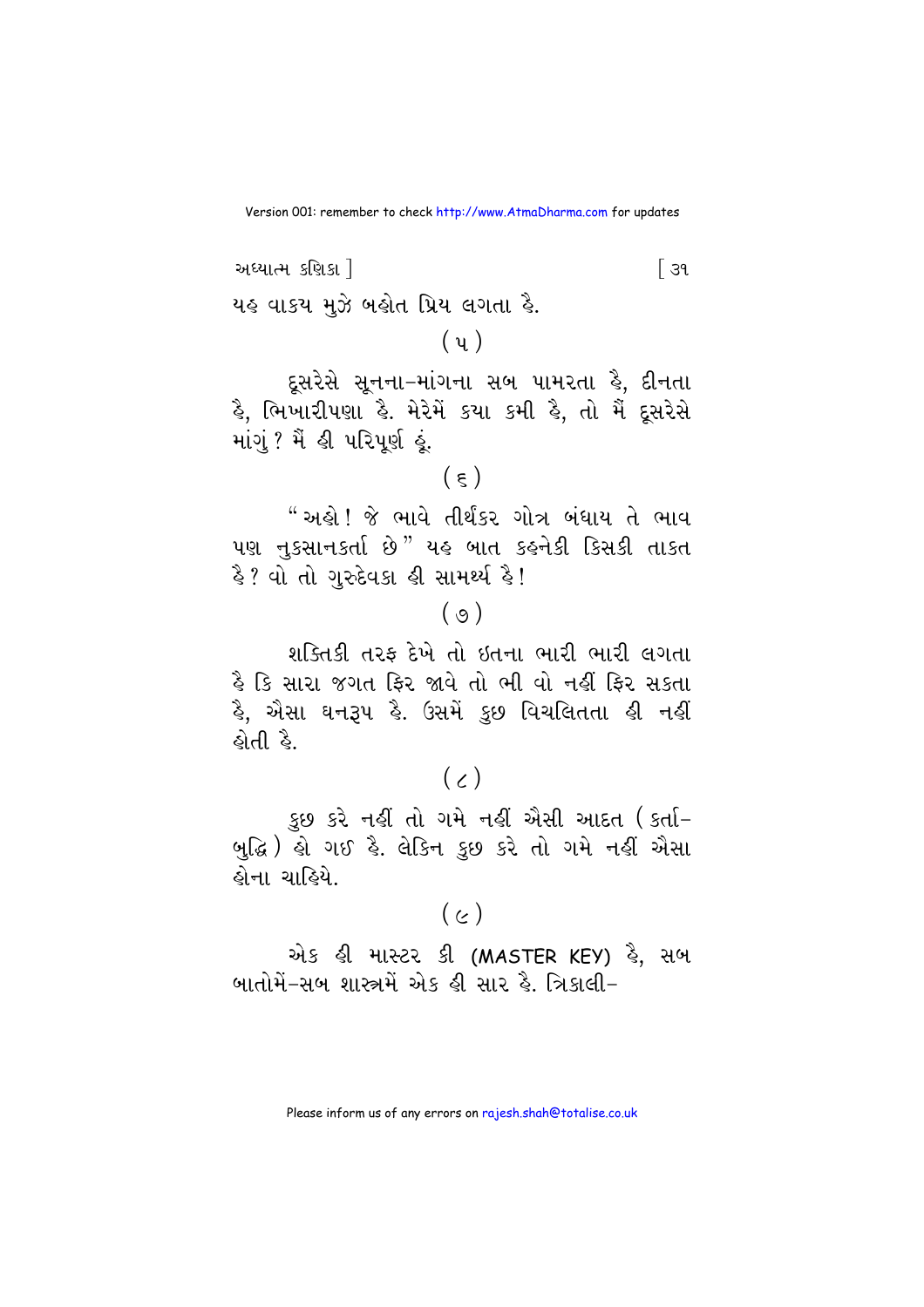યહ વાકય મુઝે બહોત પ્રિય લગતા હૈ.

( ૫ )

દૂસરેસે સૂનના-માંગના સબ પામરતા હૈ, દીનતા હૈ, ભિખારીપણા હૈ. મેરેમેં કયા કમી હૈ, તો મૈં દૂસરેસે માંગું ? મૈં હી પરિપૂર્ણ હૂં.

( ૬ )

" અહો ! જે ભાવે તીર્થંકર ગોત્ર બંધાય તે ભાવ પણ નુકસાનકર્તા છે " યહ બાત કહનેકી કિસકી તાકત હૈ ? વો તો ગુરુદેવકા હી સામર્થ્ય હૈ !

( ૭ )

શક્તિકી તરફ દેખે તો ઇતના ભારી ભારી લગતા હૈ કિ સારા જગત ફિર જાવે તો ભી વો નહીં ફિર સકતા હૈ, ઐસા ઘનરૂપ હૈ. ઉસમેં કુછ વિચલિતતા હી નહીં હોતી હૈ.

( ૮ )

કુછ કરે નહીં તો ગમે નહીં ઐસી આદત ( કર્તા-બુદ્ધિ ) હો ગઇ હૈ. લેકિન કુછ કરે તો ગમે નહીં ઐસા હોના ચાહિયે.

( ૯ )

એક હી માસ્ટર કી (MASTER KEY) હૈ, સબ બાતોમેં-સબ શાસ્ત્રમેં એક હી સાર હૈ. ત્રિકાલી-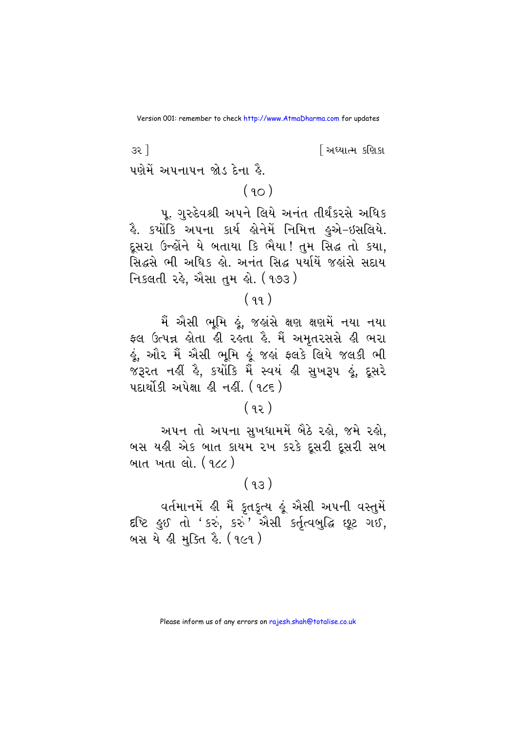પણેમેં અપનાપન જોડ દેના હૈ.

(૧૦)

પૂ. ગુરુદેવશ્રી અપને લિયે અનંત તીર્થંકરસે અધિક હૈ. ક્યોંકિ અપના કાર્ય હોનેમેં નિમિત્ત હુએ-ઇસલિયે. દૂસરા ઉન્હોંને યે બતાયા કિ ભૈયા! તુમ સિદ્ધ તો ક્યા, સિદ્ધસે ભી અધિક હો. અનંત સિદ્ધ પર્યાયેં જહાંસે સદાય નિકલતી રહે, ઐસા તુમ હો. (૧૭૩)

(૧૧)

મૈં ઐસી ભૂમિ હૂં, જહાંસે ક્ષણ ક્ષણમેં નયા નયા ફલ ઉત્પન્ન હોતા હી રહતા હૈ. મૈં અમૃતરસસે હી ભરા હૂં, ઔર મૈં ઐસી ભૂમિ હૂં જહાં ફલકે લિયે જલકી ભી જરૂરત નહીં હૈ, ક્યોંકિ મૈં સ્વયં હી સુખરૂપ હૂં, દૂસરે પદાર્થોકી અપેક્ષા હી નહીં. (૧૮૬)

(૧૨)

અપન તો અપના સુખધામમેં બૈઠે રહો, જમે રહો, બસ યહી એક બાત કાયમ રખ કરકે દૂસરી દૂસરી સબ બાત ખતા લો. (૧૮૮)

(૧૩)

વર્તમાનમેં હી મૈં કૃતકૃત્ય હૂં ઐસી અપની વસ્તુમેં દૃષ્ટિ હુઈ તો 'કરું, કરું' ઐસી કર્તૃત્વબુદ્ધિ છૂટ ગઈ, બસ યે હી મુક્તિ હૈ. (૧૯૧)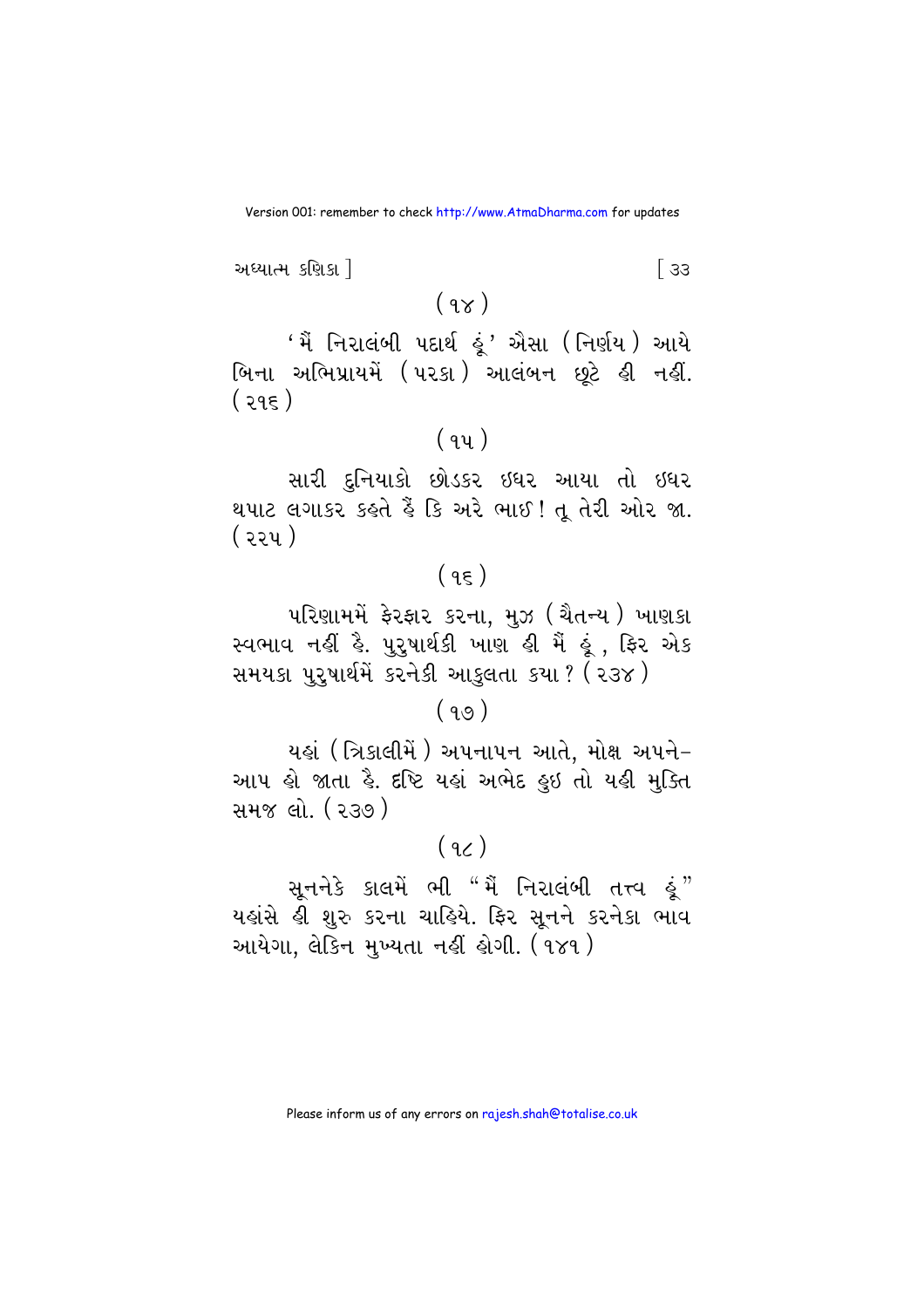(૧૪)

'મૈં નિરાલંબી પદાર્થ હૂં' ઐસા (નિર્ણય) આયે બિના અભિપ્રાયમેં (પરકા) આલંબન છૂટે હી નહીં. (૨૧૬)

(૧૫)

સારી દુનિયાકો છોડકર ઇધર આયા તો ઇધર થપાટ લગાકર કહતે હૈં કિ અરે ભાઈ! તૂ તેરી ઓર જા. (૨૨૫)

(૧૬)

પરિણામમેં ફેરફાર કરના, મુઝ (ચૈતન્ય) ખાણકા સ્વભાવ નહીં હૈ. પુરુષાર્થકી ખાણ હી મૈં હૂં, ફિર એક સમયકા પુરુષાર્થમેં કરનેકી આકુલતા ક્યા? (૨૩૪)

(૧૭)

યહાં (ત્રિકાલીમેં) અપનાપન આતે, મોક્ષ અપને-આપ હો જાતા હૈ. દૃષ્ટિ યહાં અભેદ હુઇ તો યહી મુક્તિ સમજ લો. (૨૩૭)

(૧૮)

સૂનનેકે કાલમેં ભી "મૈં નિરાલંબી તત્ત્વ હૂં" યહાંસે હી શુરુ કરના ચાહિયે. ફિર સૂનને કરનેકા ભાવ આયેગા, લેકિન મુખ્યતા નહીં હોગી. (૧૪૧)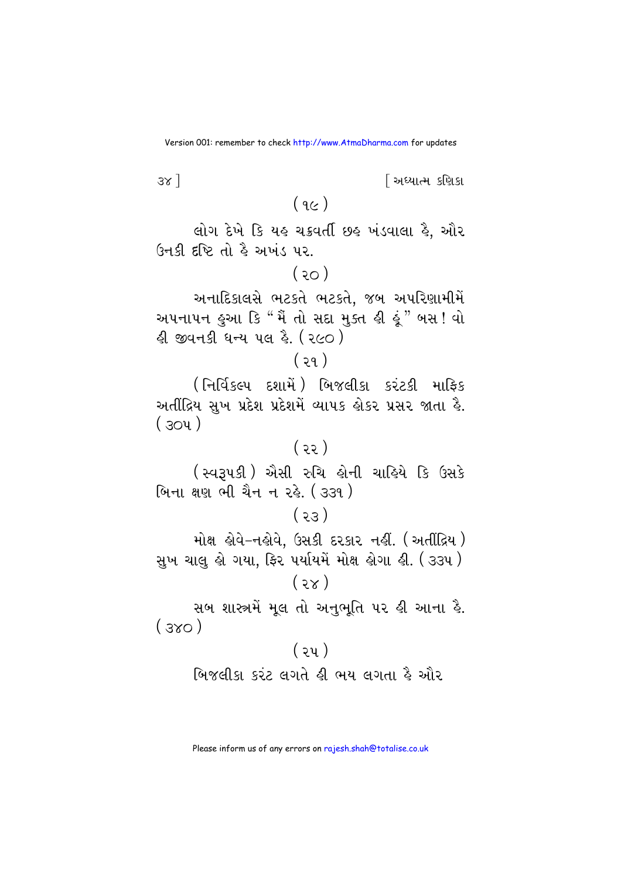( ૧૯ )

લોગ દેખે કિ યહ ચક્રવર્તી છહ ખંડવાલા હૈ, ઔર ઉનકી દૃષ્ટિ તો હૈ અખંડ પર.

( ૨૦ )

અનાદિકાલસે ભટકતે ભટકતે, જબ અપરિણામીમેં અપનાપન હુઆ કિ "મૈં તો સદા મુક્ત હી હૂં" બસ! વો હી જીવનકી ધન્ય પલ હૈ. ( ૨૯૦ )

( ૨૧ )

( નિર્વિકલ્પ દશામેં ) બિજલીકા કરંટકી માફિક અતીંદ્રિય સુખ પ્રદેશ પ્રદેશમેં વ્યાપક હોકર પ્રસર જાતા હૈ. ( ૩૦૫ )

( ૨૨ )

( સ્વરૂપકી ) ઐસી રુચિ હોની ચાહિયે કિ ઉસકે બિના ક્ષણ ભી ચૈન ન રહે. ( ૩૩૧ )

( ૨૩ )

મોક્ષ હોવે–નહોવે, ઉસકી દરકાર નહીં. ( અતીંદ્રિય ) સુખ ચાલુ હો ગયા, ફિર પર્યાયમેં મોક્ષ હોગા હી. ( ૩૩૫ )

( ૨૪ )

સબ શાસ્ત્રમેં મૂલ તો અનુભૂતિ પર હી આના હૈ. ( ૩૪૦ )

( ૨૫ )

બિજલીકા કરંટ લગતે હી ભય લગતા હૈ ઔર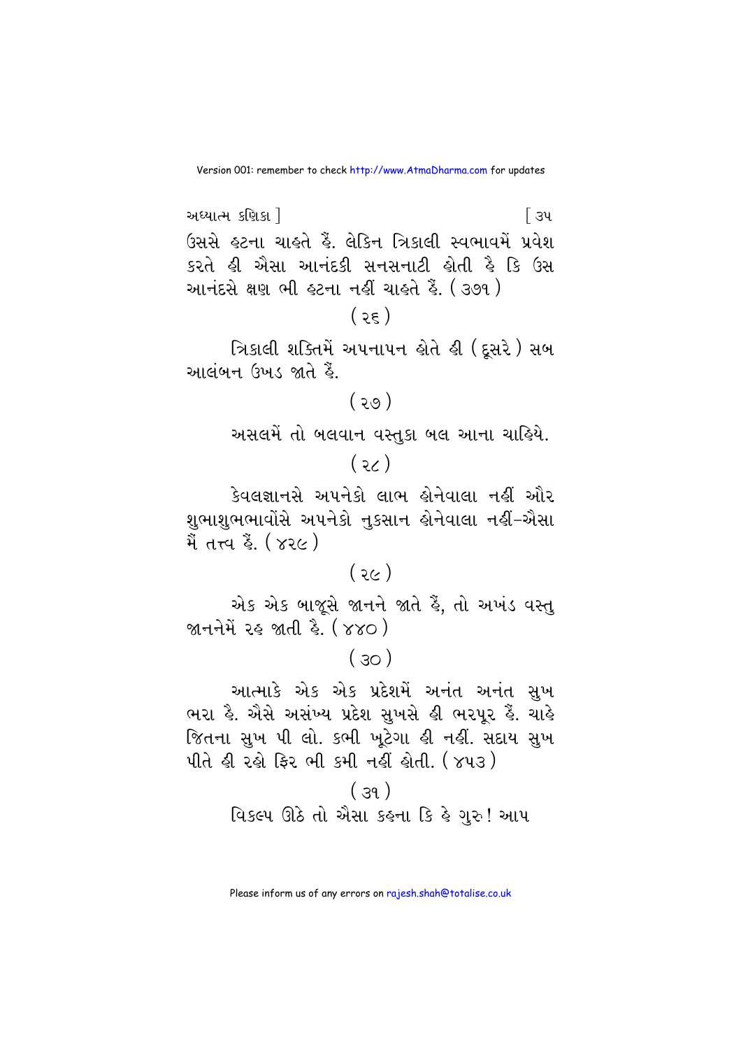ઉસસે હટના ચાહતે હૈં. લેકિન ત્રિકાલી સ્વભાવમેં પ્રવેશ કરતે હી ઐસા આનંદકી સનસનાટી હોતી હૈ કિ ઉસ આનંદસે ક્ષણ ભી હટના નહીં ચાહતે હૈં. ( ૩૭૧ )

( ૨૬ )

ત્રિકાલી શક્તિમેં અપનાપન હોતે હી ( દૂસરે ) સબ આલંબન ઉખડ જાતે હૈં.

( ૨૭ )

અસલમેં તો બલવાન વસ્તુકા બલ આના ચાહિયે.

( ૨૮ )

કેવલજ્ઞાનસે અપનેકો લાભ હોનેવાલા નહીં ઔર શુભાશુભભાવોંસે અપનેકો નુકસાન હોનેવાલા નહીં-ઐસા મૈં તત્ત્વ હૈં. ( ૪૨૯ )

( ૨૯ )

એક એક બાજૂસે જાનને જાતે હૈં, તો અખંડ વસ્તુ જાનનેમેં રહ જાતી હૈ. ( ૪૪૦ )

( ૩૦ )

આત્માકે એક એક પ્રદેશમેં અનંત અનંત સુખ ભરા હૈ. ઐસે અસંખ્ય પ્રદેશ સુખસે હી ભરપૂર હૈં. ચાહે જિતના સુખ પી લો. કભી ખૂટેગા હી નહીં. સદાય સુખ પીતે હી રહો ફિર ભી કમી નહીં હોતી. ( ૪૫૩ )

( ૩૧ )

વિકલ્પ ઊઠે તો ઐસા કહના કિ હે ગુરુ! આપ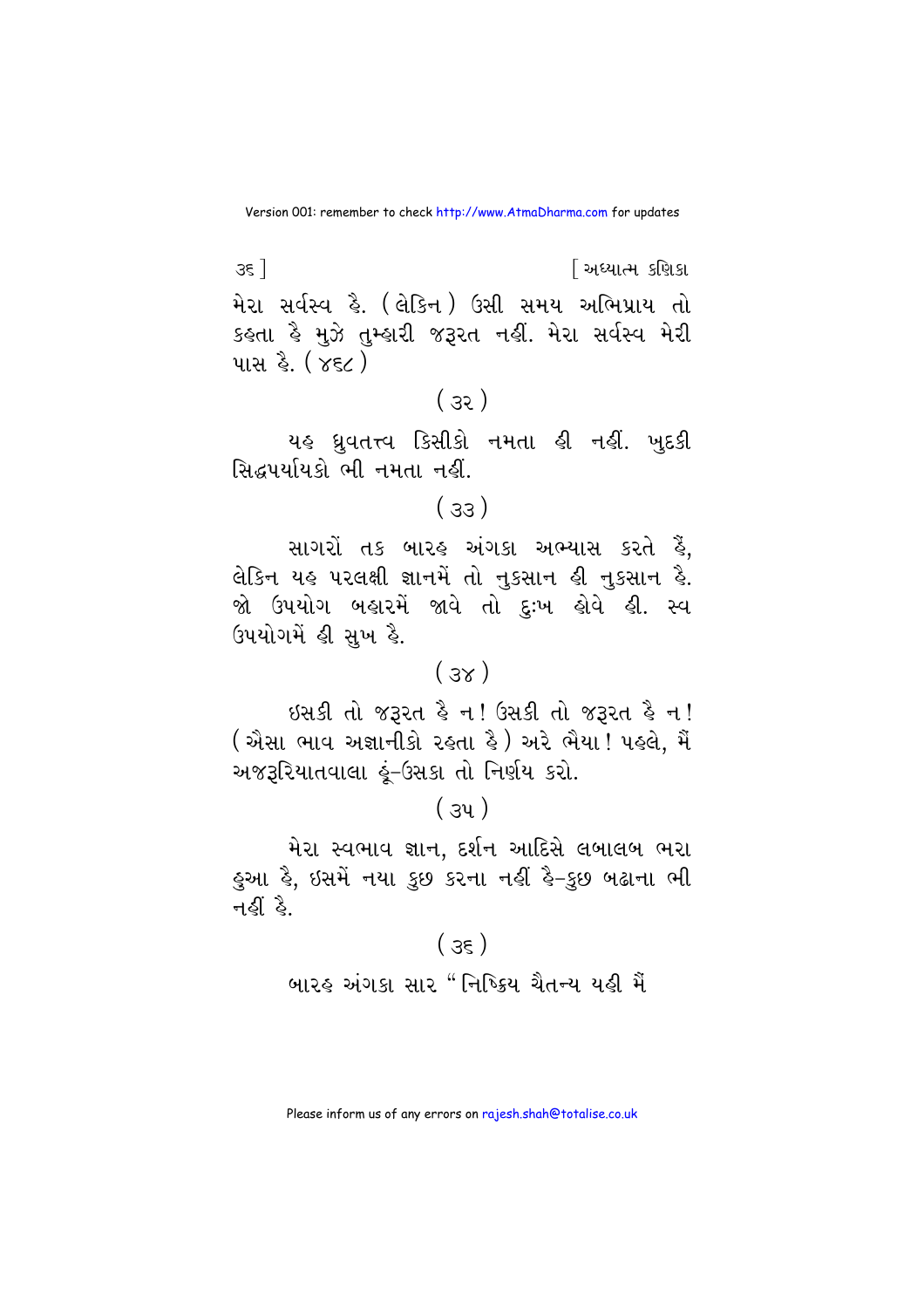મેરા સર્વસ્વ હૈ. (લેકિન) ઉસી સમય અભિપ્રાય તો કહતા હૈ મુઝે તુમ્હારી જરૂરત નહીં. મેરા સર્વસ્વ મેરી પાસ હૈ. (૪૬૮)

(૩૨)

યહ ધ્રુવતત્ત્વ કિસીકો નમતા હી નહીં. ખુદકી સિદ્ધપર્યાયકો ભી નમતા નહીં.

(૩૩)

સાગરોં તક બારહ અંગકા અભ્યાસ કરતે હૈં, લેકિન યહ પરલક્ષી જ્ઞાનમેં તો નુકસાન હી નુકસાન હૈ. જો ઉપયોગ બહારમેં જાવે તો દુઃખ હોવે હી. સ્વ ઉપયોગમેં હી સુખ હૈ.

(૩૪)

ઇસકી તો જરૂરત હૈ ન! ઉસકી તો જરૂરત હૈ ન! (ઐસા ભાવ અજ્ઞાનીકો રહતા હૈ) અરે ભૈયા! પહલે, મૈં અજરૂરિયાતવાલા હૂં-ઉસકા તો નિર્ણય કરો.

(૩૫)

મેરા સ્વભાવ જ્ઞાન, દર્શન આદિસે લબાલબ ભરા હુઆ હૈ, ઇસમેં નયા કુછ કરના નહીં હૈ-કુછ બઢાના ભી નહીં હૈ.

(૩૬)

બારહ અંગકા સાર "નિષ્ક્રિય ચૈતન્ય યહી મૈં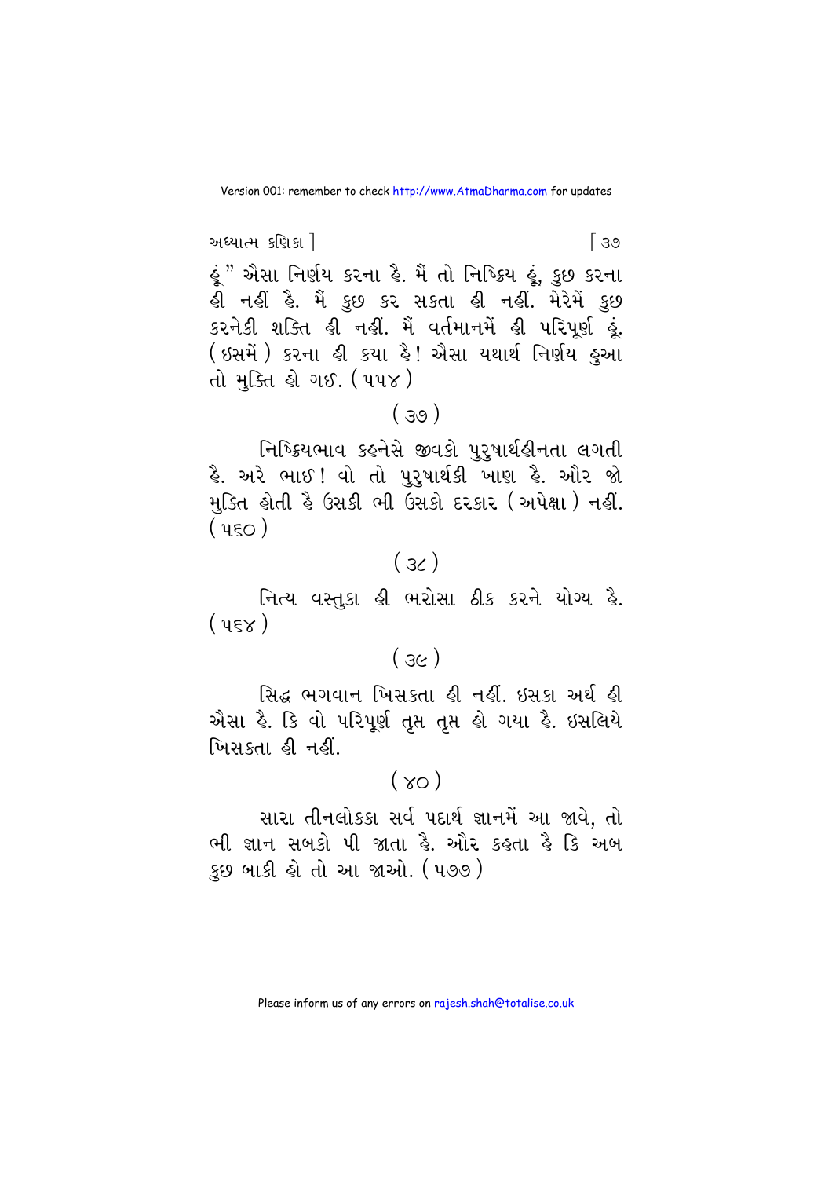હૂં" ઐસા નિર્ણય કરના હૈ. મૈં તો નિષ્ક્રિય હૂં, કુછ કરના હી નહીં હૈ. મૈં કુછ કર સકતા હી નહીં. મેરેમેં કુછ કરનેકી શક્તિ હી નહીં. મૈં વર્તમાનમેં હી પરિપૂર્ણ હૂં. (ઇસમેં) કરના હી કયા હૈ! ઐસા યથાર્થ નિર્ણય હુઆ તો મુક્તિ હો ગઈ. (૫૫૪)

(૩૭)

નિષ્ક્રિયભાવ કહનેસે જીવકો પુરુષાર્થહીનતા લગતી હૈ. અરે ભાઈ! વો તો પુરુષાર્થકી ખાણ હૈ. ઔર જો મુક્તિ હોતી હૈ ઉસકી ભી ઉસકો દરકાર (અપેક્ષા) નહીં. (૫૬૦)

(૩૮)

નિત્ય વસ્તુકા હી ભરોસા ઠીક કરને યોગ્ય હૈ. (૫૬૪)

(૩૯)

સિદ્ધ ભગવાન ખિસકતા હી નહીં. ઇસકા અર્થ હી ઐસા હૈ. કિ વો પરિપૂર્ણ તૃપ્ત તૃપ્ત હો ગયા હૈ. ઇસલિયે ખિસકતા હી નહીં.

(૪૦)

સારા તીનલોકકા સર્વ પદાર્થ જ્ઞાનમેં આ જાવે, તો ભી જ્ઞાન સબકો પી જાતા હૈ. ઔર કહતા હૈ કિ અબ કુછ બાકી હો તો આ જાઓ. (૫૭૭)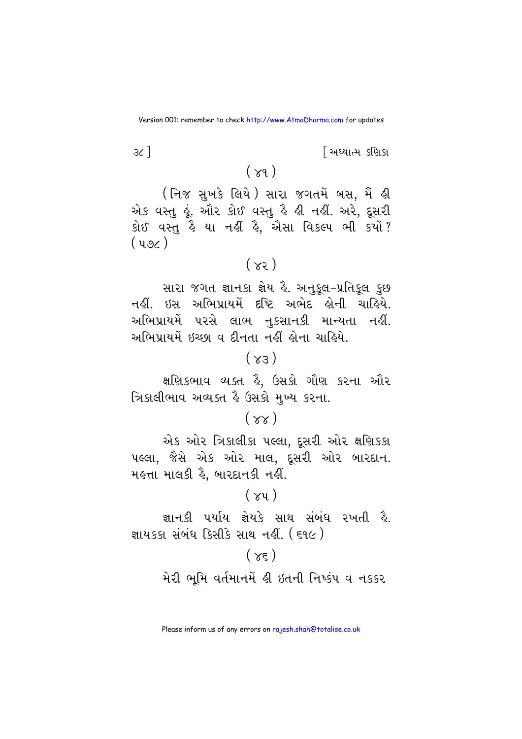( ૪૧ )

(નિજ સુખકે લિયે) સારા જગતમેં બસ, મૈં હી એક વસ્તુ હૂં. ઔર કોઈ વસ્તુ હૈ હી નહીં. અરે, દૂસરી કોઈ વસ્તુ હૈ યા નહીં હૈ, ઐસા વિકલ્પ ભી ક્યોં? (૫૭૮)

( ૪૨ )

સારા જગત જ્ઞાનકા જ્ઞેય હૈ. અનુકૂલ-પ્રતિકૂલ કુછ નહીં. ઇસ અભિપ્રાયમેં દૃષ્ટિ અભેદ હોની ચાહિયે. અભિપ્રાયમેં પરસે લાભ નુકસાનકી માન્યતા નહીં. અભિપ્રાયમેં ઇચ્છા વ દીનતા નહીં હોના ચાહિયે.

( ૪૩ )

ક્ષણિકભાવ વ્યક્ત હૈ, ઉસકો ગૌણ કરના ઔર ત્રિકાલીભાવ અવ્યક્ત હૈ ઉસકો મુખ્ય કરના.

( ૪૪ )

એક ઓર ત્રિકાલીકા પલ્લા, દૂસરી ઓર ક્ષણિકકા પલ્લા, જૈસે એક ઓર માલ, દૂસરી ઓર બારદાન. મહત્તા માલકી હૈ, બારદાનકી નહીં.

( ૪૫ )

જ્ઞાનકી પર્યાય જ્ઞેયકે સાથ સંબંધ રખતી હૈ. જ્ઞાયકકા સંબંધ કિસીકે સાથ નહીં. (૬૧૯)

( ૪૬ )

મેરી ભૂમિ વર્તમાનમેં હી ઇતની નિષ્કંપ વ નક્કર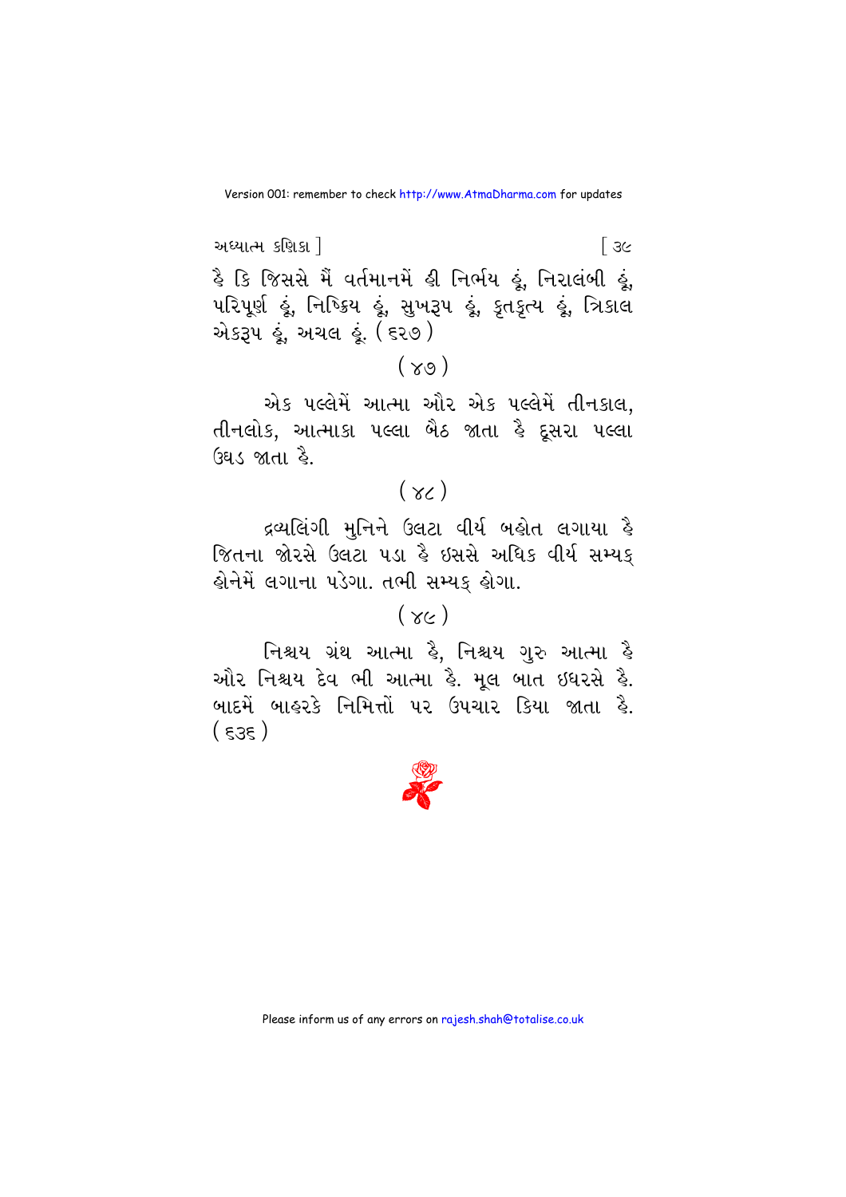है कि जिससे मैं वर्तमानमें ही निर्भय हूं, निरालंबी हूं, परिपूर्ण हूं, निष्क्रिय हूं, सुखरूप हूं, कृतकृत्य हूं, त्रिकाल एकरूप हूं, अचल हूं. (६२७)

(४७)

एक पल्लेमें आत्मा और एक पल्लेमें तीनकाल, तीनलोक, आत्माका पल्ला बैठ जाता है दूसरा पल्ला उघड जाता है.

(४८)

द्रव्यलिंगी मुनिने उलटा वीर्य बहोत लगाया है जितना जोरसे उलटा पडा है इससे अधिक वीर्य सम्यक् होनेमें लगाना पडेगा. तभी सम्यक् होगा.

(४९)

निश्चय ग्रंथ आत्मा है, निश्चय गुरु आत्मा है और निश्चय देव भी आत्मा है. मूल बात इधरसे है. बादमें बाहरके निमित्तों पर उपचार किया जाता है. (६३६)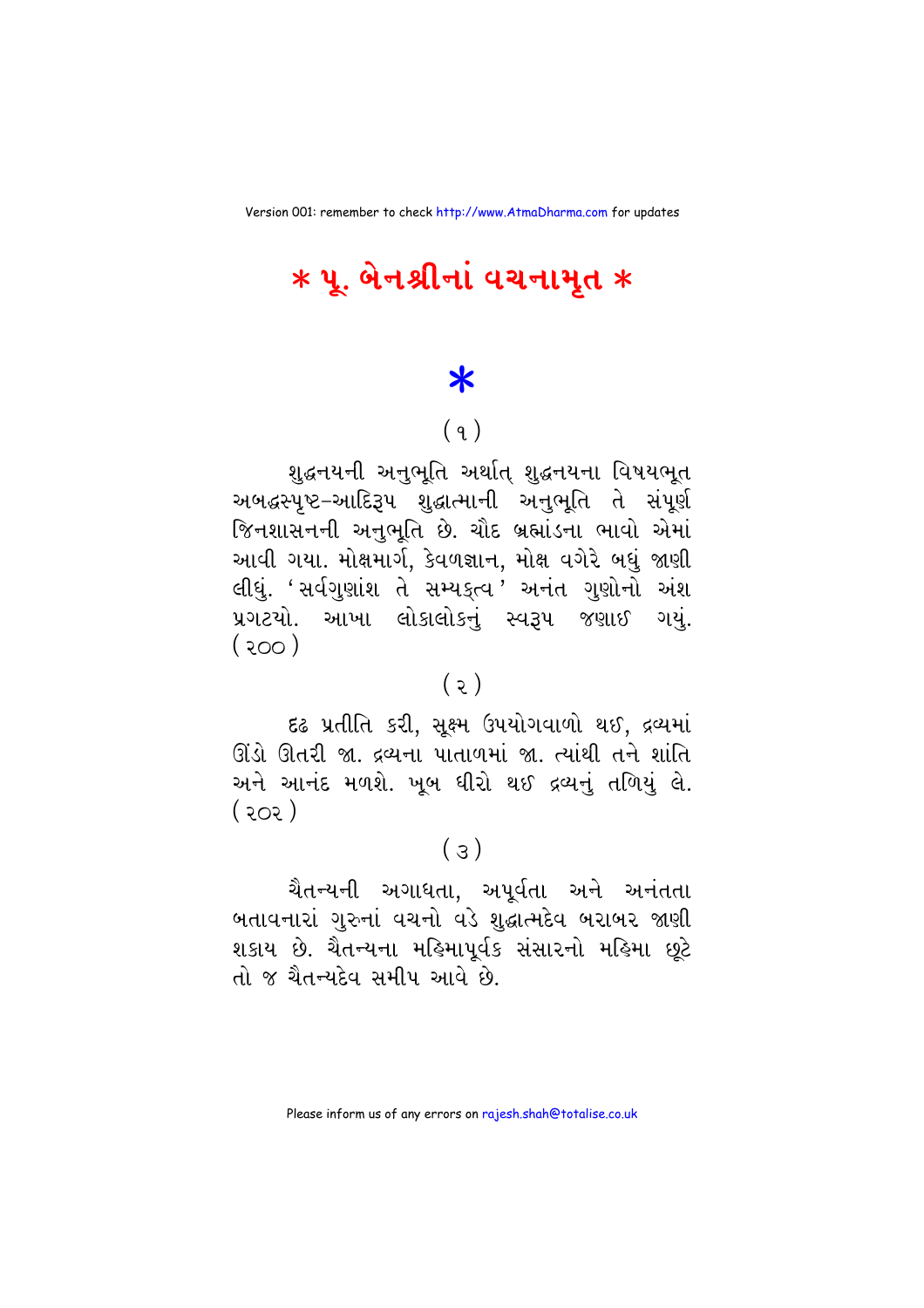# * પૂ. બેનશ્રીનાં વચનામૃત *

*

( ૧ )

શુદ્ધનયની અનુભૂતિ અર્થાત્ શુદ્ધનયના વિષયભૂત અબદ્ધસ્પૃષ્ટ–આદિરૂપ શુદ્ધાત્માની અનુભૂતિ તે સંપૂર્ણ જિનશાસનની અનુભૂતિ છે. ચૌદ બ્રહ્માંડના ભાવો એમાં આવી ગયા. મોક્ષમાર્ગ, કેવળજ્ઞાન, મોક્ષ વગેરે બધું જાણી લીધું. 'સર્વગુણાંશ તે સમ્યક્ત્વ' અનંત ગુણોનો અંશ પ્રગટયો. આખા લોકાલોકનું સ્વરૂપ જણાઈ ગયું. ( ૨૦૦ )

( ૨ )

દ્રઢ પ્રતીતિ કરી, સૂક્ષ્મ ઉપયોગવાળો થઈ, દ્રવ્યમાં ઊંડો ઊતરી જા. દ્રવ્યના પાતાળમાં જા. ત્યાંથી તને શાંતિ અને આનંદ મળશે. ખૂબ ધીરો થઈ દ્રવ્યનું તળિયું લે. ( ૨૦૨ )

( ૩ )

ચૈતન્યની અગાધતા, અપૂર્વતા અને અનંતતા બતાવનારાં ગુરુનાં વચનો વડે શુદ્ધાત્મદેવ બરાબર જાણી શકાય છે. ચૈતન્યના મહિમાપૂર્વક સંસારનો મહિમા છૂટે તો જ ચૈતન્યદેવ સમીપ આવે છે.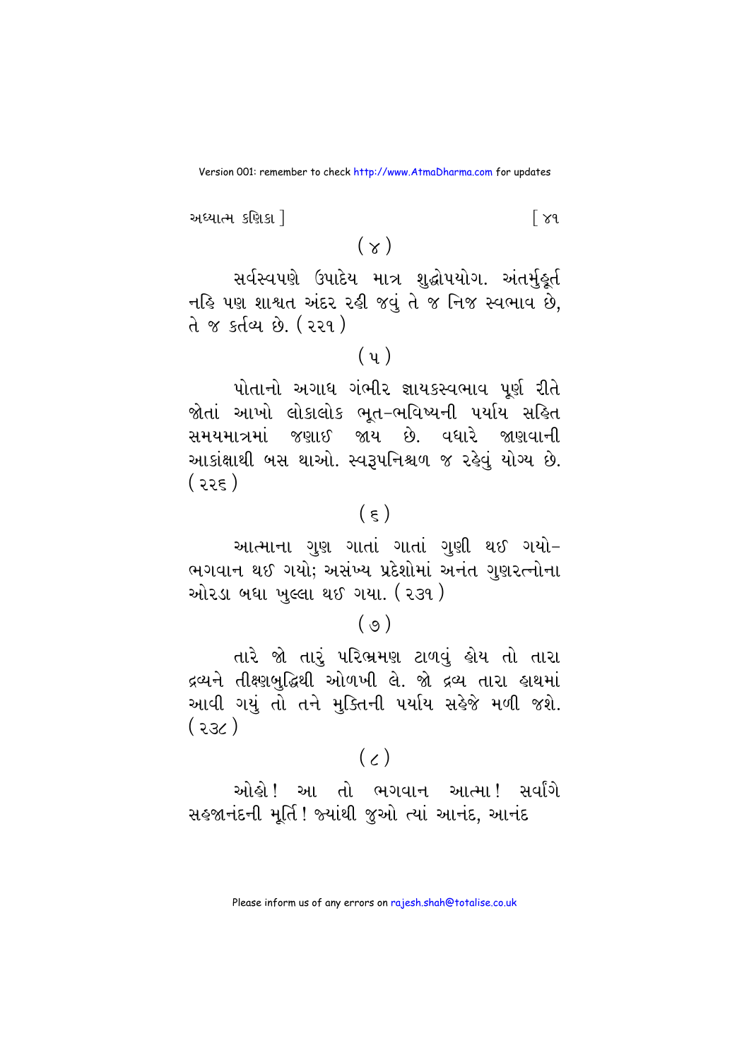(૪)

સર્વસ્વપણે ઉપાદેય માત્ર શુદ્ધોપયોગ. અંતર્મુહૂર્ત નહિ પણ શાશ્વત અંદર રહી જવું તે જ નિજ સ્વભાવ છે, તે જ કર્તવ્ય છે. (૨૨૧)

(૫)

પોતાનો અગાધ ગંભીર જ્ઞાયકસ્વભાવ પૂર્ણ રીતે જોતાં આખો લોકાલોક ભૂત-ભવિષ્યની પર્યાય સહિત સમયમાત્રમાં જણાઈ જાય છે. વધારે જાણવાની આકાંક્ષાથી બસ થાઓ. સ્વરૂપનિશ્ચળ જ રહેવું યોગ્ય છે. (૨૨૬)

(૬)

આત્માના ગુણ ગાતાં ગાતાં ગુણી થઈ ગયો-ભગવાન થઈ ગયો; અસંખ્ય પ્રદેશોમાં અનંત ગુણરત્નોના ઓરડા બધા ખુલ્લા થઈ ગયા. (૨૩૧)

(૭)

તારે જો તારું પરિભ્રમણ ટાળવું હોય તો તારા દ્રવ્યને તીક્ષ્ણબુદ્ધિથી ઓળખી લે. જો દ્રવ્ય તારા હાથમાં આવી ગયું તો તને મુક્તિની પર્યાય સહેજે મળી જશે. (૨૩૮)

(૮)

ઓહો! આ તો ભગવાન આત્મા! સર્વાંગે સહજાનંદની મૂર્તિ! જ્યાંથી જુઓ ત્યાં આનંદ, આનંદ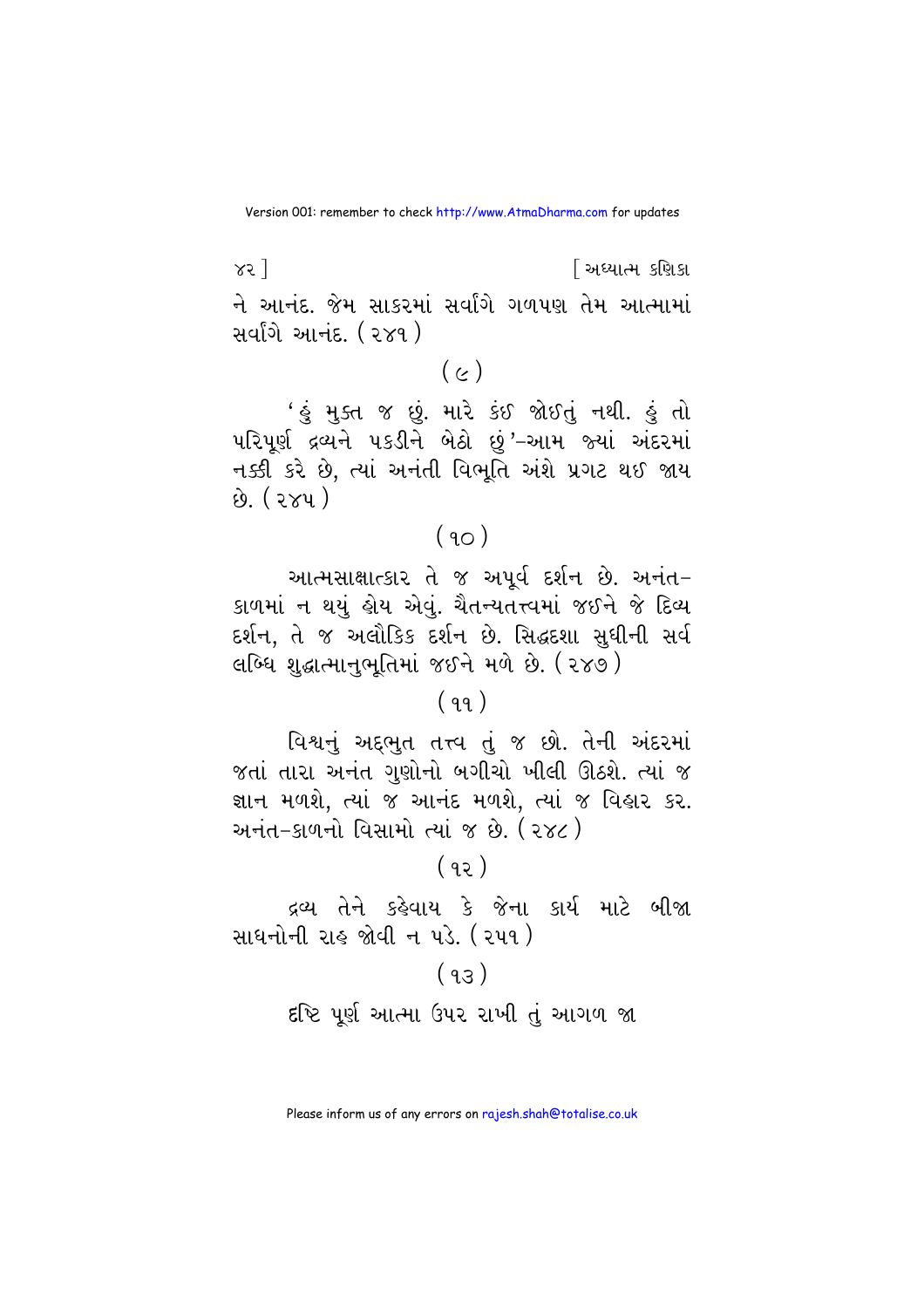ને આનંદ. જેમ સાકરમાં સર્વાંગે ગળપણ તેમ આત્મામાં સર્વાંગે આનંદ. (૨૪૧)

(૯)

'હું મુક્ત જ છું. મારે કંઈ જોઈતું નથી. હું તો પરિપૂર્ણ દ્રવ્યને પકડીને બેઠો છું'–આમ જ્યાં અંદરમાં નક્કી કરે છે, ત્યાં અનંતી વિભૂતિ અંશે પ્રગટ થઈ જાય છે. (૨૪૫)

(૧૦)

આત્મસાક્ષાત્કાર તે જ અપૂર્વ દર્શન છે. અનંત–કાળમાં ન થયું હોય એવું. ચૈતન્યતત્ત્વમાં જઈને જે દિવ્ય દર્શન, તે જ અલૌકિક દર્શન છે. સિદ્ધદશા સુધીની સર્વ લબ્ધિ શુદ્ધાત્માનુભૂતિમાં જઈને મળે છે. (૨૪૭)

(૧૧)

વિશ્વનું અદ્‌ભુત તત્ત્વ તું જ છો. તેની અંદરમાં જતાં તારા અનંત ગુણોનો બગીચો ખીલી ઊઠશે. ત્યાં જ જ્ઞાન મળશે, ત્યાં જ આનંદ મળશે, ત્યાં જ વિહાર કર. અનંત–કાળનો વિસામો ત્યાં જ છે. (૨૪૮)

(૧૨)

દ્રવ્ય તેને કહેવાય કે જેના કાર્ય માટે બીજા સાધનોની રાહ જોવી ન પડે. (૨૫૧)

(૧૩)

દૃષ્ટિ પૂર્ણ આત્મા ઉપર રાખી તું આગળ જા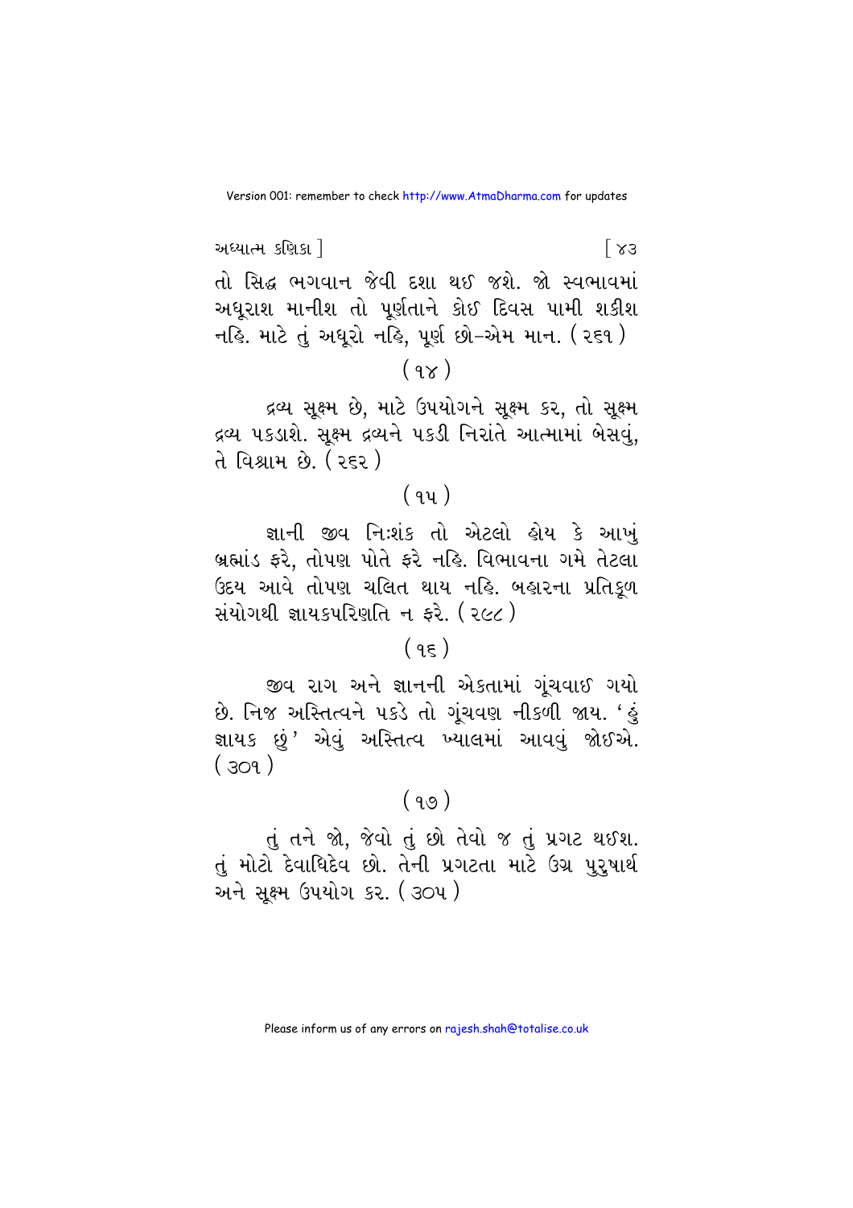તો સિદ્ધ ભગવાન જેવી દશા થઈ જશે. જો સ્વભાવમાં અધૂરાશ માનીશ તો પૂર્ણતાને કોઈ દિવસ પામી શકીશ નહિ. માટે તું અધૂરો નહિ, પૂર્ણ છો–એમ માન. ( ૨૬૧ )

( ૧૪ )

દ્રવ્ય સૂક્ષ્મ છે, માટે ઉપયોગને સૂક્ષ્મ કર, તો સૂક્ષ્મ દ્રવ્ય પકડાશે. સૂક્ષ્મ દ્રવ્યને પકડી નિરાંતે આત્મામાં બેસવું, તે વિશ્રામ છે. ( ૨૬૨ )

( ૧૫ )

જ્ઞાની જીવ નિઃશંક તો એટલો હોય કે આખું બ્રહ્માંડ ફરે, તોપણ પોતે ફરે નહિ. વિભાવના ગમે તેટલા ઉદય આવે તોપણ ચલિત થાય નહિ. બહારના પ્રતિકૂળ સંયોગથી જ્ઞાયકપરિણતિ ન ફરે. ( ૨૯૮ )

( ૧૬ )

જીવ રાગ અને જ્ઞાનની એકતામાં ગૂંચવાઈ ગયો છે. નિજ અસ્તિત્વને પકડે તો ગૂંચવણ નીકળી જાય. 'હું જ્ઞાયક છું' એવું અસ્તિત્વ ખ્યાલમાં આવવું જોઈએ. ( ૩૦૧ )

( ૧૭ )

તું તને જો, જેવો તું છો તેવો જ તું પ્રગટ થઈશ. તું મોટો દેવાધિદેવ છો. તેની પ્રગટતા માટે ઉગ્ર પુરુષાર્થ અને સૂક્ષ્મ ઉપયોગ કર. ( ૩૦૫ )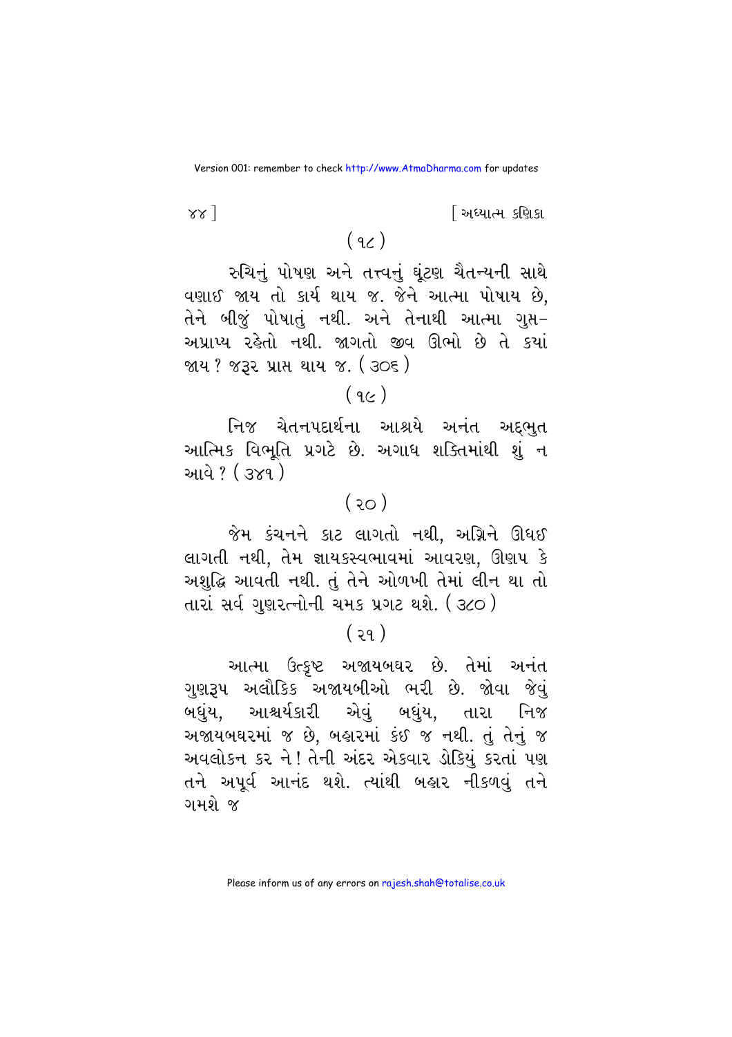( ૧૮ )

રુચિનું પોષણ અને તત્ત્વનું ઘૂંટણ ચૈતન્યની સાથે વણાઈ જાય તો કાર્ય થાય જ. જેને આત્મા પોષાય છે, તેને બીજું પોષાતું નથી. અને તેનાથી આત્મા ગુપ્ત-અપ્રાપ્ય રહેતો નથી. જાગતો જીવ ઊભો છે તે ક્યાં જાય ? જરૂર પ્રાપ્ત થાય જ. ( ૩૦૬ )

( ૧૯ )

નિજ ચેતનપદાર્થના આશ્રયે અનંત અદ્‌ભુત આત્મિક વિભૂતિ પ્રગટે છે. અગાધ શક્તિમાંથી શું ન આવે ? ( ૩૪૧ )

( ૨૦ )

જેમ કંચનને કાટ લાગતો નથી, અગ્નિને ઊધઈ લાગતી નથી, તેમ જ્ઞાયકસ્વભાવમાં આવરણ, ઊણપ કે અશુદ્ધિ આવતી નથી. તું તેને ઓળખી તેમાં લીન થા તો તારાં સર્વ ગુણરત્નોની ચમક પ્રગટ થશે. ( ૩૮૦ )

( ૨૧ )

આત્મા ઉત્કૃષ્ટ અજાયબઘર છે. તેમાં અનંત ગુણરૂપ અલૌકિક અજાયબીઓ ભરી છે. જોવા જેવું બધુંય, આશ્ચર્યકારી એવું બધુંય, તારા નિજ અજાયબઘરમાં જ છે, બહારમાં કંઈ જ નથી. તું તેનું જ અવલોકન કર ને ! તેની અંદર એકવાર ડોકિયું કરતાં પણ તને અપૂર્વ આનંદ થશે. ત્યાંથી બહાર નીકળવું તને ગમશે જ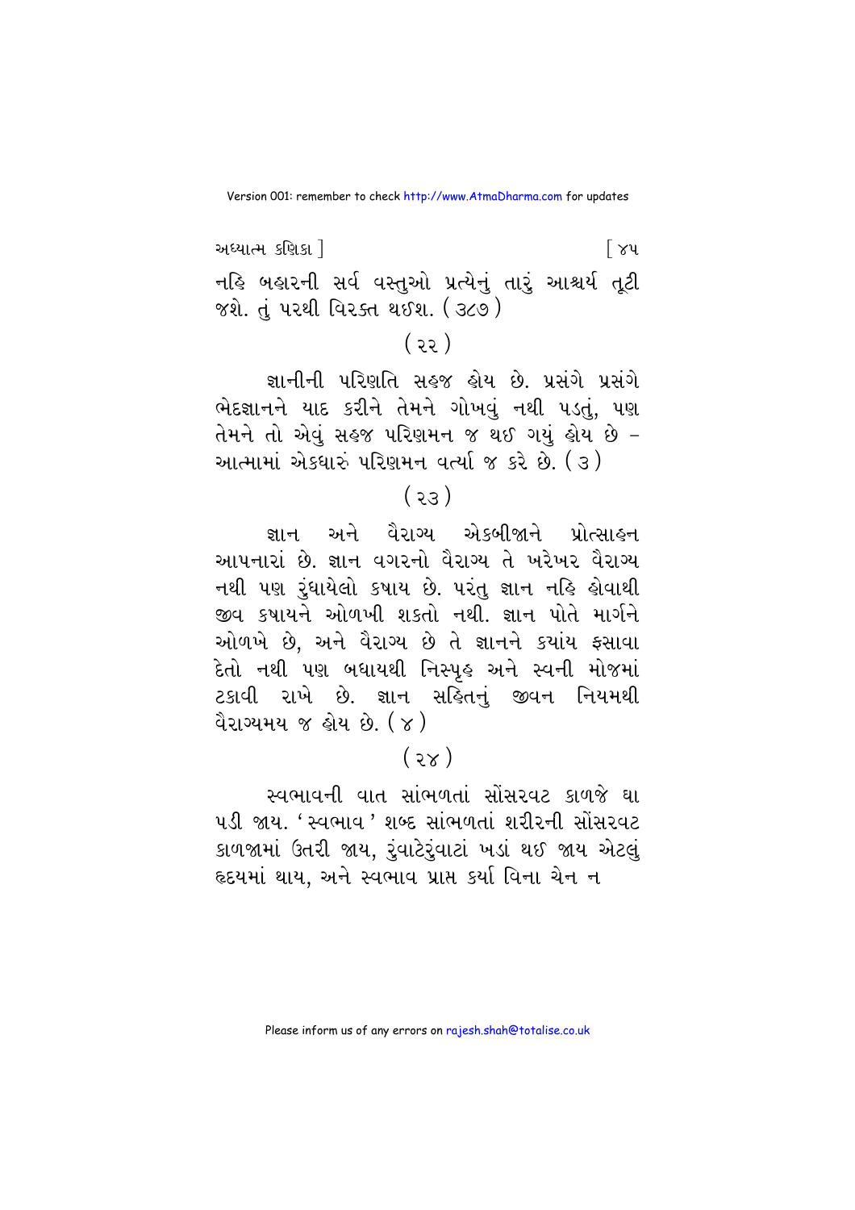નહિ બહારની સર્વ વસ્તુઓ પ્રત્યેનું તારું આશ્ચર્ય તૂટી જશે. તું પરથી વિરક્ત થઈશ. (૩૮૭)

(૨૨)

જ્ઞાનીની પરિણતિ સહજ હોય છે. પ્રસંગે પ્રસંગે ભેદજ્ઞાનને યાદ કરીને તેમને ગોખવું નથી પડતું, પણ તેમને તો એવું સહજ પરિણમન જ થઈ ગયું હોય છે – આત્મામાં એકધારું પરિણમન વર્ત્યા જ કરે છે. (૩)

(૨૩)

જ્ઞાન અને વૈરાગ્ય એકબીજાને પ્રોત્સાહન આપનારાં છે. જ્ઞાન વગરનો વૈરાગ્ય તે ખરેખર વૈરાગ્ય નથી પણ રુંધાયેલો કષાય છે. પરંતુ જ્ઞાન નહિ હોવાથી જીવ કષાયને ઓળખી શકતો નથી. જ્ઞાન પોતે માર્ગને ઓળખે છે, અને વૈરાગ્ય છે તે જ્ઞાનને ક્યાંય ફસાવા દેતો નથી પણ બધાયથી નિસ્પૃહ અને સ્વની મોજમાં ટકાવી રાખે છે. જ્ઞાન સહિતનું જીવન નિયમથી વૈરાગ્યમય જ હોય છે. (૪)

(૨૪)

સ્વભાવની વાત સાંભળતાં સોંસરવટ કાળજે ઘા પડી જાય. 'સ્વભાવ' શબ્દ સાંભળતાં શરીરની સોંસરવટ કાળજામાં ઉતરી જાય, રુંવાટેરુંવાટાં ખડાં થઈ જાય એટલું હૃદયમાં થાય, અને સ્વભાવ પ્રાપ્ત કર્યા વિના ચેન ન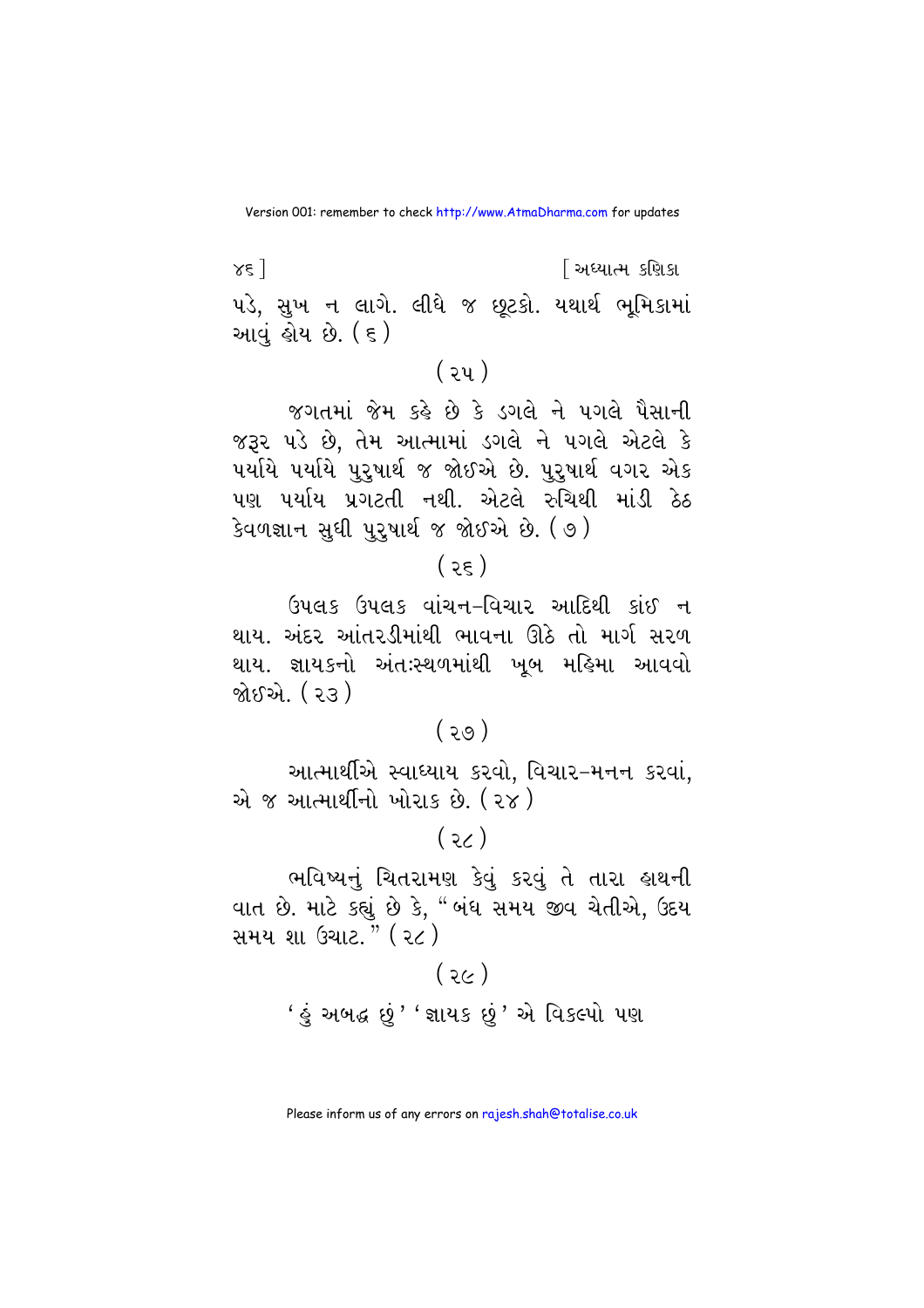પડે, સુખ ન લાગે. લીધે જ છૂટકો. યથાર્થ ભૂમિકામાં આવું હોય છે. ( ૬ )

( ૨૫ )

જગતમાં જેમ કહે છે કે ડગલે ને પગલે પૈસાની જરૂર પડે છે, તેમ આત્મામાં ડગલે ને પગલે એટલે કે પર્યાયે પર્યાયે પુરુષાર્થ જ જોઈએ છે. પુરુષાર્થ વગર એક પણ પર્યાય પ્રગટતી નથી. એટલે રુચિથી માંડી ઠેઠ કેવળજ્ઞાન સુધી પુરુષાર્થ જ જોઈએ છે. ( ૭ )

( ૨૬ )

ઉપલક ઉપલક વાંચન-વિચાર આદિથી કાંઈ ન થાય. અંદર આંતરડીમાંથી ભાવના ઊઠે તો માર્ગ સરળ થાય. જ્ઞાયકનો અંતઃસ્થળમાંથી ખૂબ મહિમા આવવો જોઈએ. ( ૨૩ )

( ૨૭ )

આત્માર્થીએ સ્વાધ્યાય કરવો, વિચાર-મનન કરવાં, એ જ આત્માર્થીનો ખોરાક છે. ( ૨૪ )

( ૨૮ )

ભવિષ્યનું ચિતરામણ કેવું કરવું તે તારા હાથની વાત છે. માટે કહ્યું છે કે, "બંધ સમય જીવ ચેતીએ, ઉદય સમય શા ઉચાટ." ( ૨૮ )

( ૨૯ )

'હું અબદ્ધ છું' 'જ્ઞાયક છું' એ વિકલ્પો પણ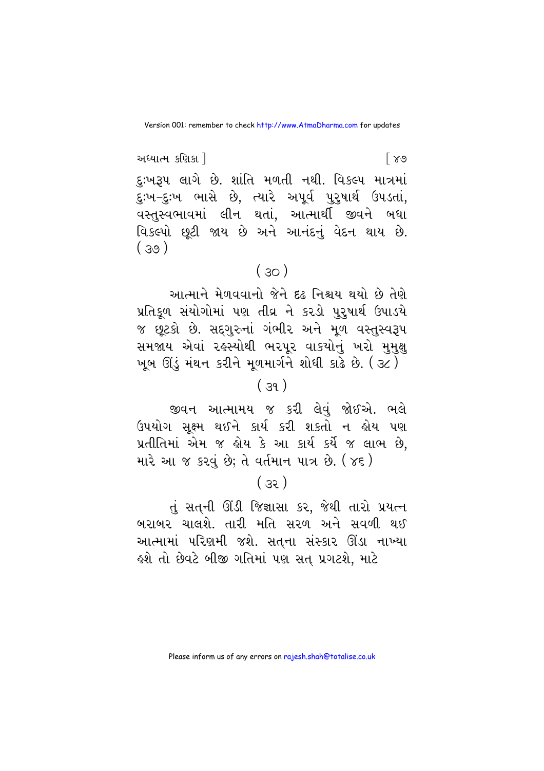દુઃખરૂપ લાગે છે. શાંતિ મળતી નથી. વિકલ્પ માત્રમાં દુઃખ–દુઃખ ભાસે છે, ત્યારે અપૂર્વ પુરુષાર્થ ઉપડતાં, વસ્તુસ્વભાવમાં લીન થતાં, આત્માર્થી જીવને બધા વિકલ્પો છૂટી જાય છે અને આનંદનું વેદન થાય છે. ( ૩૭ )

( ૩૦ )

આત્માને મેળવવાનો જેને દૃઢ નિશ્ચય થયો છે તેણે પ્રતિકૂળ સંયોગોમાં પણ તીવ્ર ને કરડો પુરુષાર્થ ઉપાડયે જ છૂટકો છે. સદ્‌ગુરુનાં ગંભીર અને મૂળ વસ્તુસ્વરૂપ સમજાય એવાં રહસ્યોથી ભરપૂર વાકયોનું ખરો મુમુક્ષુ ખૂબ ઊંડું મંથન કરીને મૂળમાર્ગને શોધી કાઢે છે. ( ૩૮ )

( ૩૧ )

જીવન આત્મામય જ કરી લેવું જોઈએ. ભલે ઉપયોગ સૂક્ષ્મ થઈને કાર્ય કરી શકતો ન હોય પણ પ્રતીતિમાં એમ જ હોય કે આ કાર્ય કર્યે જ લાભ છે, મારે આ જ કરવું છે; તે વર્તમાન પાત્ર છે. ( ૪૬ )

( ૩૨ )

તું સત્‌ની ઊંડી જિજ્ઞાસા કર, જેથી તારો પ્રયત્ન બરાબર ચાલશે. તારી મતિ સરળ અને સવળી થઈ આત્મામાં પરિણમી જશે. સત્‌ના સંસ્કાર ઊંડા નાખ્યા હશે તો છેવટે બીજી ગતિમાં પણ સત્‌ પ્રગટશે, માટે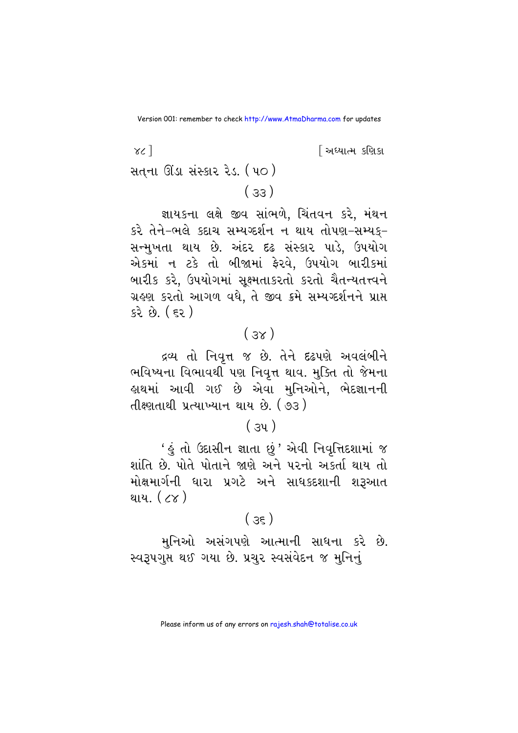સત્‌ના ઊંડા સંસ્કાર રેડ. (૫૦)

(૩૩)

જ્ઞાયકના લક્ષે જીવ સાંભળે, ચિંતવન કરે, મંથન કરે તેને–ભલે કદાચ સમ્યગ્દર્શન ન થાય તોપણ–સમ્યક્‌-સન્મુખતા થાય છે. અંદર દઢ સંસ્કાર પાડે, ઉપયોગ એકમાં ન ટકે તો બીજામાં ફેરવે, ઉપયોગ બારીકમાં બારીક કરે, ઉપયોગમાં સૂક્ષ્મતાકરતો કરતો ચૈતન્યતત્ત્વને ગ્રહણ કરતો આગળ વધે, તે જીવ ક્રમે સમ્યગ્દર્શનને પ્રાપ્ત કરે છે. (૬૨)

(૩૪)

દ્રવ્ય તો નિવૃત્ત જ છે. તેને દઢપણે અવલંબીને ભવિષ્યના વિભાવથી પણ નિવૃત્ત થાવ. મુક્તિ તો જેમના હાથમાં આવી ગઈ છે એવા મુનિઓને, ભેદજ્ઞાનની તીક્ષ્ણતાથી પ્રત્યાખ્યાન થાય છે. (૭૩)

(૩૫)

'હું તો ઉદાસીન જ્ઞાતા છું' એવી નિવૃત્તિદશામાં જ શાંતિ છે. પોતે પોતાને જાણે અને પરનો અકર્તા થાય તો મોક્ષમાર્ગની ધારા પ્રગટે અને સાધકદશાની શરૂઆત થાય. (૮૪)

(૩૬)

મુનિઓ અસંગપણે આત્માની સાધના કરે છે. સ્વરૂપગુપ્ત થઈ ગયા છે. પ્રચુર સ્વસંવેદન જ મુનિનું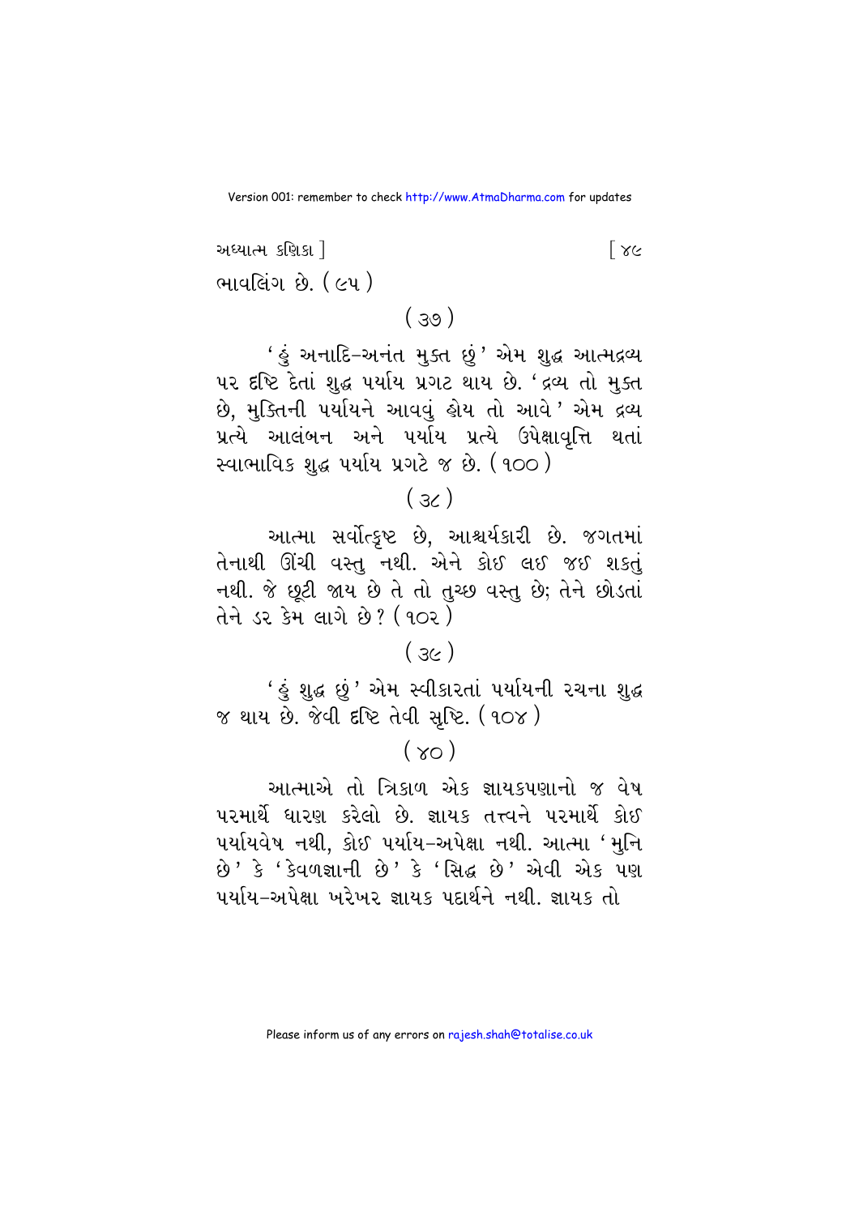ભાવલિંગ છે. (૯૫)

(૩૭)

'હું અનાદિ-અનંત મુક્ત છું' એમ શુદ્ધ આત્મદ્રવ્ય પર દૃષ્ટિ દેતાં શુદ્ધ પર્યાય પ્રગટ થાય છે. 'દ્રવ્ય તો મુક્ત છે, મુક્તિની પર્યાયને આવવું હોય તો આવે' એમ દ્રવ્ય પ્રત્યે આલંબન અને પર્યાય પ્રત્યે ઉપેક્ષાવૃત્તિ થતાં સ્વાભાવિક શુદ્ધ પર્યાય પ્રગટે જ છે. (૧૦૦)

(૩૮)

આત્મા સર્વોત્કૃષ્ટ છે, આશ્ચર્યકારી છે. જગતમાં તેનાથી ઊંચી વસ્તુ નથી. એને કોઈ લઈ જઈ શકતું નથી. જે છૂટી જાય છે તે તો તુચ્છ વસ્તુ છે; તેને છોડતાં તેને ડર કેમ લાગે છે? (૧૦૨)

(૩૯)

'હું શુદ્ધ છું' એમ સ્વીકારતાં પર્યાયની રચના શુદ્ધ જ થાય છે. જેવી દૃષ્ટિ તેવી સૃષ્ટિ. (૧૦૪)

(૪૦)

આત્માએ તો ત્રિકાળ એક જ્ઞાયકપણાનો જ વેષ પરમાર્થે ધારણ કરેલો છે. જ્ઞાયક તત્ત્વને પરમાર્થે કોઈ પર્યાયવેષ નથી, કોઈ પર્યાય-અપેક્ષા નથી. આત્મા 'મુનિ છે' કે 'કેવળજ્ઞાની છે' કે 'સિદ્ધ છે' એવી એક પણ પર્યાય-અપેક્ષા ખરેખર જ્ઞાયક પદાર્થને નથી. જ્ઞાયક તો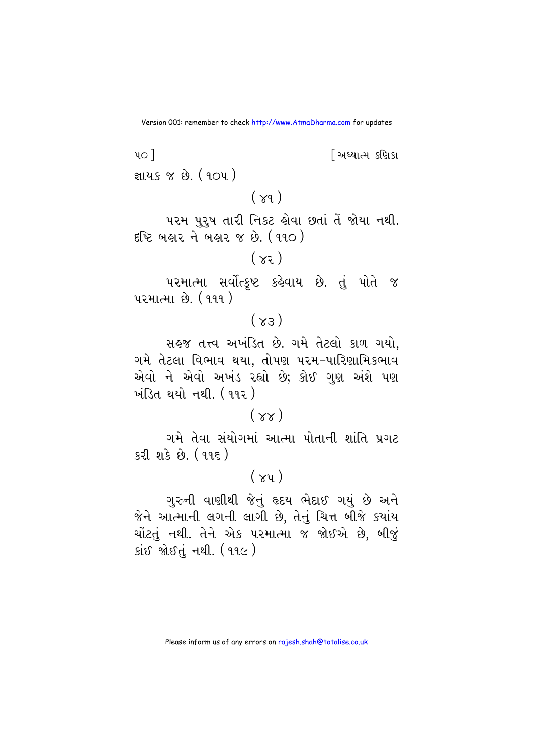જ્ઞાયક જ છે. ( ૧૦૫ )

( ૪૧ )

પરમ પુરુષ તારી નિકટ હોવા છતાં તેં જોયા નથી. દૃષ્ટિ બહાર ને બહાર જ છે. ( ૧૧૦ )

( ૪૨ )

પરમાત્મા સર્વોત્કૃષ્ટ કહેવાય છે. તું પોતે જ પરમાત્મા છે. ( ૧૧૧ )

( ૪૩ )

સહજ તત્ત્વ અખંડિત છે. ગમે તેટલો કાળ ગયો, ગમે તેટલા વિભાવ થયા, તોપણ પરમ-પારિણામિકભાવ એવો ને એવો અખંડ રહ્યો છે; કોઈ ગુણ અંશે પણ ખંડિત થયો નથી. ( ૧૧૨ )

( ૪૪ )

ગમે તેવા સંયોગમાં આત્મા પોતાની શાંતિ પ્રગટ કરી શકે છે. ( ૧૧૬ )

( ૪૫ )

ગુરુની વાણીથી જેનું હૃદય ભેદાઈ ગયું છે અને જેને આત્માની લગની લાગી છે, તેનું ચિત્ત બીજે ક્યાંય ચોંટતું નથી. તેને એક પરમાત્મા જ જોઈએ છે, બીજું કાંઈ જોઈતું નથી. ( ૧૧૯ )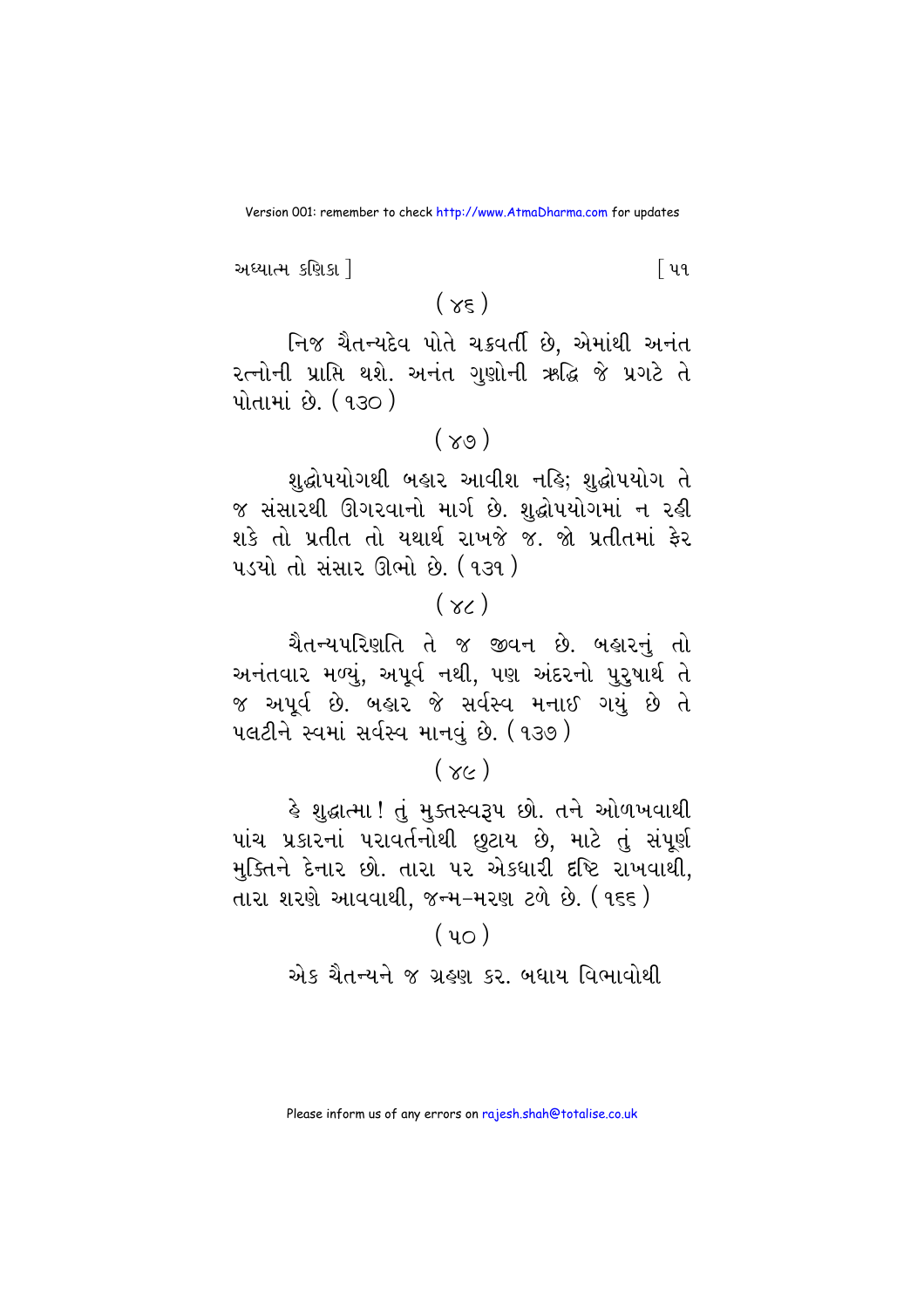(૪૬)

નિજ ચૈતન્યદેવ પોતે ચક્રવર્તી છે, એમાંથી અનંત રત્નોની પ્રાપ્તિ થશે. અનંત ગુણોની ઋદ્ધિ જે પ્રગટે તે પોતામાં છે. (૧૩૦)

(૪૭)

શુદ્ધોપયોગથી બહાર આવીશ નહિ; શુદ્ધોપયોગ તે જ સંસારથી ઊગરવાનો માર્ગ છે. શુદ્ધોપયોગમાં ન રહી શકે તો પ્રતીત તો યથાર્થ રાખજે જ. જો પ્રતીતમાં ફેર પડયો તો સંસાર ઊભો છે. (૧૩૧)

(૪૮)

ચૈતન્યપરિણતિ તે જ જીવન છે. બહારનું તો અનંતવાર મળ્યું, અપૂર્વ નથી, પણ અંદરનો પુરુષાર્થ તે જ અપૂર્વ છે. બહાર જે સર્વસ્વ મનાઈ ગયું છે તે પલટીને સ્વમાં સર્વસ્વ માનવું છે. (૧૩૭)

(૪૯)

હે શુદ્ધાત્મા! તું મુક્તસ્વરૂપ છો. તને ઓળખવાથી પાંચ પ્રકારનાં પરાવર્તનોથી છુટાય છે, માટે તું સંપૂર્ણ મુક્તિને દેનાર છો. તારા પર એકધારી દૃષ્ટિ રાખવાથી, તારા શરણે આવવાથી, જન્મ-મરણ ટળે છે. (૧૬૬)

(૫૦)

એક ચૈતન્યને જ ગ્રહણ કર. બધાય વિભાવોથી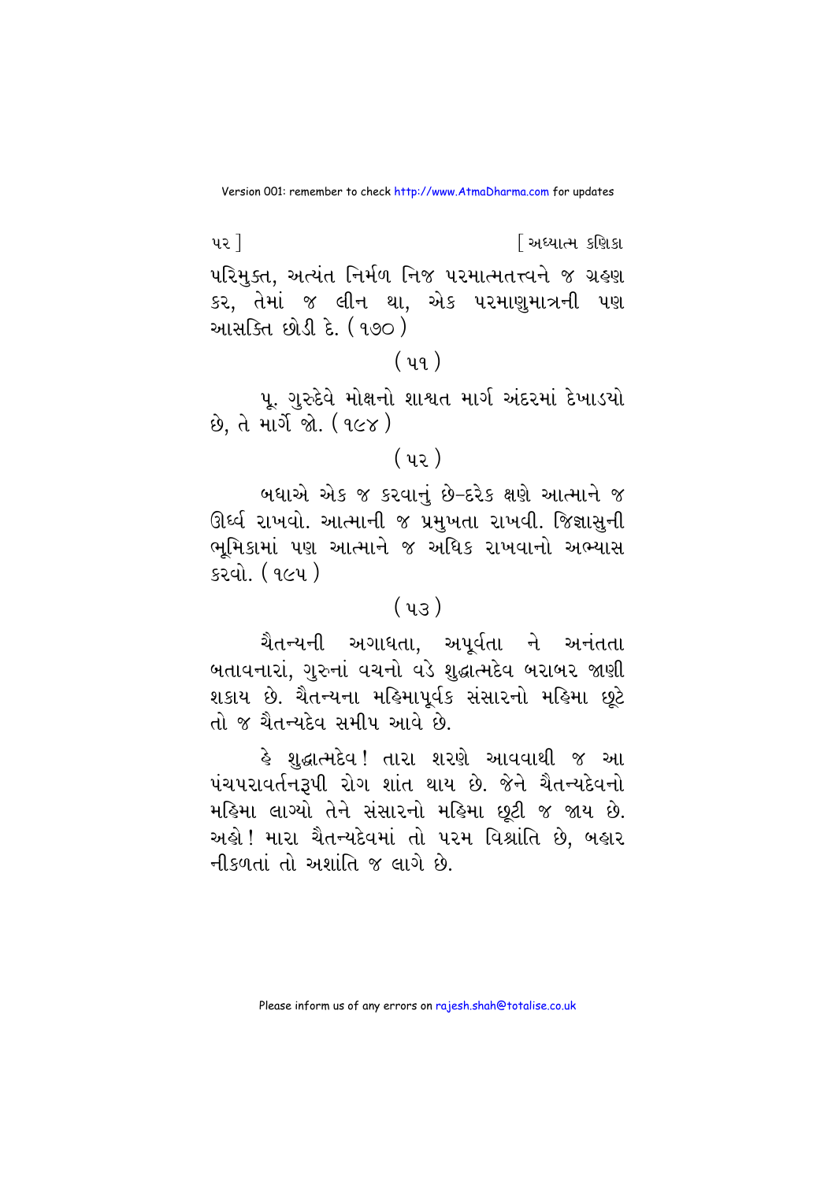પરિમુક્ત, અત્યંત નિર્મળ નિજ પરમાત્મતત્ત્વને જ ગ્રહણ કર, તેમાં જ લીન થા, એક પરમાણુમાત્રની પણ આસક્તિ છોડી દે. (૧૭૦)

(૫૧)

પૂ. ગુરુદેવે મોક્ષનો શાશ્વત માર્ગ અંદરમાં દેખાડયો છે, તે માર્ગે જા. (૧૯૪)

(૫૨)

બધાએ એક જ કરવાનું છે–દરેક ક્ષણે આત્માને જ ઊર્ધ્વ રાખવો. આત્માની જ પ્રમુખતા રાખવી. જિજ્ઞાસુની ભૂમિકામાં પણ આત્માને જ અધિક રાખવાનો અભ્યાસ કરવો. (૧૯૫)

(૫૩)

ચૈતન્યની અગાધતા, અપૂર્વતા ને અનંતતા બતાવનારાં, ગુરુનાં વચનો વડે શુદ્ધાત્મદેવ બરાબર જાણી શકાય છે. ચૈતન્યના મહિમાપૂર્વક સંસારનો મહિમા છૂટે તો જ ચૈતન્યદેવ સમીપ આવે છે.

હે શુદ્ધાત્મદેવ! તારા શરણે આવવાથી જ આ પંચપરાવર્તનરૂપી રોગ શાંત થાય છે. જેને ચૈતન્યદેવનો મહિમા લાગ્યો તેને સંસારનો મહિમા છૂટી જ જાય છે. અહો! મારા ચૈતન્યદેવમાં તો પરમ વિશ્રાંતિ છે, બહાર નીકળતાં તો અશાંતિ જ લાગે છે.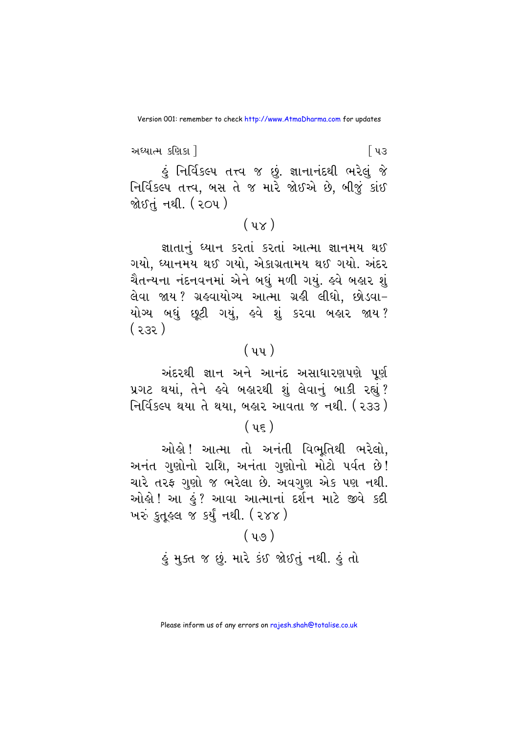હું નિર્વિકલ્પ તત્ત્વ જ છું. જ્ઞાનાનંદથી ભરેલું જે નિર્વિકલ્પ તત્ત્વ, બસ તે જ મારે જોઈએ છે, બીજું કાંઈ જોઈતું નથી. (૨૦૫)

(૫૪)

જ્ઞાતાનું ધ્યાન કરતાં કરતાં આત્મા જ્ઞાનમય થઈ ગયો, ધ્યાનમય થઈ ગયો, એકાગ્રતામય થઈ ગયો. અંદર ચૈતન્યના નંદનવનમાં એને બધું મળી ગયું. હવે બહાર શું લેવા જાય? ગ્રહવાયોગ્ય આત્મા ગ્રહી લીધો, છોડવા-યોગ્ય બધું છૂટી ગયું, હવે શું કરવા બહાર જાય? (૨૩૨)

(૫૫)

અંદરથી જ્ઞાન અને આનંદ અસાધારણપણે પૂર્ણ પ્રગટ થયાં, તેને હવે બહારથી શું લેવાનું બાકી રહ્યું? નિર્વિકલ્પ થયા તે થયા, બહાર આવતા જ નથી. (૨૩૩)

(૫૬)

ઓહો! આત્મા તો અનંતી વિભૂતિથી ભરેલો, અનંત ગુણોનો રાશિ, અનંતા ગુણોનો મોટો પર્વત છે! ચારે તરફ ગુણો જ ભરેલા છે. અવગુણ એક પણ નથી. ઓહો! આ હું? આવા આત્માનાં દર્શન માટે જીવે કદી ખરું કુતૂહલ જ કર્યું નથી. (૨૪૪)

(૫૭)

હું મુક્ત જ છું. મારે કંઈ જોઈતું નથી. હું તો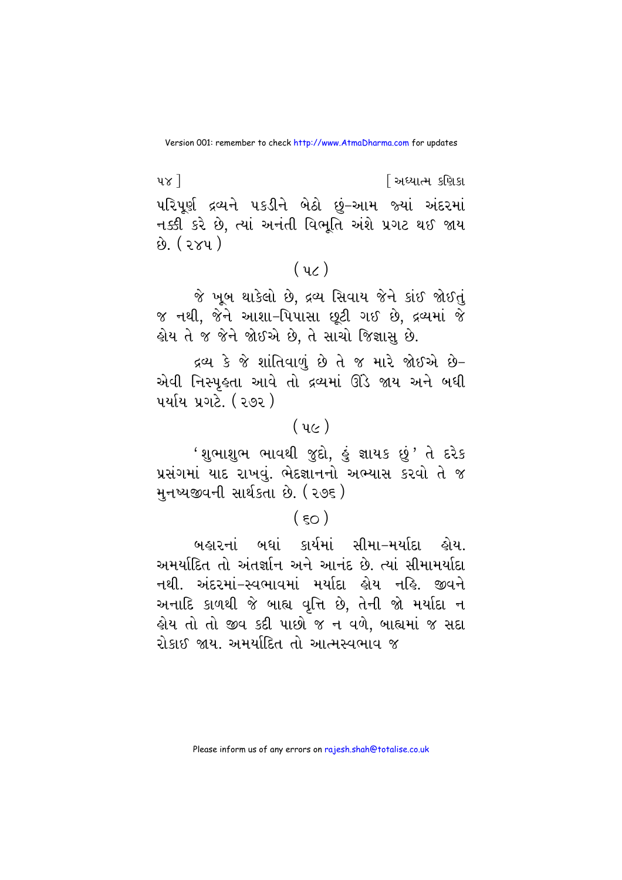પરિપૂર્ણ દ્રવ્યને પકડીને બેઠો છું–આમ જ્યાં અંદરમાં નક્કી કરે છે, ત્યાં અનંતી વિભૂતિ અંશે પ્રગટ થઈ જાય છે. ( ૨૪૫ )

( ૫૮ )

જે ખૂબ થાકેલો છે, દ્રવ્ય સિવાય જેને કાંઈ જોઈતું જ નથી, જેને આશા–પિપાસા છૂટી ગઈ છે, દ્રવ્યમાં જે હોય તે જ જેને જોઈએ છે, તે સાચો જિજ્ઞાસુ છે.

દ્રવ્ય કે જે શાંતિવાળું છે તે જ મારે જોઈએ છે– એવી નિસ્પૃહતા આવે તો દ્રવ્યમાં ઊંડે જાય અને બધી પર્યાય પ્રગટે. ( ૨૭૨ )

( ૫૯ )

'શુભાશુભ ભાવથી જુદો, હું જ્ઞાયક છું' તે દરેક પ્રસંગમાં યાદ રાખવું. ભેદજ્ઞાનનો અભ્યાસ કરવો તે જ મુનષ્યજીવની સાર્થકતા છે. ( ૨૭૬ )

( ૬૦ )

બહારનાં બધાં કાર્યમાં સીમા–મર્યાદા હોય. અમર્યાદિત તો અંતર્જ્ઞાન અને આનંદ છે. ત્યાં સીમામર્યાદા નથી. અંદરમાં–સ્વભાવમાં મર્યાદા હોય નહિ. જીવને અનાદિ કાળથી જે બાહ્ય વૃત્તિ છે, તેની જો મર્યાદા ન હોય તો તો જીવ કદી પાછો જ ન વળે, બાહ્યમાં જ સદા રોકાઈ જાય. અમર્યાદિત તો આત્મસ્વભાવ જ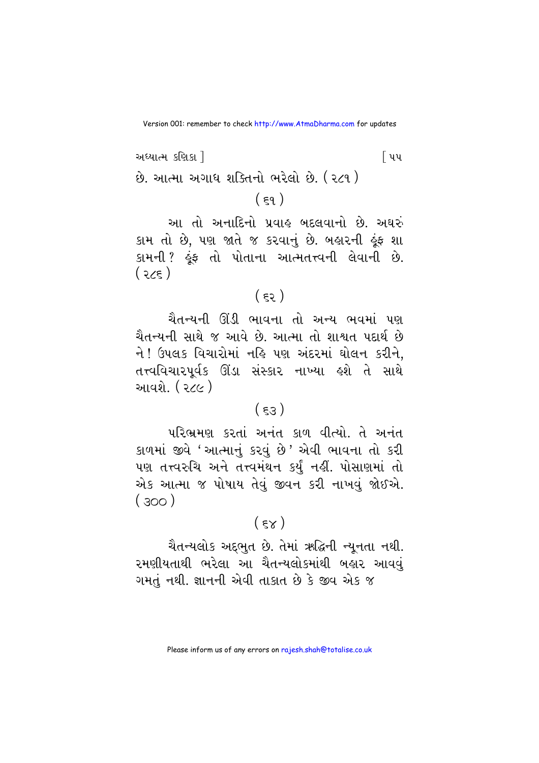છે. આત્મા અગાધ શક્તિનો ભરેલો છે. ( ૨૮૧ )

( ૬૧ )

આ તો અનાદિનો પ્રવાહ બદલવાનો છે. અઘરું કામ તો છે, પણ જાતે જ કરવાનું છે. બહારની હૂંફ શા કામની? હૂંફ તો પોતાના આત્મતત્ત્વની લેવાની છે. ( ૨૮૬ )

( ૬૨ )

ચૈતન્યની ઊંડી ભાવના તો અન્ય ભવમાં પણ ચૈતન્યની સાથે જ આવે છે. આત્મા તો શાશ્વત પદાર્થ છે ને! ઉપલક વિચારોમાં નહિ પણ અંદરમાં ઘોલન કરીને, તત્ત્વવિચારપૂર્વક ઊંડા સંસ્કાર નાખ્યા હશે તે સાથે આવશે. ( ૨૮૯ )

( ૬૩ )

પરિભ્રમણ કરતાં અનંત કાળ વીત્યો. તે અનંત કાળમાં જીવે 'આત્માનું કરવું છે' એવી ભાવના તો કરી પણ તત્ત્વરુચિ અને તત્ત્વમંથન કર્યું નહીં. પોસાણમાં તો એક આત્મા જ પોષાય તેવું જીવન કરી નાખવું જોઈએ. ( ૩૦૦ )

( ૬૪ )

ચૈતન્યલોક અદ્ભુત છે. તેમાં ઋદ્ધિની ન્યૂનતા નથી. રમણીયતાથી ભરેલા આ ચૈતન્યલોકમાંથી બહાર આવવું ગમતું નથી. જ્ઞાનની એવી તાકાત છે કે જીવ એક જ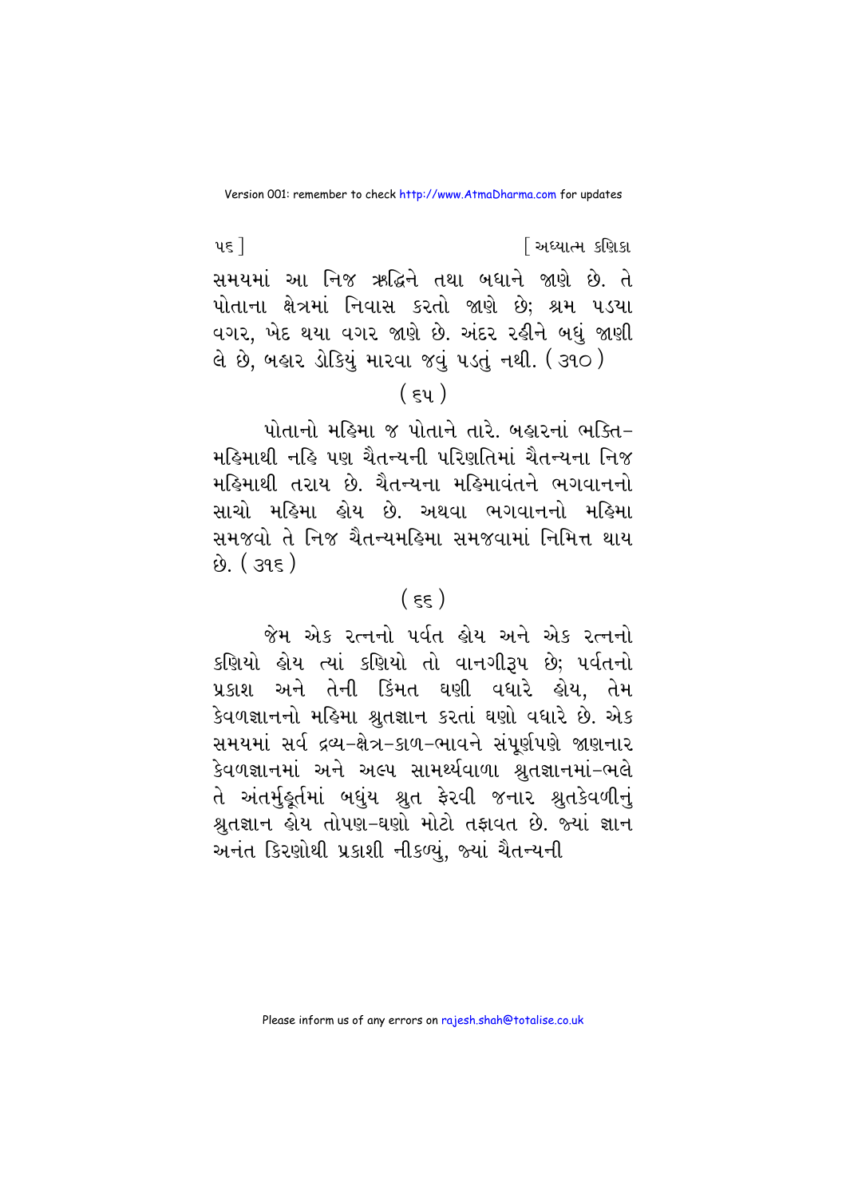સમયમાં આ નિજ ઋદ્ધિને તથા બધાને જાણે છે. તે પોતાના ક્ષેત્રમાં નિવાસ કરતો જાણે છે; શ્રમ પડયા વગર, ખેદ થયા વગર જાણે છે. અંદર રહીને બધું જાણી લે છે, બહાર ડોકિયું મારવા જવું પડતું નથી. ( ૩૧૦ )

( ૬૫ )

પોતાનો મહિમા જ પોતાને તારે. બહારનાં ભક્તિ-મહિમાથી નહિ પણ ચૈતન્યની પરિણતિમાં ચૈતન્યના નિજ મહિમાથી તરાય છે. ચૈતન્યના મહિમાવંતને ભગવાનનો સાચો મહિમા હોય છે. અથવા ભગવાનનો મહિમા સમજવો તે નિજ ચૈતન્યમહિમા સમજવામાં નિમિત્ત થાય છે. ( ૩૧૬ )

( ૬૬ )

જેમ એક રત્નનો પર્વત હોય અને એક રત્નનો કણિયો હોય ત્યાં કણિયો તો વાનગીરૂપ છે; પર્વતનો પ્રકાશ અને તેની કિંમત ઘણી વધારે હોય, તેમ કેવળજ્ઞાનનો મહિમા શ્રુતજ્ઞાન કરતાં ઘણો વધારે છે. એક સમયમાં સર્વ દ્રવ્ય-ક્ષેત્ર-કાળ-ભાવને સંપૂર્ણપણે જાણનાર કેવળજ્ઞાનમાં અને અલ્પ સામર્થ્યવાળા શ્રુતજ્ઞાનમાં-ભલે તે અંતર્મુહૂર્તમાં બધુંય શ્રુત ફેરવી જનાર શ્રુતકેવળીનું શ્રુતજ્ઞાન હોય તોપણ-ઘણો મોટો તફાવત છે. જ્યાં જ્ઞાન અનંત કિરણોથી પ્રકાશી નીકળ્યું, જ્યાં ચૈતન્યની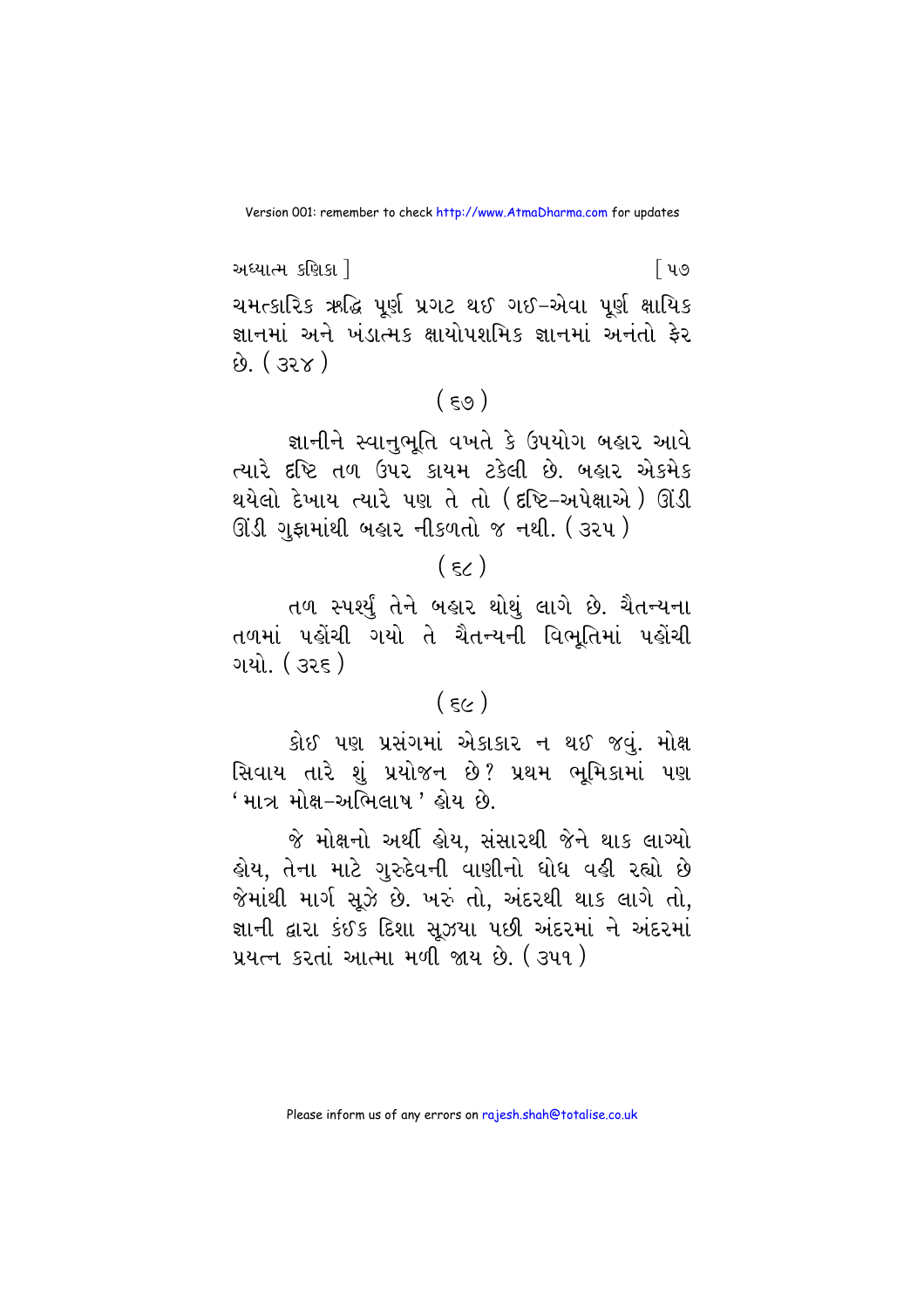ચમત્કારિક ઋદ્ધિ પૂર્ણ પ્રગટ થઈ ગઈ–એવા પૂર્ણ ક્ષાયિક જ્ઞાનમાં અને ખંડાત્મક ક્ષાયોપશમિક જ્ઞાનમાં અનંતો ફેર છે. ( ૩૨૪ )

( ૬૭ )

જ્ઞાનીને સ્વાનુભૂતિ વખતે કે ઉપયોગ બહાર આવે ત્યારે દૃષ્ટિ તળ ઉપર કાયમ ટકેલી છે. બહાર એકમેક થયેલો દેખાય ત્યારે પણ તે તો ( દૃષ્ટિ–અપેક્ષાએ ) ઊંડી ઊંડી ગુફામાંથી બહાર નીકળતો જ નથી. ( ૩૨૫ )

( ૬૮ )

તળ સ્પર્શ્યું તેને બહાર થોથું લાગે છે. ચૈતન્યના તળમાં પહોંચી ગયો તે ચૈતન્યની વિભૂતિમાં પહોંચી ગયો. ( ૩૨૬ )

( ૬૯ )

કોઈ પણ પ્રસંગમાં એકાકાર ન થઈ જવું. મોક્ષ સિવાય તારે શું પ્રયોજન છે? પ્રથમ ભૂમિકામાં પણ 'માત્ર મોક્ષ–અભિલાષ' હોય છે.

જે મોક્ષનો અર્થી હોય, સંસારથી જેને થાક લાગ્યો હોય, તેના માટે ગુરુદેવની વાણીનો ધોધ વહી રહ્યો છે જેમાંથી માર્ગ સૂઝે છે. ખરું તો, અંદરથી થાક લાગે તો, જ્ઞાની દ્વારા કંઈક દિશા સૂઝયા પછી અંદરમાં ને અંદરમાં પ્રયત્ન કરતાં આત્મા મળી જાય છે. ( ૩૫૧ )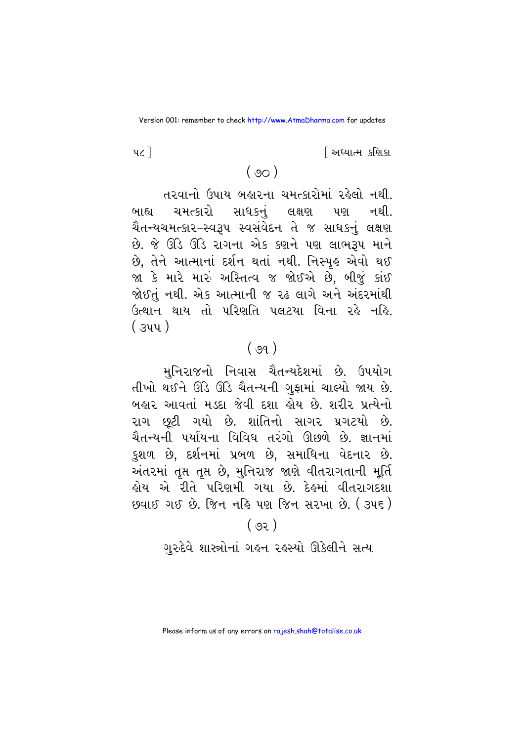( ૭૦ )

તરવાનો ઉપાય બહારના ચમત્કારોમાં રહેલો નથી. બાહ્ય ચમત્કારો સાધકનું લક્ષણ પણ નથી. ચૈતન્યચમત્કાર–સ્વરૂપ સ્વસંવેદન તે જ સાધકનું લક્ષણ છે. જે ઊંડે ઊંડે રાગના એક કણને પણ લાભરૂપ માને છે, તેને આત્માનાં દર્શન થતાં નથી. નિસ્પૃહ એવો થઈ જા કે મારે મારું અસ્તિત્વ જ જોઈએ છે, બીજું કાંઈ જોઈતું નથી. એક આત્માની જ રઢ લાગે અને અંદરમાંથી ઉત્થાન થાય તો પરિણતિ પલટયા વિના રહે નહિ. ( ૩૫૫ )

( ૭૧ )

મુનિરાજનો નિવાસ ચૈતન્યદેશમાં છે. ઉપયોગ તીખો થઈને ઊંડે ઊંડે ચૈતન્યની ગુફામાં ચાલ્યો જાય છે. બહાર આવતાં મડદા જેવી દશા હોય છે. શરીર પ્રત્યેનો રાગ છૂટી ગયો છે. શાંતિનો સાગર પ્રગટયો છે. ચૈતન્યની પર્યાયના વિવિધ તરંગો ઊછળે છે. જ્ઞાનમાં કુશળ છે, દર્શનમાં પ્રબળ છે, સમાધિના વેદનાર છે. અંતરમાં તૃપ્ત તૃપ્ત છે, મુનિરાજ જાણે વીતરાગતાની મૂર્તિ હોય એ રીતે પરિણમી ગયા છે. દેહમાં વીતરાગદશા છવાઈ ગઈ છે. જિન નહિ પણ જિન સરખા છે. ( ૩૫૬ )

( ૭૨ )

ગુરુદેવે શાસ્ત્રોનાં ગહન રહસ્યો ઊકેલીને સત્ય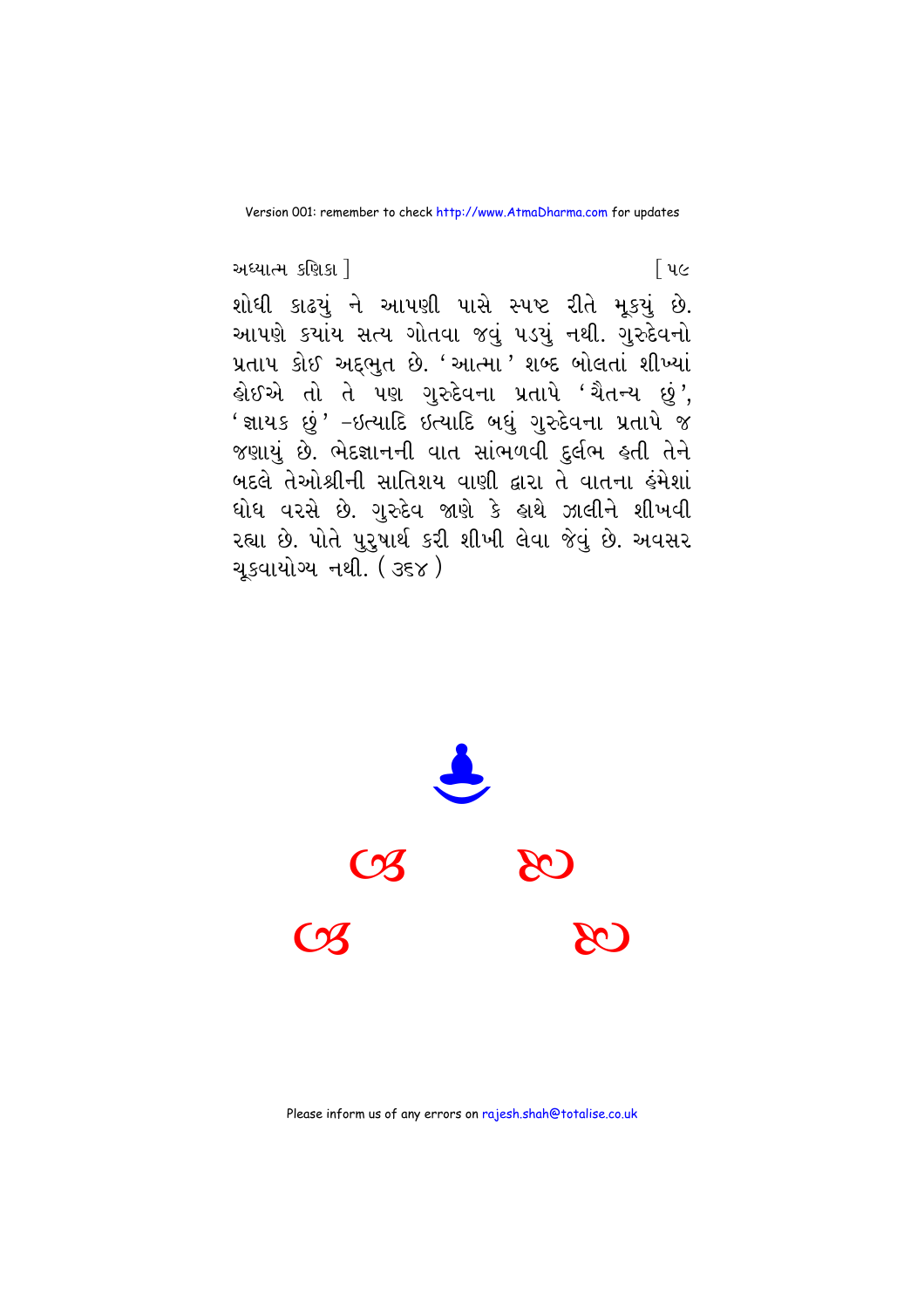શોધી કાઢયું ને આપણી પાસે સ્પષ્ટ રીતે મૂકયું છે. આપણે કયાંય સત્ય ગોતવા જવું પડયું નથી. ગુરુદેવનો પ્રતાપ કોઈ અદ્‌ભુત છે. 'આત્મા' શબ્દ બોલતાં શીખ્યાં હોઈએ તો તે પણ ગુરુદેવના પ્રતાપે 'ચૈતન્ય છું', 'જ્ઞાયક છું' -ઇત્યાદિ ઇત્યાદિ બધું ગુરુદેવના પ્રતાપે જ જણાયું છે. ભેદજ્ઞાનની વાત સાંભળવી દુર્લભ હતી તેને બદલે તેઓશ્રીની સાતિશય વાણી દ્વારા તે વાતના હંમેશાં ધોધ વરસે છે. ગુરુદેવ જાણે કે હાથે ઝાલીને શીખવી રહ્યા છે. પોતે પુરુષાર્થ કરી શીખી લેવા જેવું છે. અવસર ચૂકવાયોગ્ય નથી. (૩૬૪)